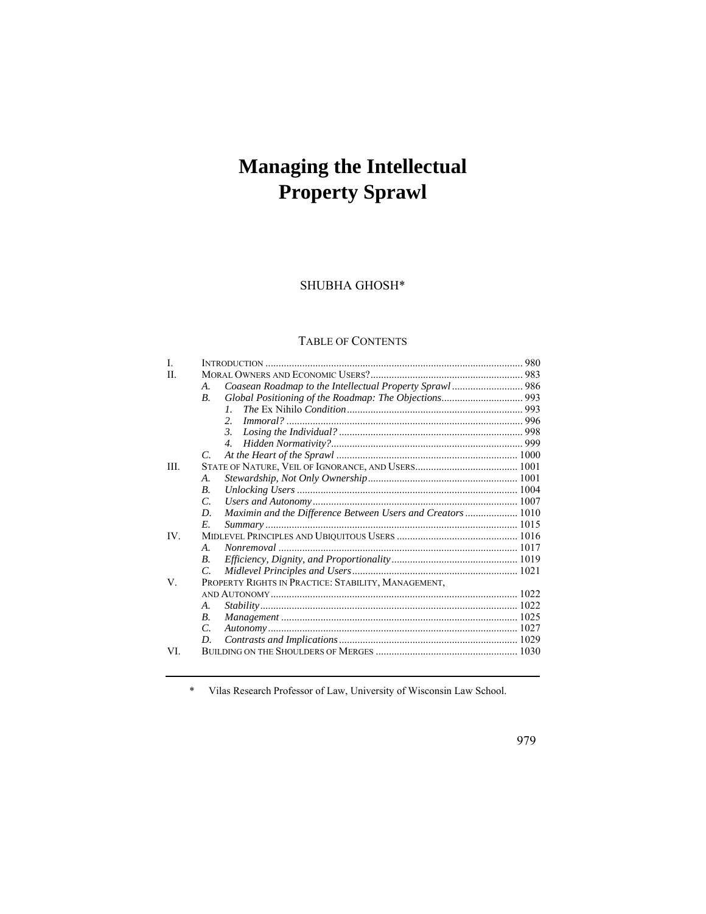# Managing the Intellectual Property Sprawl

SHUBHA GHOSH*

TABLE OF CONTENTS

| | | |
|---|---|---|
| I. | INTRODUCTION | 980 |
| II. | MORAL OWNERS AND ECONOMIC USERS? | 983 |
| | *A. Coasean Roadmap to the Intellectual Property Sprawl* | 986 |
| | *B. Global Positioning of the Roadmap: The Objections* | 993 |
| | *1. The* Ex Nihilo *Condition* | 993 |
| | *2. Immoral?* | 996 |
| | *3. Losing the Individual?* | 998 |
| | *4. Hidden Normativity?* | 999 |
| | *C. At the Heart of the Sprawl* | 1000 |
| III. | STATE OF NATURE, VEIL OF IGNORANCE, AND USERS | 1001 |
| | *A. Stewardship, Not Only Ownership* | 1001 |
| | *B. Unlocking Users* | 1004 |
| | *C. Users and Autonomy* | 1007 |
| | *D. Maximin and the Difference Between Users and Creators* | 1010 |
| | *E. Summary* | 1015 |
| IV. | MIDLEVEL PRINCIPLES AND UBIQUITOUS USERS | 1016 |
| | *A. Nonremoval* | 1017 |
| | *B. Efficiency, Dignity, and Proportionality* | 1019 |
| | *C. Midlevel Principles and Users* | 1021 |
| V. | PROPERTY RIGHTS IN PRACTICE: STABILITY, MANAGEMENT, AND AUTONOMY | 1022 |
| | *A. Stability* | 1022 |
| | *B. Management* | 1025 |
| | *C. Autonomy* | 1027 |
| | *D. Contrasts and Implications* | 1029 |
| VI. | BUILDING ON THE SHOULDERS OF MERGES | 1030 |

\* Vilas Research Professor of Law, University of Wisconsin Law School.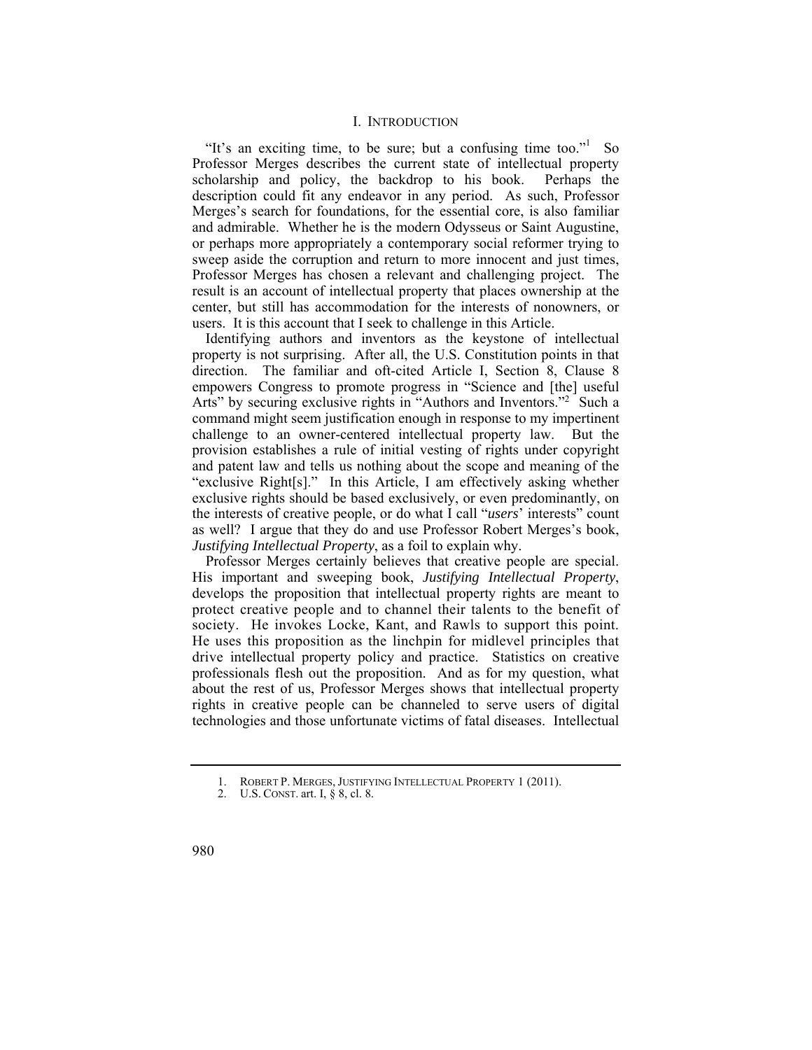# I. Introduction

"It's an exciting time, to be sure; but a confusing time too."[1] So Professor Merges describes the current state of intellectual property scholarship and policy, the backdrop to his book. Perhaps the description could fit any endeavor in any period. As such, Professor Merges's search for foundations, for the essential core, is also familiar and admirable. Whether he is the modern Odysseus or Saint Augustine, or perhaps more appropriately a contemporary social reformer trying to sweep aside the corruption and return to more innocent and just times, Professor Merges has chosen a relevant and challenging project. The result is an account of intellectual property that places ownership at the center, but still has accommodation for the interests of nonowners, or users. It is this account that I seek to challenge in this Article.

Identifying authors and inventors as the keystone of intellectual property is not surprising. After all, the U.S. Constitution points in that direction. The familiar and oft-cited Article I, Section 8, Clause 8 empowers Congress to promote progress in "Science and [the] useful Arts" by securing exclusive rights in "Authors and Inventors."[2] Such a command might seem justification enough in response to my impertinent challenge to an owner-centered intellectual property law. But the provision establishes a rule of initial vesting of rights under copyright and patent law and tells us nothing about the scope and meaning of the "exclusive Right[s]." In this Article, I am effectively asking whether exclusive rights should be based exclusively, or even predominantly, on the interests of creative people, or do what I call "*users*' interests" count as well? I argue that they do and use Professor Robert Merges's book, *Justifying Intellectual Property*, as a foil to explain why.

Professor Merges certainly believes that creative people are special. His important and sweeping book, *Justifying Intellectual Property*, develops the proposition that intellectual property rights are meant to protect creative people and to channel their talents to the benefit of society. He invokes Locke, Kant, and Rawls to support this point. He uses this proposition as the linchpin for midlevel principles that drive intellectual property policy and practice. Statistics on creative professionals flesh out the proposition. And as for my question, what about the rest of us, Professor Merges shows that intellectual property rights in creative people can be channeled to serve users of digital technologies and those unfortunate victims of fatal diseases. Intellectual

1. ROBERT P. MERGES, JUSTIFYING INTELLECTUAL PROPERTY 1 (2011).

2. U.S. CONST. art. I, § 8, cl. 8.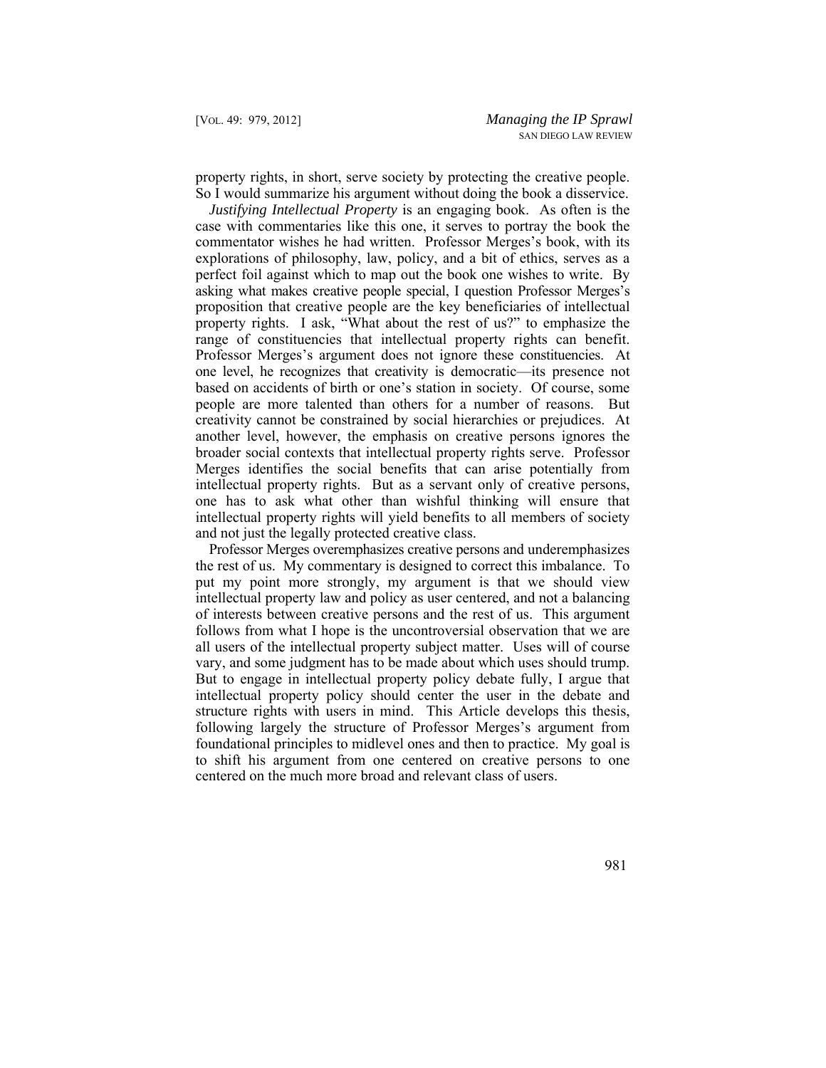property rights, in short, serve society by protecting the creative people. So I would summarize his argument without doing the book a disservice.

*Justifying Intellectual Property* is an engaging book. As often is the case with commentaries like this one, it serves to portray the book the commentator wishes he had written. Professor Merges's book, with its explorations of philosophy, law, policy, and a bit of ethics, serves as a perfect foil against which to map out the book one wishes to write. By asking what makes creative people special, I question Professor Merges's proposition that creative people are the key beneficiaries of intellectual property rights. I ask, "What about the rest of us?" to emphasize the range of constituencies that intellectual property rights can benefit. Professor Merges's argument does not ignore these constituencies. At one level, he recognizes that creativity is democratic—its presence not based on accidents of birth or one's station in society. Of course, some people are more talented than others for a number of reasons. But creativity cannot be constrained by social hierarchies or prejudices. At another level, however, the emphasis on creative persons ignores the broader social contexts that intellectual property rights serve. Professor Merges identifies the social benefits that can arise potentially from intellectual property rights. But as a servant only of creative persons, one has to ask what other than wishful thinking will ensure that intellectual property rights will yield benefits to all members of society and not just the legally protected creative class.

Professor Merges overemphasizes creative persons and underemphasizes the rest of us. My commentary is designed to correct this imbalance. To put my point more strongly, my argument is that we should view intellectual property law and policy as user centered, and not a balancing of interests between creative persons and the rest of us. This argument follows from what I hope is the uncontroversial observation that we are all users of the intellectual property subject matter. Uses will of course vary, and some judgment has to be made about which uses should trump. But to engage in intellectual property policy debate fully, I argue that intellectual property policy should center the user in the debate and structure rights with users in mind. This Article develops this thesis, following largely the structure of Professor Merges's argument from foundational principles to midlevel ones and then to practice. My goal is to shift his argument from one centered on creative persons to one centered on the much more broad and relevant class of users.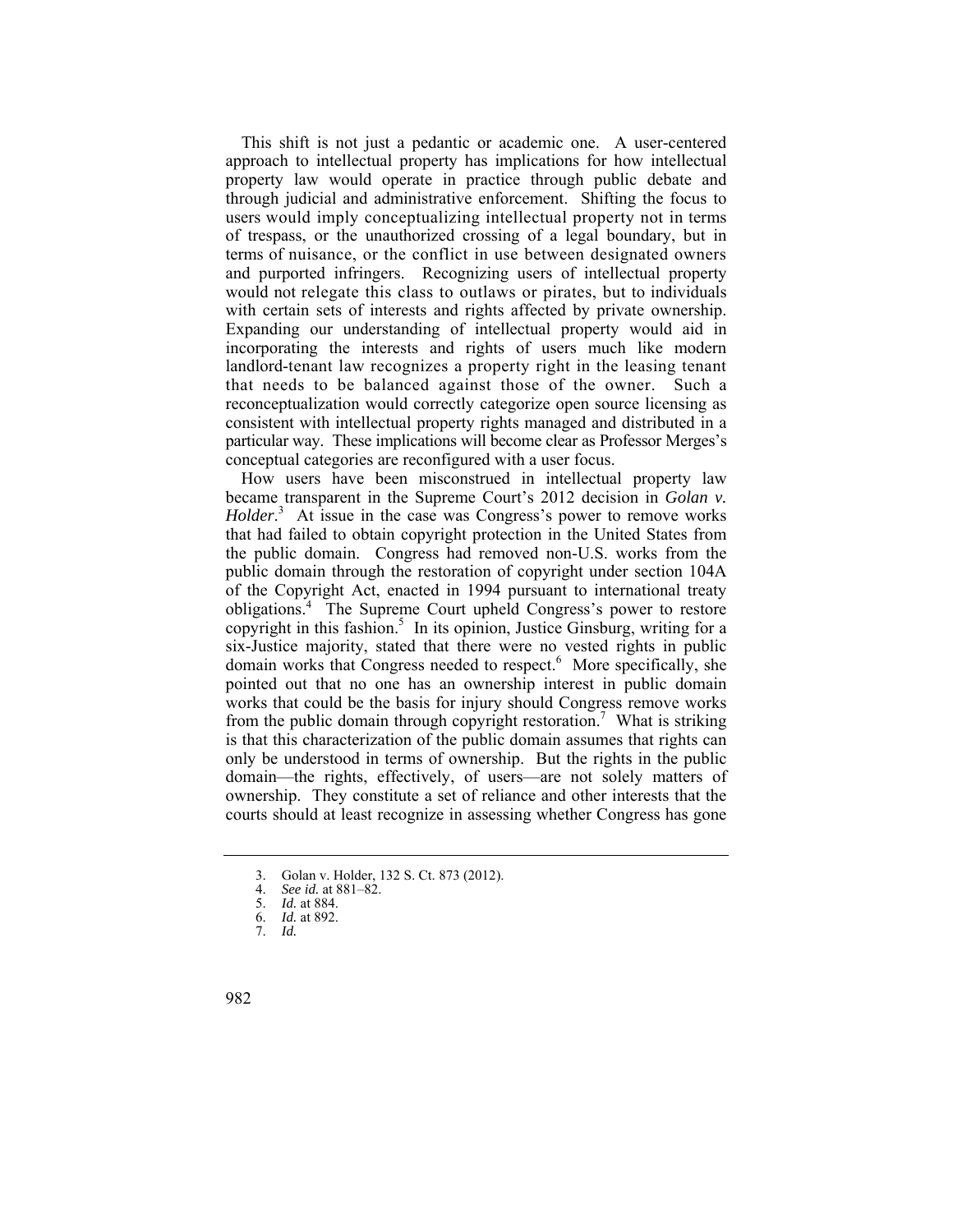This shift is not just a pedantic or academic one. A user-centered approach to intellectual property has implications for how intellectual property law would operate in practice through public debate and through judicial and administrative enforcement. Shifting the focus to users would imply conceptualizing intellectual property not in terms of trespass, or the unauthorized crossing of a legal boundary, but in terms of nuisance, or the conflict in use between designated owners and purported infringers. Recognizing users of intellectual property would not relegate this class to outlaws or pirates, but to individuals with certain sets of interests and rights affected by private ownership. Expanding our understanding of intellectual property would aid in incorporating the interests and rights of users much like modern landlord-tenant law recognizes a property right in the leasing tenant that needs to be balanced against those of the owner. Such a reconceptualization would correctly categorize open source licensing as consistent with intellectual property rights managed and distributed in a particular way. These implications will become clear as Professor Merges's conceptual categories are reconfigured with a user focus.

How users have been misconstrued in intellectual property law became transparent in the Supreme Court's 2012 decision in *Golan v. Holder*.[3] At issue in the case was Congress's power to remove works that had failed to obtain copyright protection in the United States from the public domain. Congress had removed non-U.S. works from the public domain through the restoration of copyright under section 104A of the Copyright Act, enacted in 1994 pursuant to international treaty obligations.[4] The Supreme Court upheld Congress's power to restore copyright in this fashion.[5] In its opinion, Justice Ginsburg, writing for a six-Justice majority, stated that there were no vested rights in public domain works that Congress needed to respect.[6] More specifically, she pointed out that no one has an ownership interest in public domain works that could be the basis for injury should Congress remove works from the public domain through copyright restoration.[7] What is striking is that this characterization of the public domain assumes that rights can only be understood in terms of ownership. But the rights in the public domain—the rights, effectively, of users—are not solely matters of ownership. They constitute a set of reliance and other interests that the courts should at least recognize in assessing whether Congress has gone

3. Golan v. Holder, 132 S. Ct. 873 (2012).
4. *See id.* at 881–82.
5. *Id.* at 884.
6. *Id.* at 892.
7. *Id.*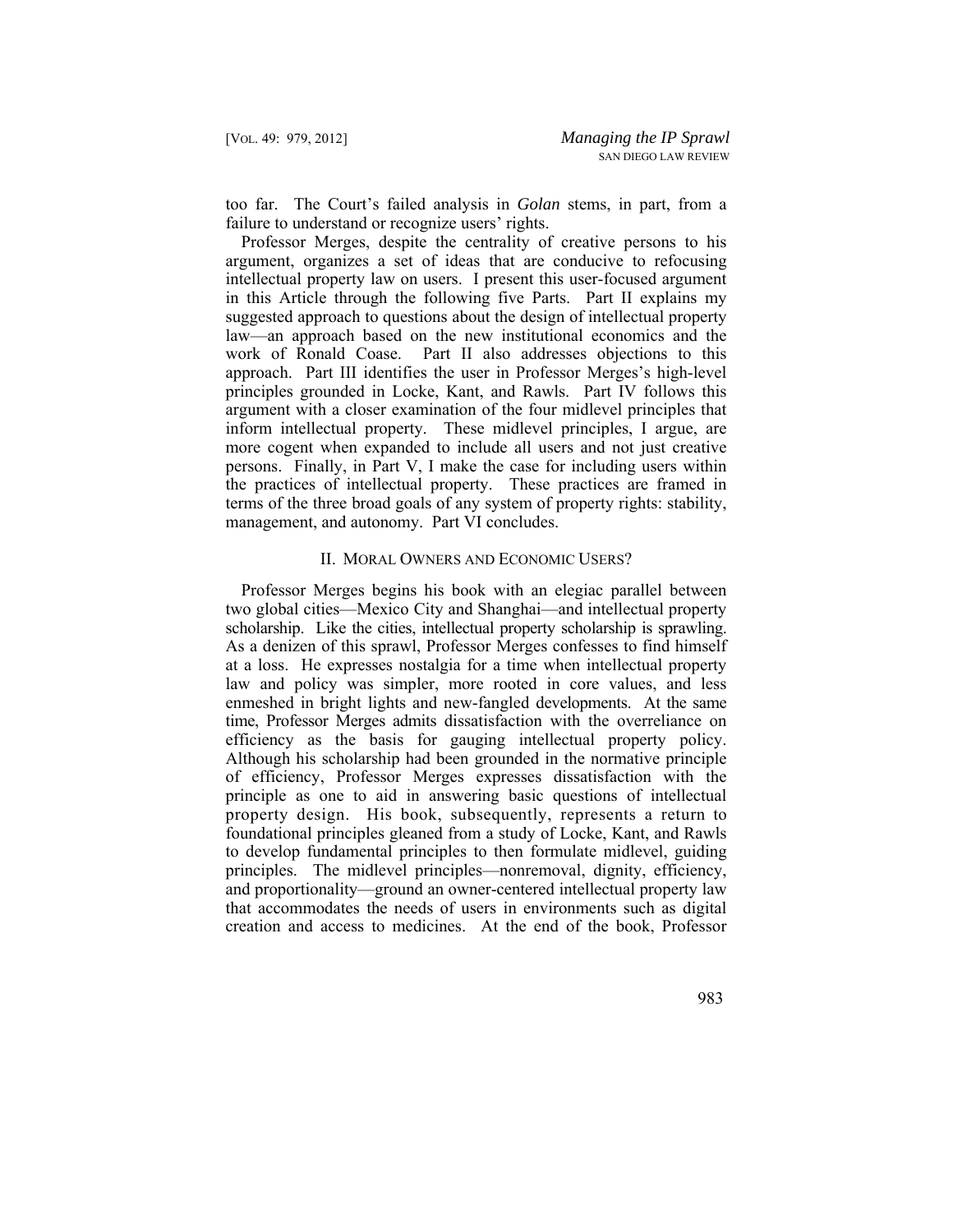too far. The Court's failed analysis in *Golan* stems, in part, from a failure to understand or recognize users' rights.

Professor Merges, despite the centrality of creative persons to his argument, organizes a set of ideas that are conducive to refocusing intellectual property law on users. I present this user-focused argument in this Article through the following five Parts. Part II explains my suggested approach to questions about the design of intellectual property law—an approach based on the new institutional economics and the work of Ronald Coase. Part II also addresses objections to this approach. Part III identifies the user in Professor Merges's high-level principles grounded in Locke, Kant, and Rawls. Part IV follows this argument with a closer examination of the four midlevel principles that inform intellectual property. These midlevel principles, I argue, are more cogent when expanded to include all users and not just creative persons. Finally, in Part V, I make the case for including users within the practices of intellectual property. These practices are framed in terms of the three broad goals of any system of property rights: stability, management, and autonomy. Part VI concludes.

## II. MORAL OWNERS AND ECONOMIC USERS?

Professor Merges begins his book with an elegiac parallel between two global cities—Mexico City and Shanghai—and intellectual property scholarship. Like the cities, intellectual property scholarship is sprawling. As a denizen of this sprawl, Professor Merges confesses to find himself at a loss. He expresses nostalgia for a time when intellectual property law and policy was simpler, more rooted in core values, and less enmeshed in bright lights and new-fangled developments. At the same time, Professor Merges admits dissatisfaction with the overreliance on efficiency as the basis for gauging intellectual property policy. Although his scholarship had been grounded in the normative principle of efficiency, Professor Merges expresses dissatisfaction with the principle as one to aid in answering basic questions of intellectual property design. His book, subsequently, represents a return to foundational principles gleaned from a study of Locke, Kant, and Rawls to develop fundamental principles to then formulate midlevel, guiding principles. The midlevel principles—nonremoval, dignity, efficiency, and proportionality—ground an owner-centered intellectual property law that accommodates the needs of users in environments such as digital creation and access to medicines. At the end of the book, Professor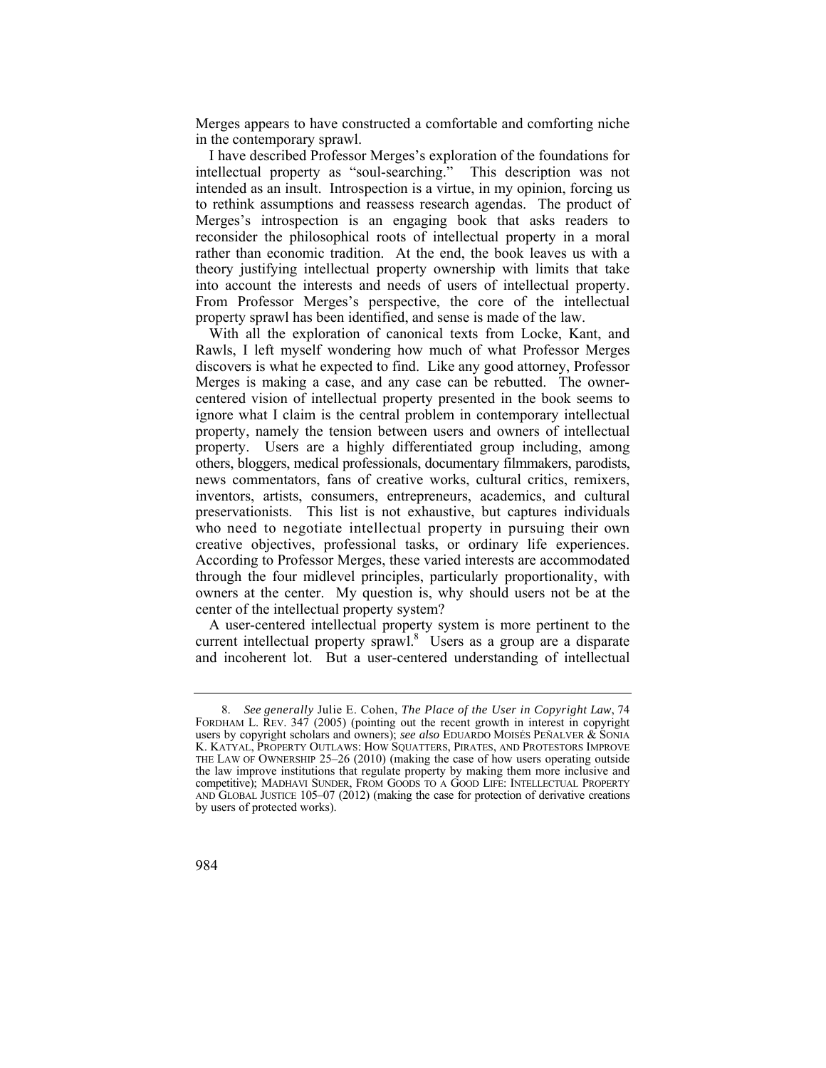Merges appears to have constructed a comfortable and comforting niche in the contemporary sprawl.

I have described Professor Merges's exploration of the foundations for intellectual property as "soul-searching." This description was not intended as an insult. Introspection is a virtue, in my opinion, forcing us to rethink assumptions and reassess research agendas. The product of Merges's introspection is an engaging book that asks readers to reconsider the philosophical roots of intellectual property in a moral rather than economic tradition. At the end, the book leaves us with a theory justifying intellectual property ownership with limits that take into account the interests and needs of users of intellectual property. From Professor Merges's perspective, the core of the intellectual property sprawl has been identified, and sense is made of the law.

With all the exploration of canonical texts from Locke, Kant, and Rawls, I left myself wondering how much of what Professor Merges discovers is what he expected to find. Like any good attorney, Professor Merges is making a case, and any case can be rebutted. The owner-centered vision of intellectual property presented in the book seems to ignore what I claim is the central problem in contemporary intellectual property, namely the tension between users and owners of intellectual property. Users are a highly differentiated group including, among others, bloggers, medical professionals, documentary filmmakers, parodists, news commentators, fans of creative works, cultural critics, remixers, inventors, artists, consumers, entrepreneurs, academics, and cultural preservationists. This list is not exhaustive, but captures individuals who need to negotiate intellectual property in pursuing their own creative objectives, professional tasks, or ordinary life experiences. According to Professor Merges, these varied interests are accommodated through the four midlevel principles, particularly proportionality, with owners at the center. My question is, why should users not be at the center of the intellectual property system?

A user-centered intellectual property system is more pertinent to the current intellectual property sprawl.[8] Users as a group are a disparate and incoherent lot. But a user-centered understanding of intellectual

---

8. *See generally* Julie E. Cohen, *The Place of the User in Copyright Law*, 74 FORDHAM L. REV. 347 (2005) (pointing out the recent growth in interest in copyright users by copyright scholars and owners); *see also* EDUARDO MOISÉS PEÑALVER & SONIA K. KATYAL, PROPERTY OUTLAWS: HOW SQUATTERS, PIRATES, AND PROTESTORS IMPROVE THE LAW OF OWNERSHIP 25–26 (2010) (making the case of how users operating outside the law improve institutions that regulate property by making them more inclusive and competitive); MADHAVI SUNDER, FROM GOODS TO A GOOD LIFE: INTELLECTUAL PROPERTY AND GLOBAL JUSTICE 105–07 (2012) (making the case for protection of derivative creations by users of protected works).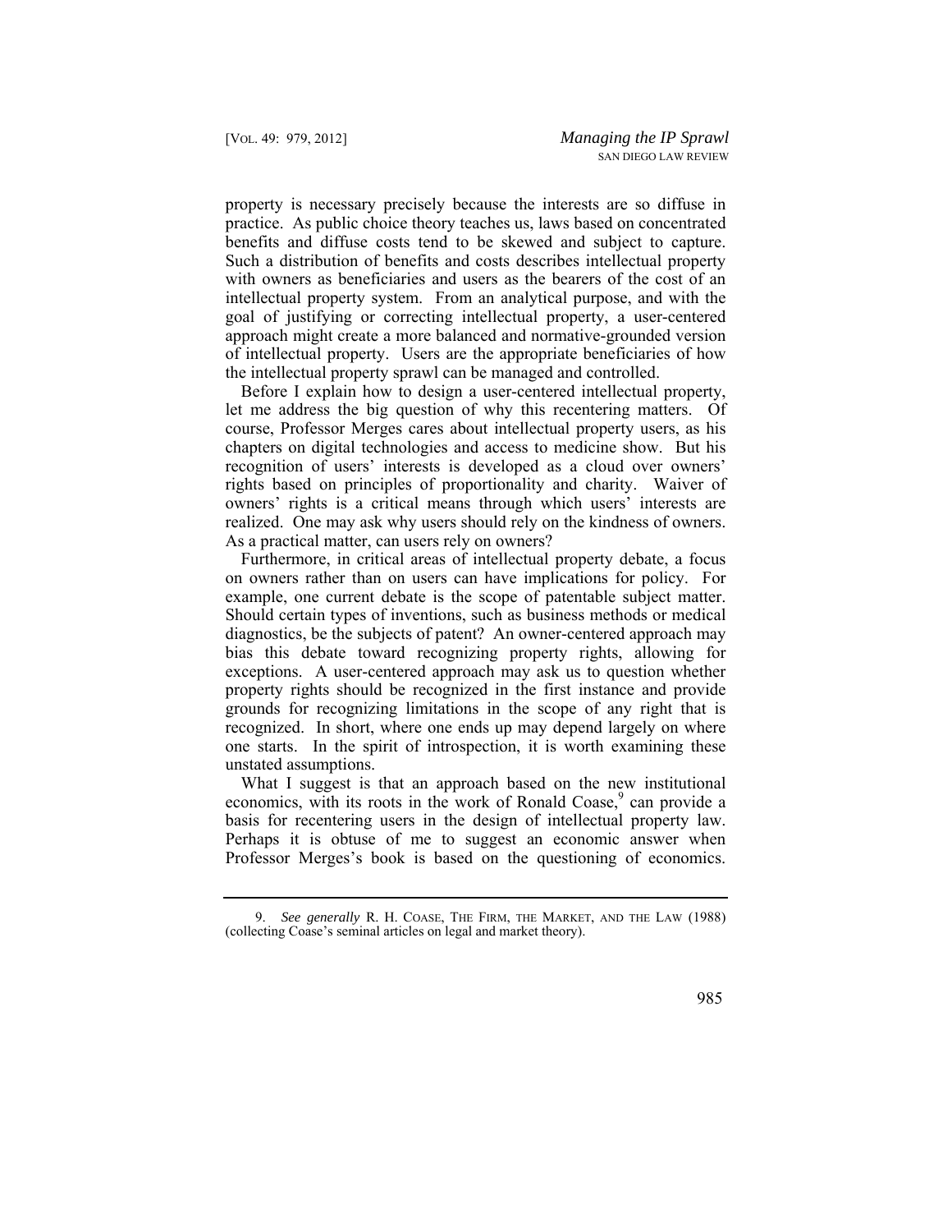property is necessary precisely because the interests are so diffuse in practice. As public choice theory teaches us, laws based on concentrated benefits and diffuse costs tend to be skewed and subject to capture. Such a distribution of benefits and costs describes intellectual property with owners as beneficiaries and users as the bearers of the cost of an intellectual property system. From an analytical purpose, and with the goal of justifying or correcting intellectual property, a user-centered approach might create a more balanced and normative-grounded version of intellectual property. Users are the appropriate beneficiaries of how the intellectual property sprawl can be managed and controlled.

Before I explain how to design a user-centered intellectual property, let me address the big question of why this recentering matters. Of course, Professor Merges cares about intellectual property users, as his chapters on digital technologies and access to medicine show. But his recognition of users' interests is developed as a cloud over owners' rights based on principles of proportionality and charity. Waiver of owners' rights is a critical means through which users' interests are realized. One may ask why users should rely on the kindness of owners. As a practical matter, can users rely on owners?

Furthermore, in critical areas of intellectual property debate, a focus on owners rather than on users can have implications for policy. For example, one current debate is the scope of patentable subject matter. Should certain types of inventions, such as business methods or medical diagnostics, be the subjects of patent? An owner-centered approach may bias this debate toward recognizing property rights, allowing for exceptions. A user-centered approach may ask us to question whether property rights should be recognized in the first instance and provide grounds for recognizing limitations in the scope of any right that is recognized. In short, where one ends up may depend largely on where one starts. In the spirit of introspection, it is worth examining these unstated assumptions.

What I suggest is that an approach based on the new institutional economics, with its roots in the work of Ronald Coase,[9] can provide a basis for recentering users in the design of intellectual property law. Perhaps it is obtuse of me to suggest an economic answer when Professor Merges's book is based on the questioning of economics.

---

9. *See generally* R. H. COASE, THE FIRM, THE MARKET, AND THE LAW (1988) (collecting Coase's seminal articles on legal and market theory).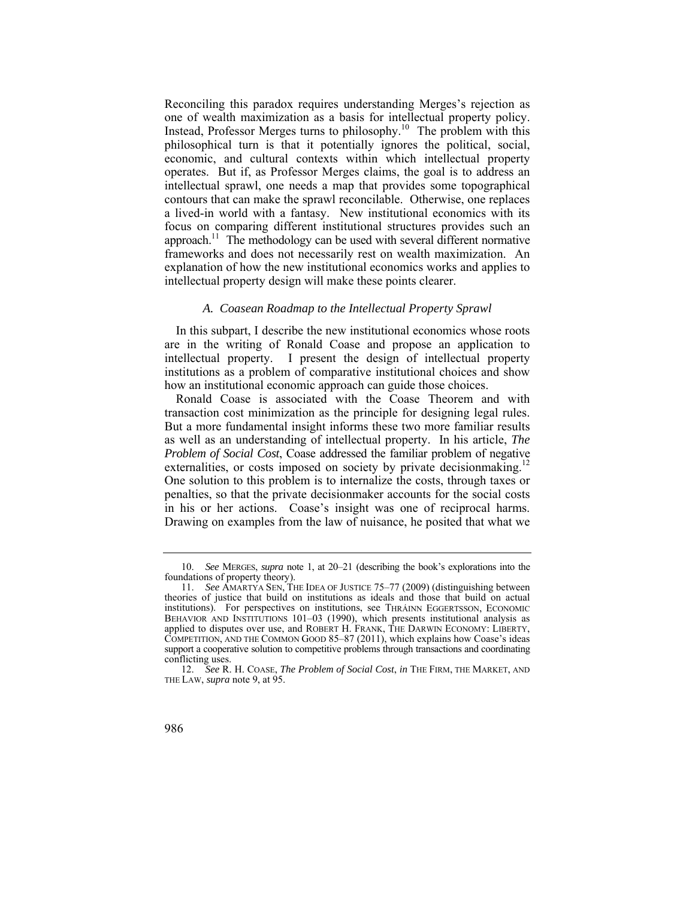Reconciling this paradox requires understanding Merges's rejection as one of wealth maximization as a basis for intellectual property policy. Instead, Professor Merges turns to philosophy.[10] The problem with this philosophical turn is that it potentially ignores the political, social, economic, and cultural contexts within which intellectual property operates. But if, as Professor Merges claims, the goal is to address an intellectual sprawl, one needs a map that provides some topographical contours that can make the sprawl reconcilable. Otherwise, one replaces a lived-in world with a fantasy. New institutional economics with its focus on comparing different institutional structures provides such an approach.[11] The methodology can be used with several different normative frameworks and does not necessarily rest on wealth maximization. An explanation of how the new institutional economics works and applies to intellectual property design will make these points clearer.

### *A. Coasean Roadmap to the Intellectual Property Sprawl*

In this subpart, I describe the new institutional economics whose roots are in the writing of Ronald Coase and propose an application to intellectual property. I present the design of intellectual property institutions as a problem of comparative institutional choices and show how an institutional economic approach can guide those choices.

Ronald Coase is associated with the Coase Theorem and with transaction cost minimization as the principle for designing legal rules. But a more fundamental insight informs these two more familiar results as well as an understanding of intellectual property. In his article, *The Problem of Social Cost*, Coase addressed the familiar problem of negative externalities, or costs imposed on society by private decisionmaking.[12] One solution to this problem is to internalize the costs, through taxes or penalties, so that the private decisionmaker accounts for the social costs in his or her actions. Coase's insight was one of reciprocal harms. Drawing on examples from the law of nuisance, he posited that what we

---

10. *See* MERGES, *supra* note 1, at 20–21 (describing the book's explorations into the foundations of property theory).

11. *See* AMARTYA SEN, THE IDEA OF JUSTICE 75–77 (2009) (distinguishing between theories of justice that build on institutions as ideals and those that build on actual institutions). For perspectives on institutions, see THRÁINN EGGERTSSON, ECONOMIC BEHAVIOR AND INSTITUTIONS 101–03 (1990), which presents institutional analysis as applied to disputes over use, and ROBERT H. FRANK, THE DARWIN ECONOMY: LIBERTY, COMPETITION, AND THE COMMON GOOD 85–87 (2011), which explains how Coase's ideas support a cooperative solution to competitive problems through transactions and coordinating conflicting uses.

12. *See* R. H. COASE, *The Problem of Social Cost*, *in* THE FIRM, THE MARKET, AND THE LAW, *supra* note 9, at 95.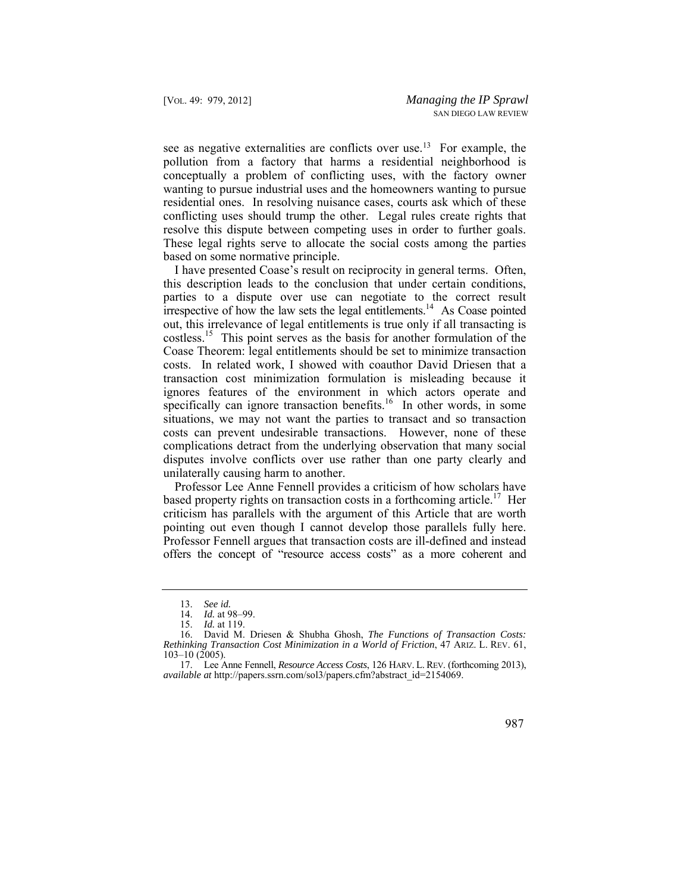see as negative externalities are conflicts over use.[13] For example, the pollution from a factory that harms a residential neighborhood is conceptually a problem of conflicting uses, with the factory owner wanting to pursue industrial uses and the homeowners wanting to pursue residential ones. In resolving nuisance cases, courts ask which of these conflicting uses should trump the other. Legal rules create rights that resolve this dispute between competing uses in order to further goals. These legal rights serve to allocate the social costs among the parties based on some normative principle.

I have presented Coase's result on reciprocity in general terms. Often, this description leads to the conclusion that under certain conditions, parties to a dispute over use can negotiate to the correct result irrespective of how the law sets the legal entitlements.[14] As Coase pointed out, this irrelevance of legal entitlements is true only if all transacting is costless.[15] This point serves as the basis for another formulation of the Coase Theorem: legal entitlements should be set to minimize transaction costs. In related work, I showed with coauthor David Driesen that a transaction cost minimization formulation is misleading because it ignores features of the environment in which actors operate and specifically can ignore transaction benefits.[16] In other words, in some situations, we may not want the parties to transact and so transaction costs can prevent undesirable transactions. However, none of these complications detract from the underlying observation that many social disputes involve conflicts over use rather than one party clearly and unilaterally causing harm to another.

Professor Lee Anne Fennell provides a criticism of how scholars have based property rights on transaction costs in a forthcoming article.[17] Her criticism has parallels with the argument of this Article that are worth pointing out even though I cannot develop those parallels fully here. Professor Fennell argues that transaction costs are ill-defined and instead offers the concept of "resource access costs" as a more coherent and

---

13. *See id.*

14. *Id.* at 98–99.

15. *Id.* at 119.

16. David M. Driesen & Shubha Ghosh, *The Functions of Transaction Costs: Rethinking Transaction Cost Minimization in a World of Friction*, 47 ARIZ. L. REV. 61, 103–10 (2005).

17. Lee Anne Fennell, *Resource Access Costs*, 126 HARV. L. REV. (forthcoming 2013), *available at* http://papers.ssrn.com/sol3/papers.cfm?abstract_id=2154069.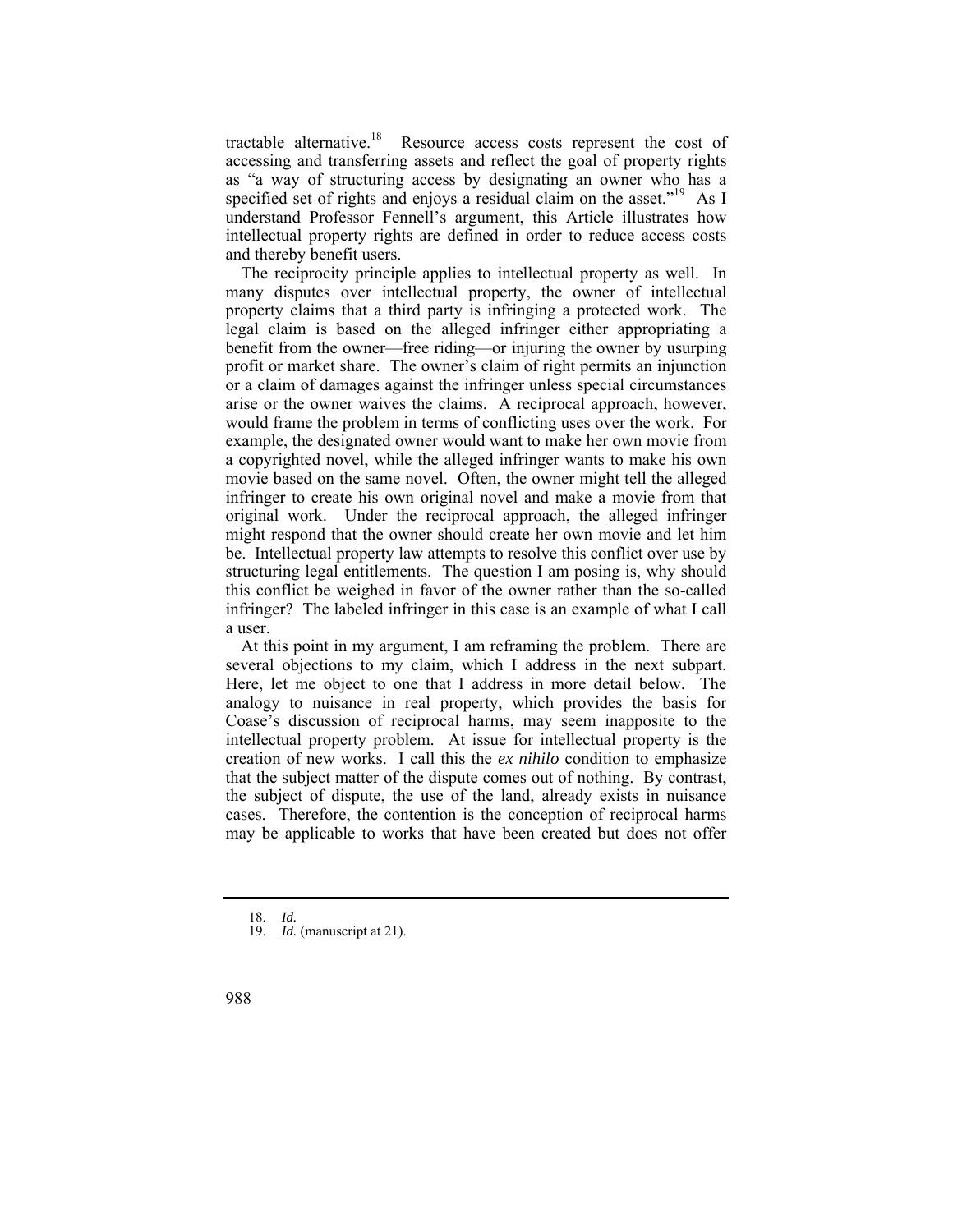tractable alternative.[18] Resource access costs represent the cost of accessing and transferring assets and reflect the goal of property rights as "a way of structuring access by designating an owner who has a specified set of rights and enjoys a residual claim on the asset."[19] As I understand Professor Fennell's argument, this Article illustrates how intellectual property rights are defined in order to reduce access costs and thereby benefit users.

The reciprocity principle applies to intellectual property as well. In many disputes over intellectual property, the owner of intellectual property claims that a third party is infringing a protected work. The legal claim is based on the alleged infringer either appropriating a benefit from the owner—free riding—or injuring the owner by usurping profit or market share. The owner's claim of right permits an injunction or a claim of damages against the infringer unless special circumstances arise or the owner waives the claims. A reciprocal approach, however, would frame the problem in terms of conflicting uses over the work. For example, the designated owner would want to make her own movie from a copyrighted novel, while the alleged infringer wants to make his own movie based on the same novel. Often, the owner might tell the alleged infringer to create his own original novel and make a movie from that original work. Under the reciprocal approach, the alleged infringer might respond that the owner should create her own movie and let him be. Intellectual property law attempts to resolve this conflict over use by structuring legal entitlements. The question I am posing is, why should this conflict be weighed in favor of the owner rather than the so-called infringer? The labeled infringer in this case is an example of what I call a user.

At this point in my argument, I am reframing the problem. There are several objections to my claim, which I address in the next subpart. Here, let me object to one that I address in more detail below. The analogy to nuisance in real property, which provides the basis for Coase's discussion of reciprocal harms, may seem inapposite to the intellectual property problem. At issue for intellectual property is the creation of new works. I call this the *ex nihilo* condition to emphasize that the subject matter of the dispute comes out of nothing. By contrast, the subject of dispute, the use of the land, already exists in nuisance cases. Therefore, the contention is the conception of reciprocal harms may be applicable to works that have been created but does not offer

---

18. *Id.*
19. *Id.* (manuscript at 21).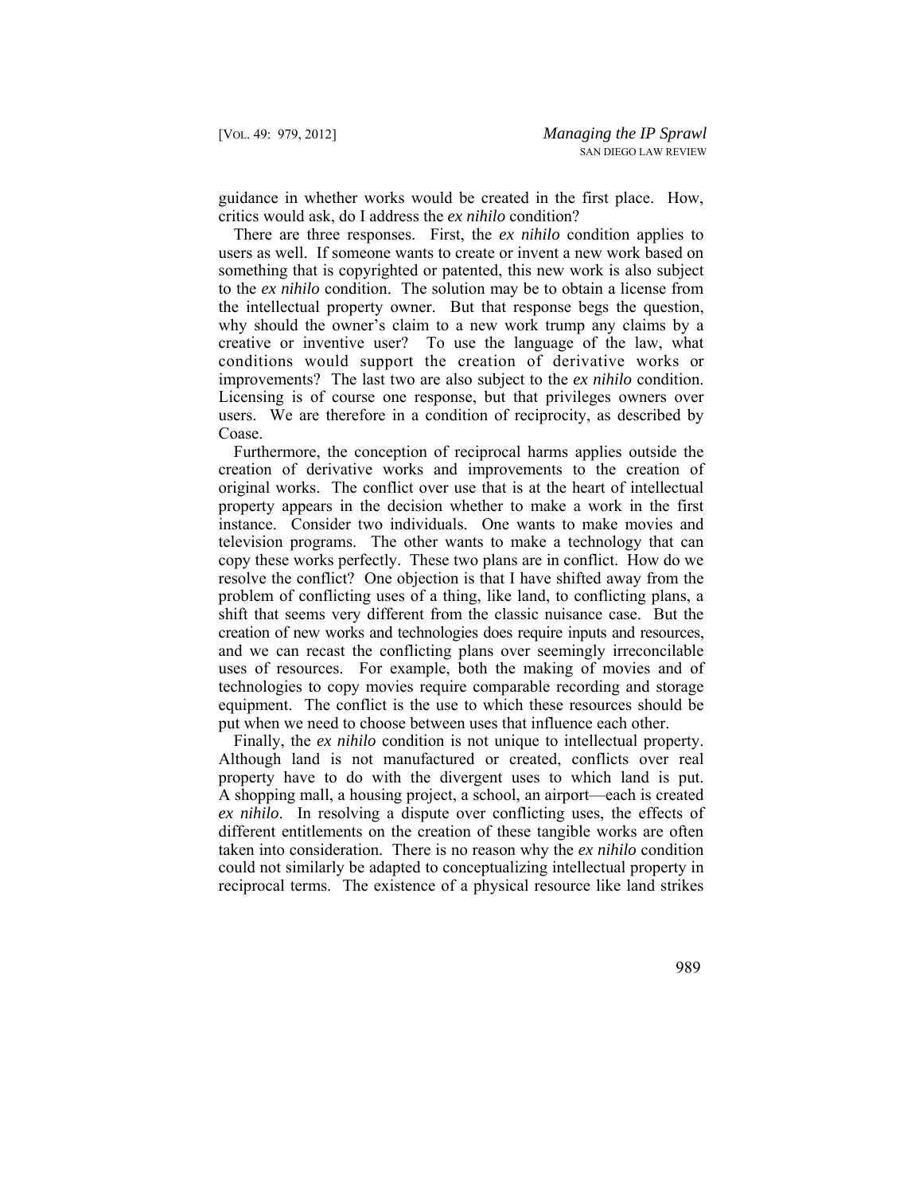guidance in whether works would be created in the first place. How, critics would ask, do I address the *ex nihilo* condition?

There are three responses. First, the *ex nihilo* condition applies to users as well. If someone wants to create or invent a new work based on something that is copyrighted or patented, this new work is also subject to the *ex nihilo* condition. The solution may be to obtain a license from the intellectual property owner. But that response begs the question, why should the owner's claim to a new work trump any claims by a creative or inventive user? To use the language of the law, what conditions would support the creation of derivative works or improvements? The last two are also subject to the *ex nihilo* condition. Licensing is of course one response, but that privileges owners over users. We are therefore in a condition of reciprocity, as described by Coase.

Furthermore, the conception of reciprocal harms applies outside the creation of derivative works and improvements to the creation of original works. The conflict over use that is at the heart of intellectual property appears in the decision whether to make a work in the first instance. Consider two individuals. One wants to make movies and television programs. The other wants to make a technology that can copy these works perfectly. These two plans are in conflict. How do we resolve the conflict? One objection is that I have shifted away from the problem of conflicting uses of a thing, like land, to conflicting plans, a shift that seems very different from the classic nuisance case. But the creation of new works and technologies does require inputs and resources, and we can recast the conflicting plans over seemingly irreconcilable uses of resources. For example, both the making of movies and of technologies to copy movies require comparable recording and storage equipment. The conflict is the use to which these resources should be put when we need to choose between uses that influence each other.

Finally, the *ex nihilo* condition is not unique to intellectual property. Although land is not manufactured or created, conflicts over real property have to do with the divergent uses to which land is put. A shopping mall, a housing project, a school, an airport—each is created *ex nihilo*. In resolving a dispute over conflicting uses, the effects of different entitlements on the creation of these tangible works are often taken into consideration. There is no reason why the *ex nihilo* condition could not similarly be adapted to conceptualizing intellectual property in reciprocal terms. The existence of a physical resource like land strikes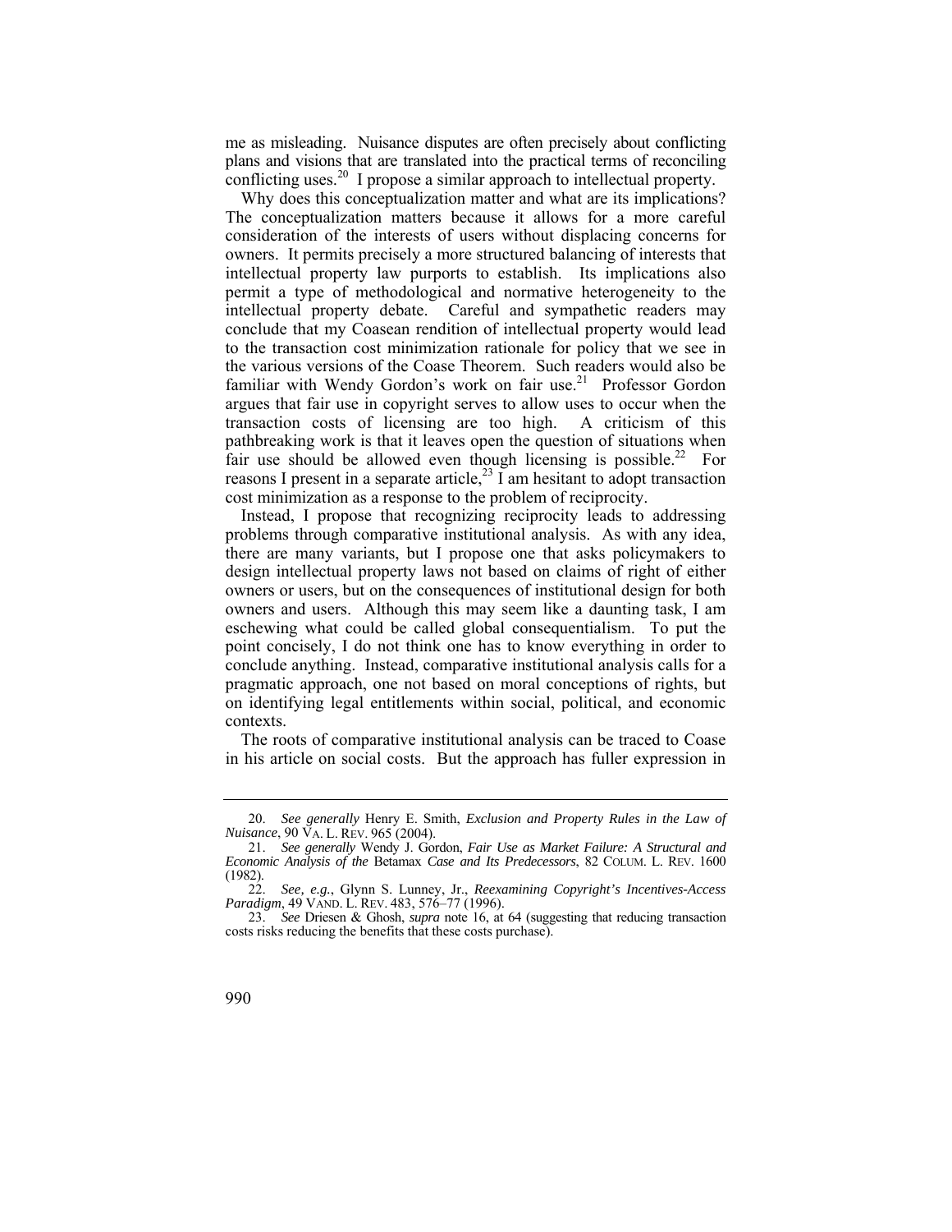me as misleading. Nuisance disputes are often precisely about conflicting plans and visions that are translated into the practical terms of reconciling conflicting uses.[20] I propose a similar approach to intellectual property.

Why does this conceptualization matter and what are its implications? The conceptualization matters because it allows for a more careful consideration of the interests of users without displacing concerns for owners. It permits precisely a more structured balancing of interests that intellectual property law purports to establish. Its implications also permit a type of methodological and normative heterogeneity to the intellectual property debate. Careful and sympathetic readers may conclude that my Coasean rendition of intellectual property would lead to the transaction cost minimization rationale for policy that we see in the various versions of the Coase Theorem. Such readers would also be familiar with Wendy Gordon's work on fair use.[21] Professor Gordon argues that fair use in copyright serves to allow uses to occur when the transaction costs of licensing are too high. A criticism of this pathbreaking work is that it leaves open the question of situations when fair use should be allowed even though licensing is possible.[22] For reasons I present in a separate article,[23] I am hesitant to adopt transaction cost minimization as a response to the problem of reciprocity.

Instead, I propose that recognizing reciprocity leads to addressing problems through comparative institutional analysis. As with any idea, there are many variants, but I propose one that asks policymakers to design intellectual property laws not based on claims of right of either owners or users, but on the consequences of institutional design for both owners and users. Although this may seem like a daunting task, I am eschewing what could be called global consequentialism. To put the point concisely, I do not think one has to know everything in order to conclude anything. Instead, comparative institutional analysis calls for a pragmatic approach, one not based on moral conceptions of rights, but on identifying legal entitlements within social, political, and economic contexts.

The roots of comparative institutional analysis can be traced to Coase in his article on social costs. But the approach has fuller expression in

---

20. *See generally* Henry E. Smith, *Exclusion and Property Rules in the Law of Nuisance*, 90 VA. L. REV. 965 (2004).

21. *See generally* Wendy J. Gordon, *Fair Use as Market Failure: A Structural and Economic Analysis of the* Betamax *Case and Its Predecessors*, 82 COLUM. L. REV. 1600 (1982).

22. *See, e.g.*, Glynn S. Lunney, Jr., *Reexamining Copyright's Incentives-Access Paradigm*, 49 VAND. L. REV. 483, 576–77 (1996).

23. *See* Driesen & Ghosh, *supra* note 16, at 64 (suggesting that reducing transaction costs risks reducing the benefits that these costs purchase).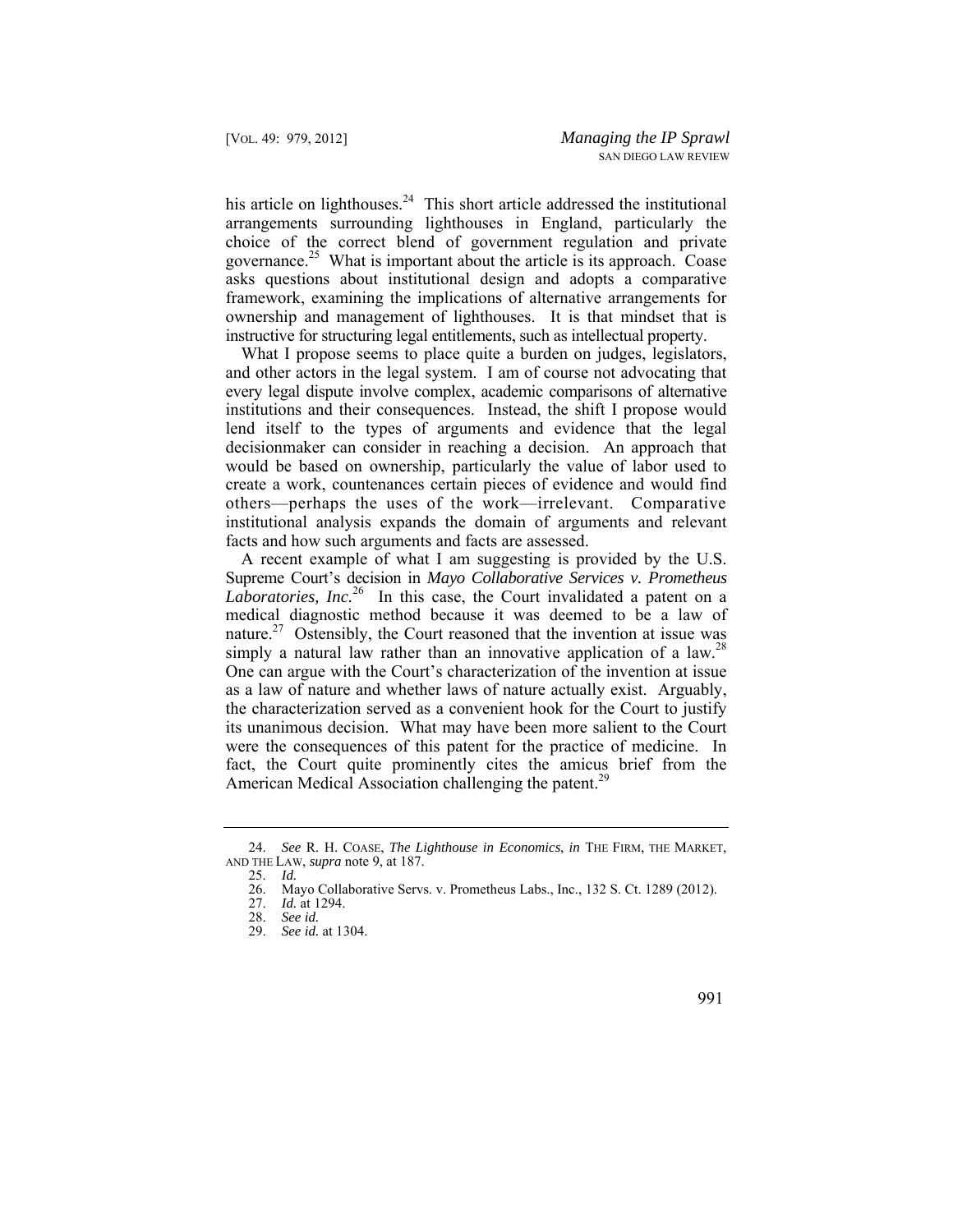his article on lighthouses.[24] This short article addressed the institutional arrangements surrounding lighthouses in England, particularly the choice of the correct blend of government regulation and private governance.[25] What is important about the article is its approach. Coase asks questions about institutional design and adopts a comparative framework, examining the implications of alternative arrangements for ownership and management of lighthouses. It is that mindset that is instructive for structuring legal entitlements, such as intellectual property.

What I propose seems to place quite a burden on judges, legislators, and other actors in the legal system. I am of course not advocating that every legal dispute involve complex, academic comparisons of alternative institutions and their consequences. Instead, the shift I propose would lend itself to the types of arguments and evidence that the legal decisionmaker can consider in reaching a decision. An approach that would be based on ownership, particularly the value of labor used to create a work, countenances certain pieces of evidence and would find others—perhaps the uses of the work—irrelevant. Comparative institutional analysis expands the domain of arguments and relevant facts and how such arguments and facts are assessed.

A recent example of what I am suggesting is provided by the U.S. Supreme Court's decision in *Mayo Collaborative Services v. Prometheus Laboratories, Inc.*[26] In this case, the Court invalidated a patent on a medical diagnostic method because it was deemed to be a law of nature.[27] Ostensibly, the Court reasoned that the invention at issue was simply a natural law rather than an innovative application of a law.[28] One can argue with the Court's characterization of the invention at issue as a law of nature and whether laws of nature actually exist. Arguably, the characterization served as a convenient hook for the Court to justify its unanimous decision. What may have been more salient to the Court were the consequences of this patent for the practice of medicine. In fact, the Court quite prominently cites the amicus brief from the American Medical Association challenging the patent.[29]

---

24. *See* R. H. COASE, *The Lighthouse in Economics*, *in* THE FIRM, THE MARKET, AND THE LAW, *supra* note 9, at 187.

25. *Id.*

26. Mayo Collaborative Servs. v. Prometheus Labs., Inc., 132 S. Ct. 1289 (2012).

27. *Id.* at 1294.

28. *See id.*

29. *See id.* at 1304.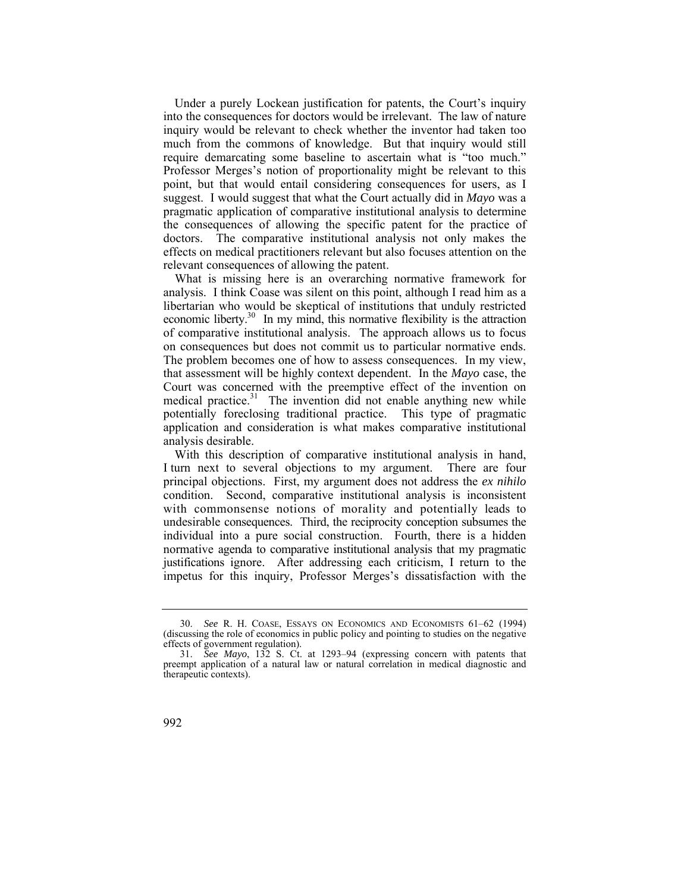Under a purely Lockean justification for patents, the Court's inquiry into the consequences for doctors would be irrelevant. The law of nature inquiry would be relevant to check whether the inventor had taken too much from the commons of knowledge. But that inquiry would still require demarcating some baseline to ascertain what is "too much." Professor Merges's notion of proportionality might be relevant to this point, but that would entail considering consequences for users, as I suggest. I would suggest that what the Court actually did in *Mayo* was a pragmatic application of comparative institutional analysis to determine the consequences of allowing the specific patent for the practice of doctors. The comparative institutional analysis not only makes the effects on medical practitioners relevant but also focuses attention on the relevant consequences of allowing the patent.

What is missing here is an overarching normative framework for analysis. I think Coase was silent on this point, although I read him as a libertarian who would be skeptical of institutions that unduly restricted economic liberty.[30] In my mind, this normative flexibility is the attraction of comparative institutional analysis. The approach allows us to focus on consequences but does not commit us to particular normative ends. The problem becomes one of how to assess consequences. In my view, that assessment will be highly context dependent. In the *Mayo* case, the Court was concerned with the preemptive effect of the invention on medical practice.[31] The invention did not enable anything new while potentially foreclosing traditional practice. This type of pragmatic application and consideration is what makes comparative institutional analysis desirable.

With this description of comparative institutional analysis in hand, I turn next to several objections to my argument. There are four principal objections. First, my argument does not address the *ex nihilo* condition. Second, comparative institutional analysis is inconsistent with commonsense notions of morality and potentially leads to undesirable consequences. Third, the reciprocity conception subsumes the individual into a pure social construction. Fourth, there is a hidden normative agenda to comparative institutional analysis that my pragmatic justifications ignore. After addressing each criticism, I return to the impetus for this inquiry, Professor Merges's dissatisfaction with the

---

30. *See* R. H. COASE, ESSAYS ON ECONOMICS AND ECONOMISTS 61–62 (1994) (discussing the role of economics in public policy and pointing to studies on the negative effects of government regulation).

31. *See Mayo*, 132 S. Ct. at 1293–94 (expressing concern with patents that preempt application of a natural law or natural correlation in medical diagnostic and therapeutic contexts).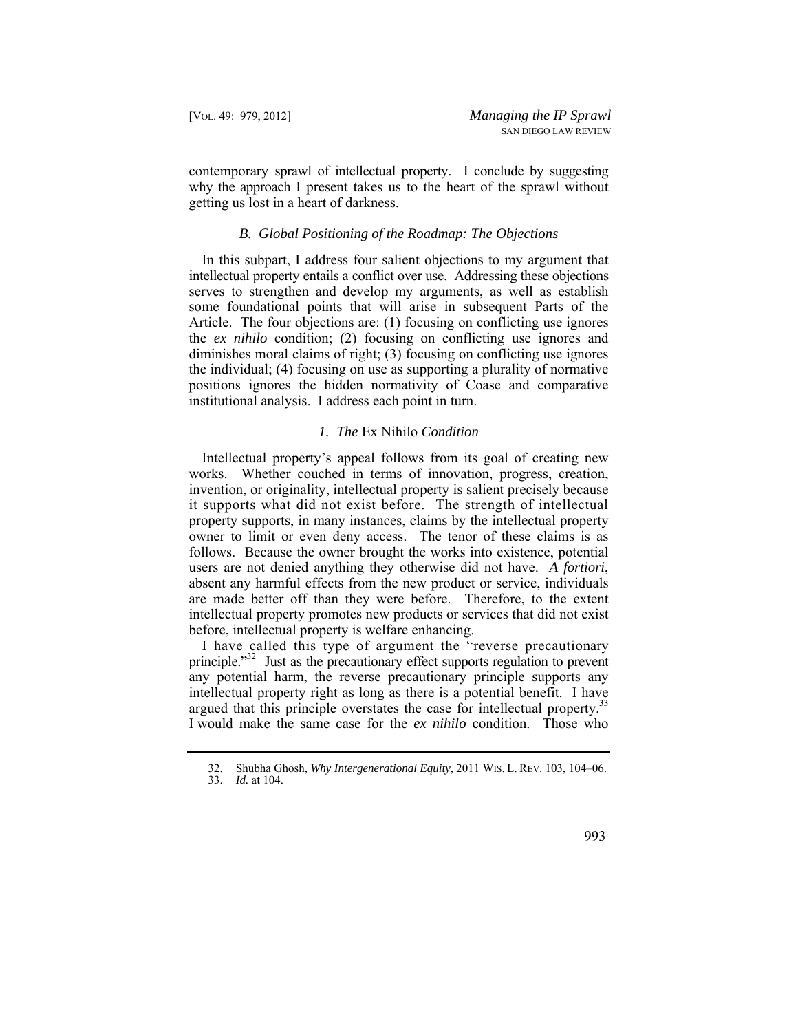contemporary sprawl of intellectual property. I conclude by suggesting why the approach I present takes us to the heart of the sprawl without getting us lost in a heart of darkness.

### *B. Global Positioning of the Roadmap: The Objections*

In this subpart, I address four salient objections to my argument that intellectual property entails a conflict over use. Addressing these objections serves to strengthen and develop my arguments, as well as establish some foundational points that will arise in subsequent Parts of the Article. The four objections are: (1) focusing on conflicting use ignores the *ex nihilo* condition; (2) focusing on conflicting use ignores and diminishes moral claims of right; (3) focusing on conflicting use ignores the individual; (4) focusing on use as supporting a plurality of normative positions ignores the hidden normativity of Coase and comparative institutional analysis. I address each point in turn.

#### *1. The* Ex Nihilo *Condition*

Intellectual property's appeal follows from its goal of creating new works. Whether couched in terms of innovation, progress, creation, invention, or originality, intellectual property is salient precisely because it supports what did not exist before. The strength of intellectual property supports, in many instances, claims by the intellectual property owner to limit or even deny access. The tenor of these claims is as follows. Because the owner brought the works into existence, potential users are not denied anything they otherwise did not have. *A fortiori*, absent any harmful effects from the new product or service, individuals are made better off than they were before. Therefore, to the extent intellectual property promotes new products or services that did not exist before, intellectual property is welfare enhancing.

I have called this type of argument the "reverse precautionary principle."[32] Just as the precautionary effect supports regulation to prevent any potential harm, the reverse precautionary principle supports any intellectual property right as long as there is a potential benefit. I have argued that this principle overstates the case for intellectual property.[33] I would make the same case for the *ex nihilo* condition. Those who

---

32. Shubha Ghosh, *Why Intergenerational Equity*, 2011 WIS. L. REV. 103, 104–06.

33. *Id.* at 104.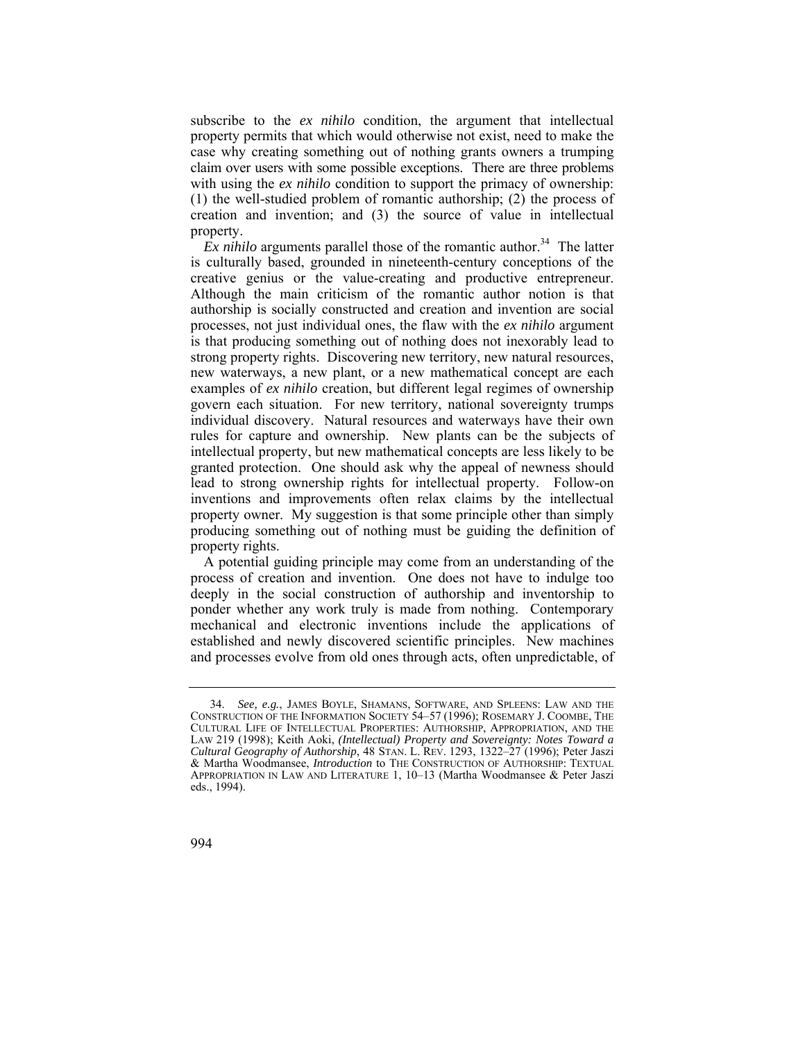subscribe to the *ex nihilo* condition, the argument that intellectual property permits that which would otherwise not exist, need to make the case why creating something out of nothing grants owners a trumping claim over users with some possible exceptions. There are three problems with using the *ex nihilo* condition to support the primacy of ownership: (1) the well-studied problem of romantic authorship; (2) the process of creation and invention; and (3) the source of value in intellectual property.

*Ex nihilo* arguments parallel those of the romantic author.[34] The latter is culturally based, grounded in nineteenth-century conceptions of the creative genius or the value-creating and productive entrepreneur. Although the main criticism of the romantic author notion is that authorship is socially constructed and creation and invention are social processes, not just individual ones, the flaw with the *ex nihilo* argument is that producing something out of nothing does not inexorably lead to strong property rights. Discovering new territory, new natural resources, new waterways, a new plant, or a new mathematical concept are each examples of *ex nihilo* creation, but different legal regimes of ownership govern each situation. For new territory, national sovereignty trumps individual discovery. Natural resources and waterways have their own rules for capture and ownership. New plants can be the subjects of intellectual property, but new mathematical concepts are less likely to be granted protection. One should ask why the appeal of newness should lead to strong ownership rights for intellectual property. Follow-on inventions and improvements often relax claims by the intellectual property owner. My suggestion is that some principle other than simply producing something out of nothing must be guiding the definition of property rights.

A potential guiding principle may come from an understanding of the process of creation and invention. One does not have to indulge too deeply in the social construction of authorship and inventorship to ponder whether any work truly is made from nothing. Contemporary mechanical and electronic inventions include the applications of established and newly discovered scientific principles. New machines and processes evolve from old ones through acts, often unpredictable, of

---

34. *See, e.g.*, JAMES BOYLE, SHAMANS, SOFTWARE, AND SPLEENS: LAW AND THE CONSTRUCTION OF THE INFORMATION SOCIETY 54–57 (1996); ROSEMARY J. COOMBE, THE CULTURAL LIFE OF INTELLECTUAL PROPERTIES: AUTHORSHIP, APPROPRIATION, AND THE LAW 219 (1998); Keith Aoki, *(Intellectual) Property and Sovereignty: Notes Toward a Cultural Geography of Authorship*, 48 STAN. L. REV. 1293, 1322–27 (1996); Peter Jaszi & Martha Woodmansee, *Introduction* to THE CONSTRUCTION OF AUTHORSHIP: TEXTUAL APPROPRIATION IN LAW AND LITERATURE 1, 10–13 (Martha Woodmansee & Peter Jaszi eds., 1994).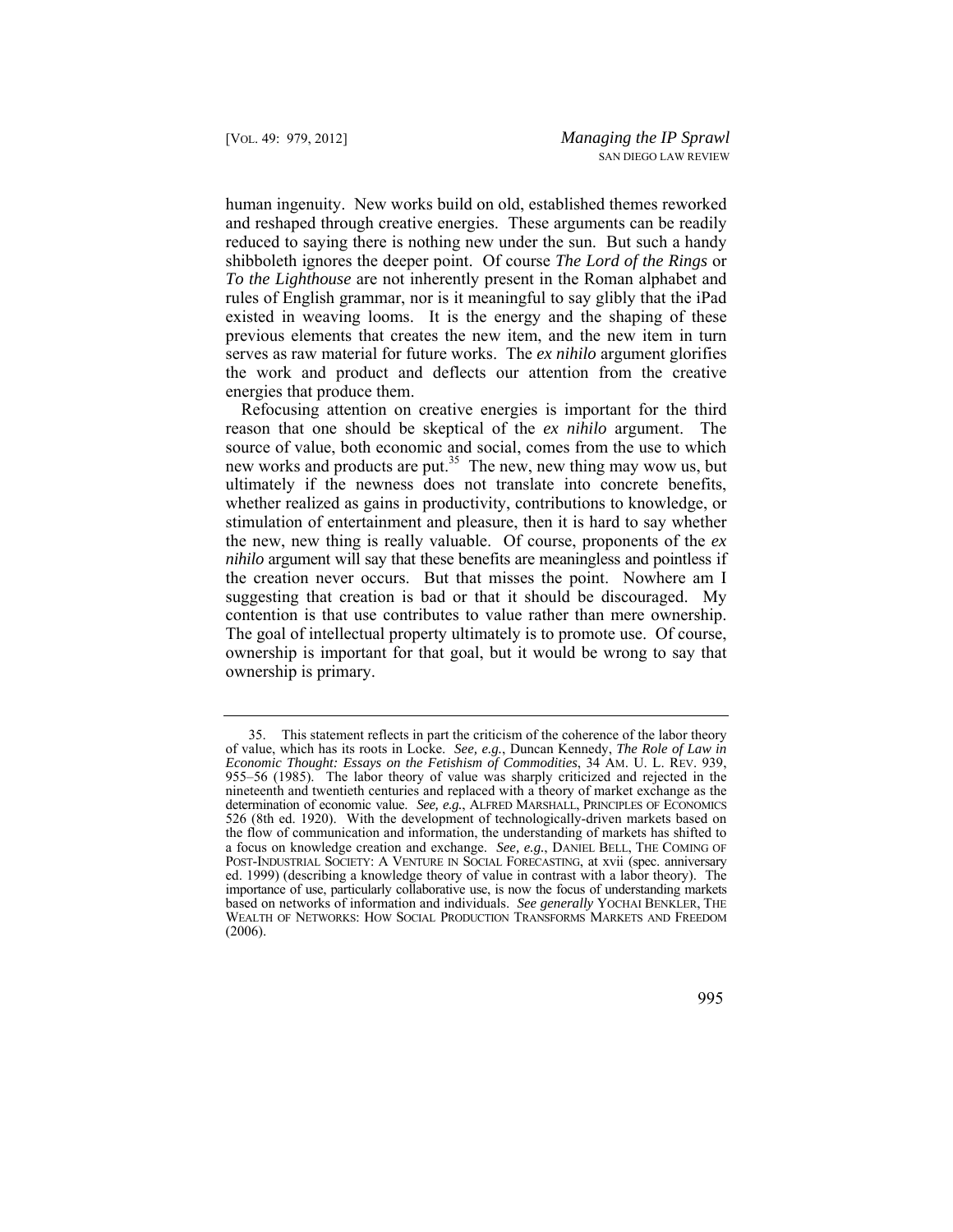human ingenuity. New works build on old, established themes reworked and reshaped through creative energies. These arguments can be readily reduced to saying there is nothing new under the sun. But such a handy shibboleth ignores the deeper point. Of course *The Lord of the Rings* or *To the Lighthouse* are not inherently present in the Roman alphabet and rules of English grammar, nor is it meaningful to say glibly that the iPad existed in weaving looms. It is the energy and the shaping of these previous elements that creates the new item, and the new item in turn serves as raw material for future works. The *ex nihilo* argument glorifies the work and product and deflects our attention from the creative energies that produce them.

Refocusing attention on creative energies is important for the third reason that one should be skeptical of the *ex nihilo* argument. The source of value, both economic and social, comes from the use to which new works and products are put.[35] The new, new thing may wow us, but ultimately if the newness does not translate into concrete benefits, whether realized as gains in productivity, contributions to knowledge, or stimulation of entertainment and pleasure, then it is hard to say whether the new, new thing is really valuable. Of course, proponents of the *ex nihilo* argument will say that these benefits are meaningless and pointless if the creation never occurs. But that misses the point. Nowhere am I suggesting that creation is bad or that it should be discouraged. My contention is that use contributes to value rather than mere ownership. The goal of intellectual property ultimately is to promote use. Of course, ownership is important for that goal, but it would be wrong to say that ownership is primary.

---

35. This statement reflects in part the criticism of the coherence of the labor theory of value, which has its roots in Locke. *See, e.g.*, Duncan Kennedy, *The Role of Law in Economic Thought: Essays on the Fetishism of Commodities*, 34 AM. U. L. REV. 939, 955–56 (1985). The labor theory of value was sharply criticized and rejected in the nineteenth and twentieth centuries and replaced with a theory of market exchange as the determination of economic value. *See, e.g.*, ALFRED MARSHALL, PRINCIPLES OF ECONOMICS 526 (8th ed. 1920). With the development of technologically-driven markets based on the flow of communication and information, the understanding of markets has shifted to a focus on knowledge creation and exchange. *See, e.g.*, DANIEL BELL, THE COMING OF POST-INDUSTRIAL SOCIETY: A VENTURE IN SOCIAL FORECASTING, at xvii (spec. anniversary ed. 1999) (describing a knowledge theory of value in contrast with a labor theory). The importance of use, particularly collaborative use, is now the focus of understanding markets based on networks of information and individuals. *See generally* YOCHAI BENKLER, THE WEALTH OF NETWORKS: HOW SOCIAL PRODUCTION TRANSFORMS MARKETS AND FREEDOM (2006).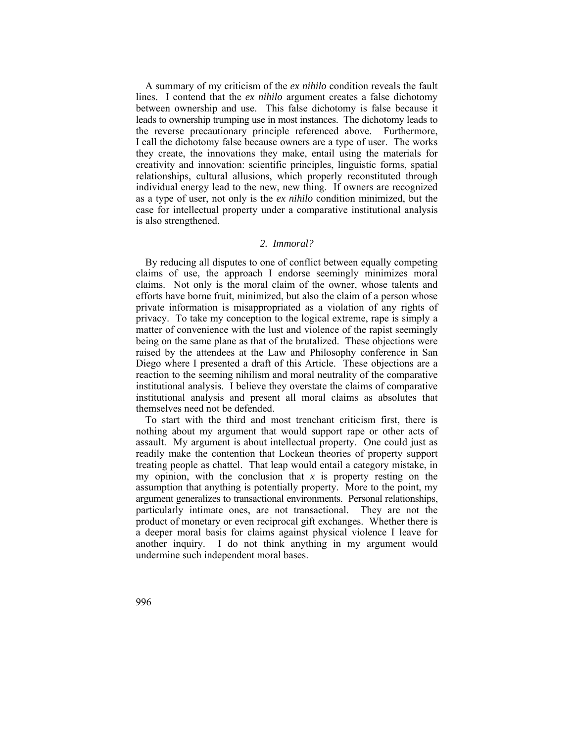A summary of my criticism of the *ex nihilo* condition reveals the fault lines. I contend that the *ex nihilo* argument creates a false dichotomy between ownership and use. This false dichotomy is false because it leads to ownership trumping use in most instances. The dichotomy leads to the reverse precautionary principle referenced above. Furthermore, I call the dichotomy false because owners are a type of user. The works they create, the innovations they make, entail using the materials for creativity and innovation: scientific principles, linguistic forms, spatial relationships, cultural allusions, which properly reconstituted through individual energy lead to the new, new thing. If owners are recognized as a type of user, not only is the *ex nihilo* condition minimized, but the case for intellectual property under a comparative institutional analysis is also strengthened.

### *2. Immoral?*

By reducing all disputes to one of conflict between equally competing claims of use, the approach I endorse seemingly minimizes moral claims. Not only is the moral claim of the owner, whose talents and efforts have borne fruit, minimized, but also the claim of a person whose private information is misappropriated as a violation of any rights of privacy. To take my conception to the logical extreme, rape is simply a matter of convenience with the lust and violence of the rapist seemingly being on the same plane as that of the brutalized. These objections were raised by the attendees at the Law and Philosophy conference in San Diego where I presented a draft of this Article. These objections are a reaction to the seeming nihilism and moral neutrality of the comparative institutional analysis. I believe they overstate the claims of comparative institutional analysis and present all moral claims as absolutes that themselves need not be defended.

To start with the third and most trenchant criticism first, there is nothing about my argument that would support rape or other acts of assault. My argument is about intellectual property. One could just as readily make the contention that Lockean theories of property support treating people as chattel. That leap would entail a category mistake, in my opinion, with the conclusion that *x* is property resting on the assumption that anything is potentially property. More to the point, my argument generalizes to transactional environments. Personal relationships, particularly intimate ones, are not transactional. They are not the product of monetary or even reciprocal gift exchanges. Whether there is a deeper moral basis for claims against physical violence I leave for another inquiry. I do not think anything in my argument would undermine such independent moral bases.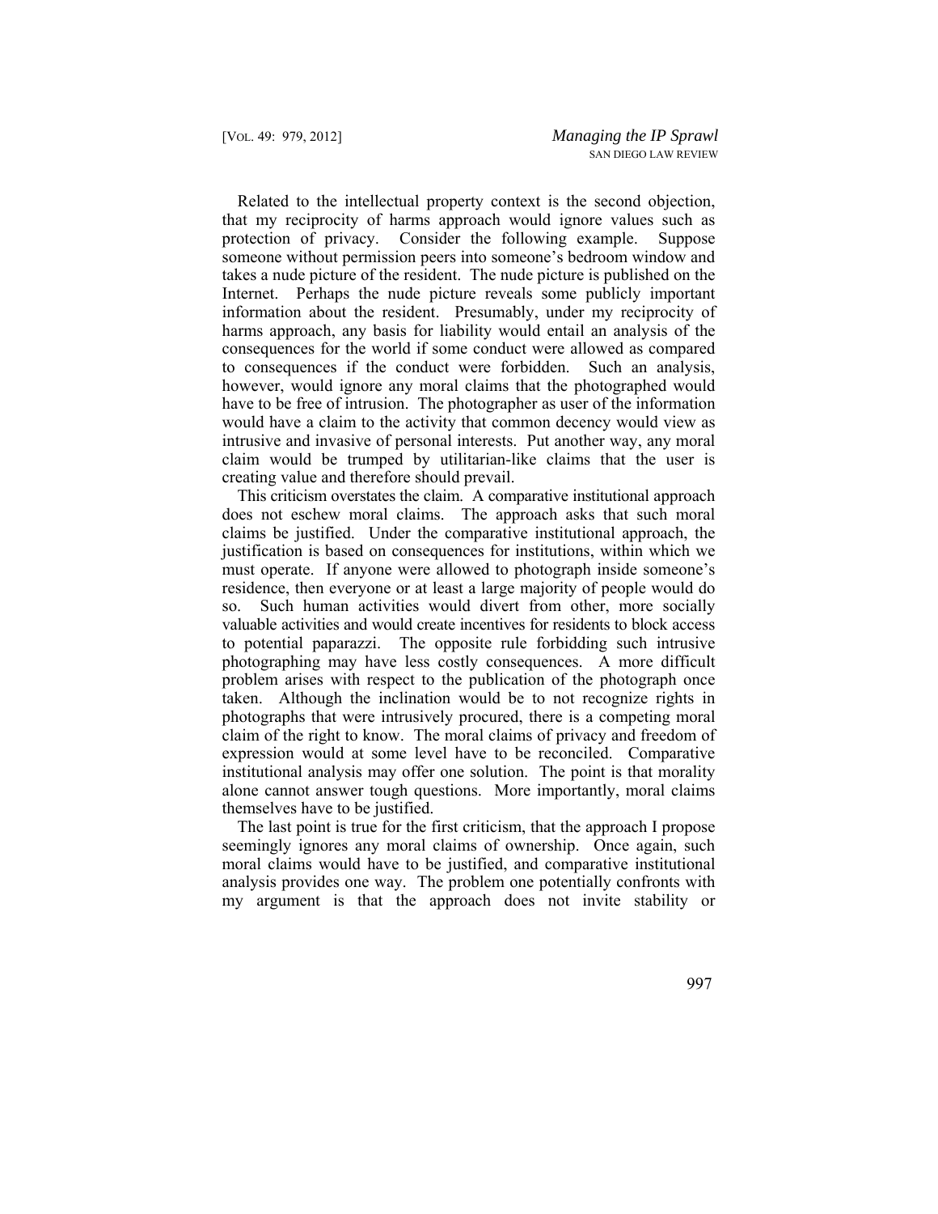Related to the intellectual property context is the second objection, that my reciprocity of harms approach would ignore values such as protection of privacy. Consider the following example. Suppose someone without permission peers into someone's bedroom window and takes a nude picture of the resident. The nude picture is published on the Internet. Perhaps the nude picture reveals some publicly important information about the resident. Presumably, under my reciprocity of harms approach, any basis for liability would entail an analysis of the consequences for the world if some conduct were allowed as compared to consequences if the conduct were forbidden. Such an analysis, however, would ignore any moral claims that the photographed would have to be free of intrusion. The photographer as user of the information would have a claim to the activity that common decency would view as intrusive and invasive of personal interests. Put another way, any moral claim would be trumped by utilitarian-like claims that the user is creating value and therefore should prevail.

This criticism overstates the claim. A comparative institutional approach does not eschew moral claims. The approach asks that such moral claims be justified. Under the comparative institutional approach, the justification is based on consequences for institutions, within which we must operate. If anyone were allowed to photograph inside someone's residence, then everyone or at least a large majority of people would do so. Such human activities would divert from other, more socially valuable activities and would create incentives for residents to block access to potential paparazzi. The opposite rule forbidding such intrusive photographing may have less costly consequences. A more difficult problem arises with respect to the publication of the photograph once taken. Although the inclination would be to not recognize rights in photographs that were intrusively procured, there is a competing moral claim of the right to know. The moral claims of privacy and freedom of expression would at some level have to be reconciled. Comparative institutional analysis may offer one solution. The point is that morality alone cannot answer tough questions. More importantly, moral claims themselves have to be justified.

The last point is true for the first criticism, that the approach I propose seemingly ignores any moral claims of ownership. Once again, such moral claims would have to be justified, and comparative institutional analysis provides one way. The problem one potentially confronts with my argument is that the approach does not invite stability or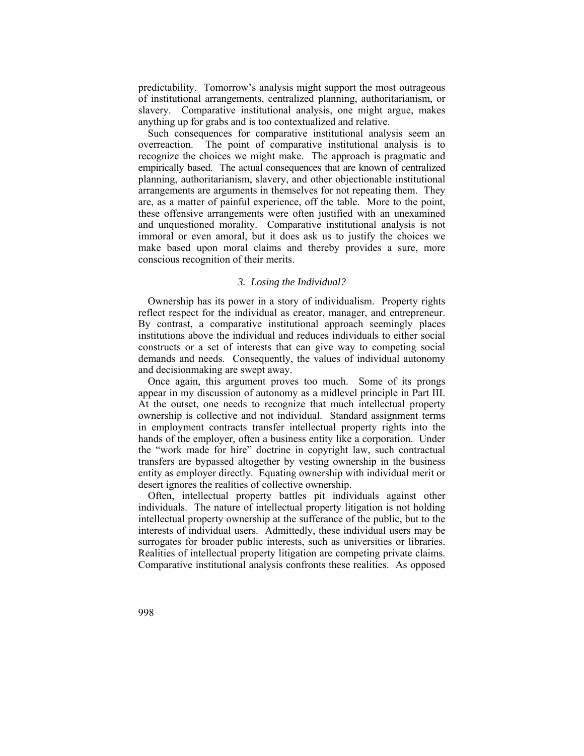predictability. Tomorrow's analysis might support the most outrageous of institutional arrangements, centralized planning, authoritarianism, or slavery. Comparative institutional analysis, one might argue, makes anything up for grabs and is too contextualized and relative.

Such consequences for comparative institutional analysis seem an overreaction. The point of comparative institutional analysis is to recognize the choices we might make. The approach is pragmatic and empirically based. The actual consequences that are known of centralized planning, authoritarianism, slavery, and other objectionable institutional arrangements are arguments in themselves for not repeating them. They are, as a matter of painful experience, off the table. More to the point, these offensive arrangements were often justified with an unexamined and unquestioned morality. Comparative institutional analysis is not immoral or even amoral, but it does ask us to justify the choices we make based upon moral claims and thereby provides a sure, more conscious recognition of their merits.

### *3. Losing the Individual?*

Ownership has its power in a story of individualism. Property rights reflect respect for the individual as creator, manager, and entrepreneur. By contrast, a comparative institutional approach seemingly places institutions above the individual and reduces individuals to either social constructs or a set of interests that can give way to competing social demands and needs. Consequently, the values of individual autonomy and decisionmaking are swept away.

Once again, this argument proves too much. Some of its prongs appear in my discussion of autonomy as a midlevel principle in Part III. At the outset, one needs to recognize that much intellectual property ownership is collective and not individual. Standard assignment terms in employment contracts transfer intellectual property rights into the hands of the employer, often a business entity like a corporation. Under the "work made for hire" doctrine in copyright law, such contractual transfers are bypassed altogether by vesting ownership in the business entity as employer directly. Equating ownership with individual merit or desert ignores the realities of collective ownership.

Often, intellectual property battles pit individuals against other individuals. The nature of intellectual property litigation is not holding intellectual property ownership at the sufferance of the public, but to the interests of individual users. Admittedly, these individual users may be surrogates for broader public interests, such as universities or libraries. Realities of intellectual property litigation are competing private claims. Comparative institutional analysis confronts these realities. As opposed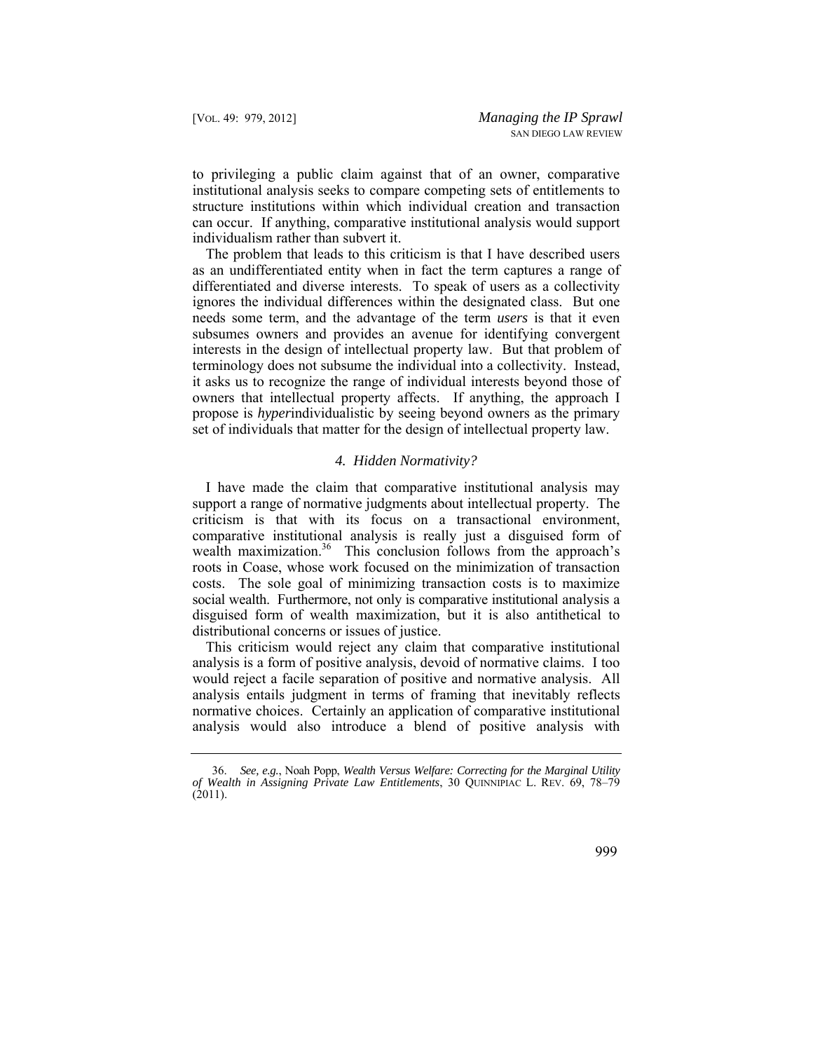to privileging a public claim against that of an owner, comparative institutional analysis seeks to compare competing sets of entitlements to structure institutions within which individual creation and transaction can occur. If anything, comparative institutional analysis would support individualism rather than subvert it.

The problem that leads to this criticism is that I have described users as an undifferentiated entity when in fact the term captures a range of differentiated and diverse interests. To speak of users as a collectivity ignores the individual differences within the designated class. But one needs some term, and the advantage of the term *users* is that it even subsumes owners and provides an avenue for identifying convergent interests in the design of intellectual property law. But that problem of terminology does not subsume the individual into a collectivity. Instead, it asks us to recognize the range of individual interests beyond those of owners that intellectual property affects. If anything, the approach I propose is *hyper*individualistic by seeing beyond owners as the primary set of individuals that matter for the design of intellectual property law.

### *4. Hidden Normativity?*

I have made the claim that comparative institutional analysis may support a range of normative judgments about intellectual property. The criticism is that with its focus on a transactional environment, comparative institutional analysis is really just a disguised form of wealth maximization.[36] This conclusion follows from the approach's roots in Coase, whose work focused on the minimization of transaction costs. The sole goal of minimizing transaction costs is to maximize social wealth. Furthermore, not only is comparative institutional analysis a disguised form of wealth maximization, but it is also antithetical to distributional concerns or issues of justice.

This criticism would reject any claim that comparative institutional analysis is a form of positive analysis, devoid of normative claims. I too would reject a facile separation of positive and normative analysis. All analysis entails judgment in terms of framing that inevitably reflects normative choices. Certainly an application of comparative institutional analysis would also introduce a blend of positive analysis with

---

36. *See, e.g.*, Noah Popp, *Wealth Versus Welfare: Correcting for the Marginal Utility of Wealth in Assigning Private Law Entitlements*, 30 QUINNIPIAC L. REV. 69, 78–79 (2011).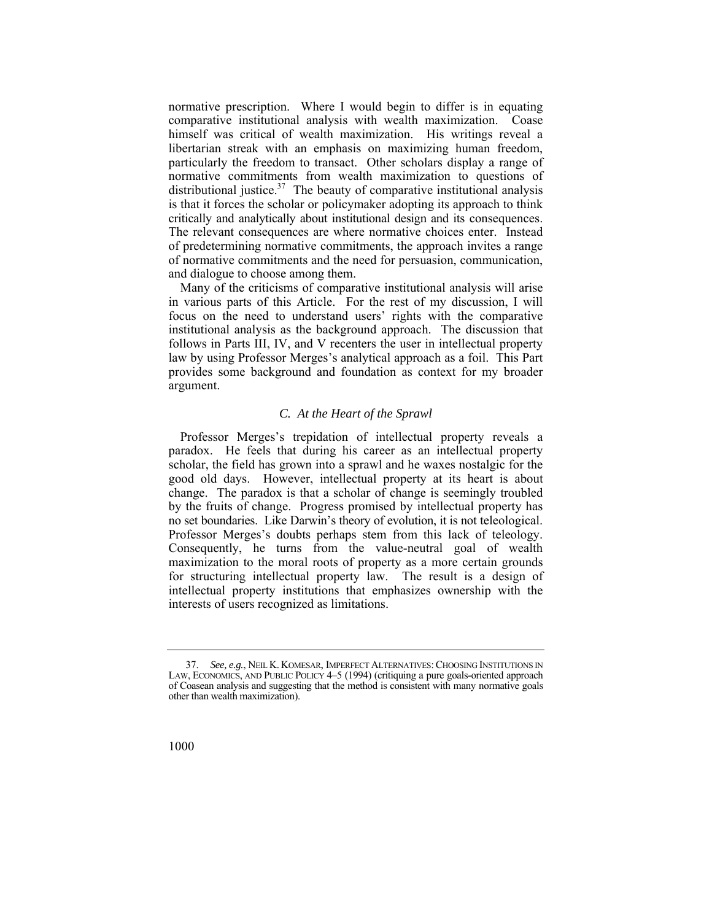normative prescription. Where I would begin to differ is in equating comparative institutional analysis with wealth maximization. Coase himself was critical of wealth maximization. His writings reveal a libertarian streak with an emphasis on maximizing human freedom, particularly the freedom to transact. Other scholars display a range of normative commitments from wealth maximization to questions of distributional justice.[37] The beauty of comparative institutional analysis is that it forces the scholar or policymaker adopting its approach to think critically and analytically about institutional design and its consequences. The relevant consequences are where normative choices enter. Instead of predetermining normative commitments, the approach invites a range of normative commitments and the need for persuasion, communication, and dialogue to choose among them.

Many of the criticisms of comparative institutional analysis will arise in various parts of this Article. For the rest of my discussion, I will focus on the need to understand users' rights with the comparative institutional analysis as the background approach. The discussion that follows in Parts III, IV, and V recenters the user in intellectual property law by using Professor Merges's analytical approach as a foil. This Part provides some background and foundation as context for my broader argument.

### *C. At the Heart of the Sprawl*

Professor Merges's trepidation of intellectual property reveals a paradox. He feels that during his career as an intellectual property scholar, the field has grown into a sprawl and he waxes nostalgic for the good old days. However, intellectual property at its heart is about change. The paradox is that a scholar of change is seemingly troubled by the fruits of change. Progress promised by intellectual property has no set boundaries. Like Darwin's theory of evolution, it is not teleological. Professor Merges's doubts perhaps stem from this lack of teleology. Consequently, he turns from the value-neutral goal of wealth maximization to the moral roots of property as a more certain grounds for structuring intellectual property law. The result is a design of intellectual property institutions that emphasizes ownership with the interests of users recognized as limitations.

---

37. *See, e.g.*, NEIL K. KOMESAR, IMPERFECT ALTERNATIVES: CHOOSING INSTITUTIONS IN LAW, ECONOMICS, AND PUBLIC POLICY 4–5 (1994) (critiquing a pure goals-oriented approach of Coasean analysis and suggesting that the method is consistent with many normative goals other than wealth maximization).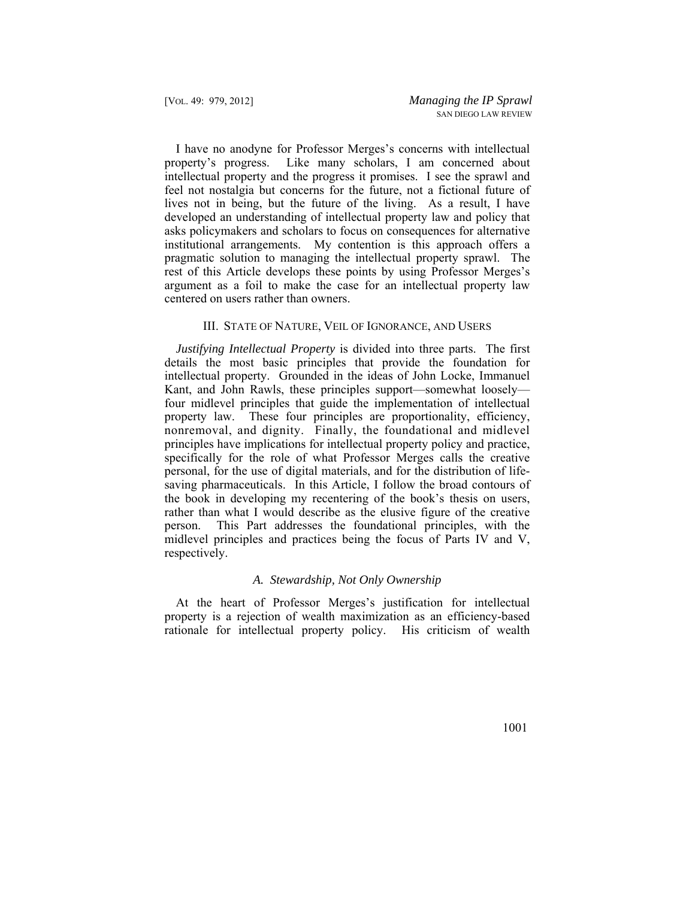I have no anodyne for Professor Merges's concerns with intellectual property's progress. Like many scholars, I am concerned about intellectual property and the progress it promises. I see the sprawl and feel not nostalgia but concerns for the future, not a fictional future of lives not in being, but the future of the living. As a result, I have developed an understanding of intellectual property law and policy that asks policymakers and scholars to focus on consequences for alternative institutional arrangements. My contention is this approach offers a pragmatic solution to managing the intellectual property sprawl. The rest of this Article develops these points by using Professor Merges's argument as a foil to make the case for an intellectual property law centered on users rather than owners.

## III. State of Nature, Veil of Ignorance, and Users

*Justifying Intellectual Property* is divided into three parts. The first details the most basic principles that provide the foundation for intellectual property. Grounded in the ideas of John Locke, Immanuel Kant, and John Rawls, these principles support—somewhat loosely—four midlevel principles that guide the implementation of intellectual property law. These four principles are proportionality, efficiency, nonremoval, and dignity. Finally, the foundational and midlevel principles have implications for intellectual property policy and practice, specifically for the role of what Professor Merges calls the creative personal, for the use of digital materials, and for the distribution of life-saving pharmaceuticals. In this Article, I follow the broad contours of the book in developing my recentering of the book's thesis on users, rather than what I would describe as the elusive figure of the creative person. This Part addresses the foundational principles, with the midlevel principles and practices being the focus of Parts IV and V, respectively.

### A. Stewardship, Not Only Ownership

At the heart of Professor Merges's justification for intellectual property is a rejection of wealth maximization as an efficiency-based rationale for intellectual property policy. His criticism of wealth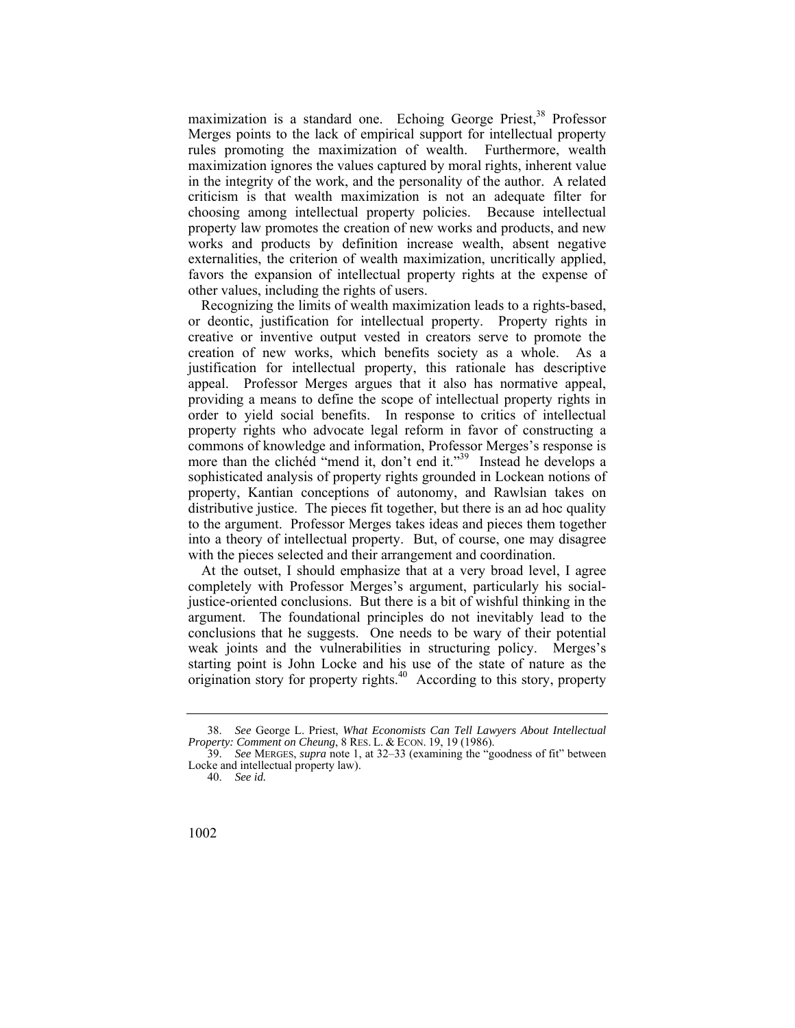maximization is a standard one. Echoing George Priest,[38] Professor Merges points to the lack of empirical support for intellectual property rules promoting the maximization of wealth. Furthermore, wealth maximization ignores the values captured by moral rights, inherent value in the integrity of the work, and the personality of the author. A related criticism is that wealth maximization is not an adequate filter for choosing among intellectual property policies. Because intellectual property law promotes the creation of new works and products, and new works and products by definition increase wealth, absent negative externalities, the criterion of wealth maximization, uncritically applied, favors the expansion of intellectual property rights at the expense of other values, including the rights of users.

Recognizing the limits of wealth maximization leads to a rights-based, or deontic, justification for intellectual property. Property rights in creative or inventive output vested in creators serve to promote the creation of new works, which benefits society as a whole. As a justification for intellectual property, this rationale has descriptive appeal. Professor Merges argues that it also has normative appeal, providing a means to define the scope of intellectual property rights in order to yield social benefits. In response to critics of intellectual property rights who advocate legal reform in favor of constructing a commons of knowledge and information, Professor Merges's response is more than the clichéd "mend it, don't end it."[39] Instead he develops a sophisticated analysis of property rights grounded in Lockean notions of property, Kantian conceptions of autonomy, and Rawlsian takes on distributive justice. The pieces fit together, but there is an ad hoc quality to the argument. Professor Merges takes ideas and pieces them together into a theory of intellectual property. But, of course, one may disagree with the pieces selected and their arrangement and coordination.

At the outset, I should emphasize that at a very broad level, I agree completely with Professor Merges's argument, particularly his social-justice-oriented conclusions. But there is a bit of wishful thinking in the argument. The foundational principles do not inevitably lead to the conclusions that he suggests. One needs to be wary of their potential weak joints and the vulnerabilities in structuring policy. Merges's starting point is John Locke and his use of the state of nature as the origination story for property rights.[40] According to this story, property

---

38. *See* George L. Priest, *What Economists Can Tell Lawyers About Intellectual Property: Comment on Cheung*, 8 RES. L. & ECON. 19, 19 (1986).

39. *See* MERGES, *supra* note 1, at 32–33 (examining the "goodness of fit" between Locke and intellectual property law).

40. *See id.*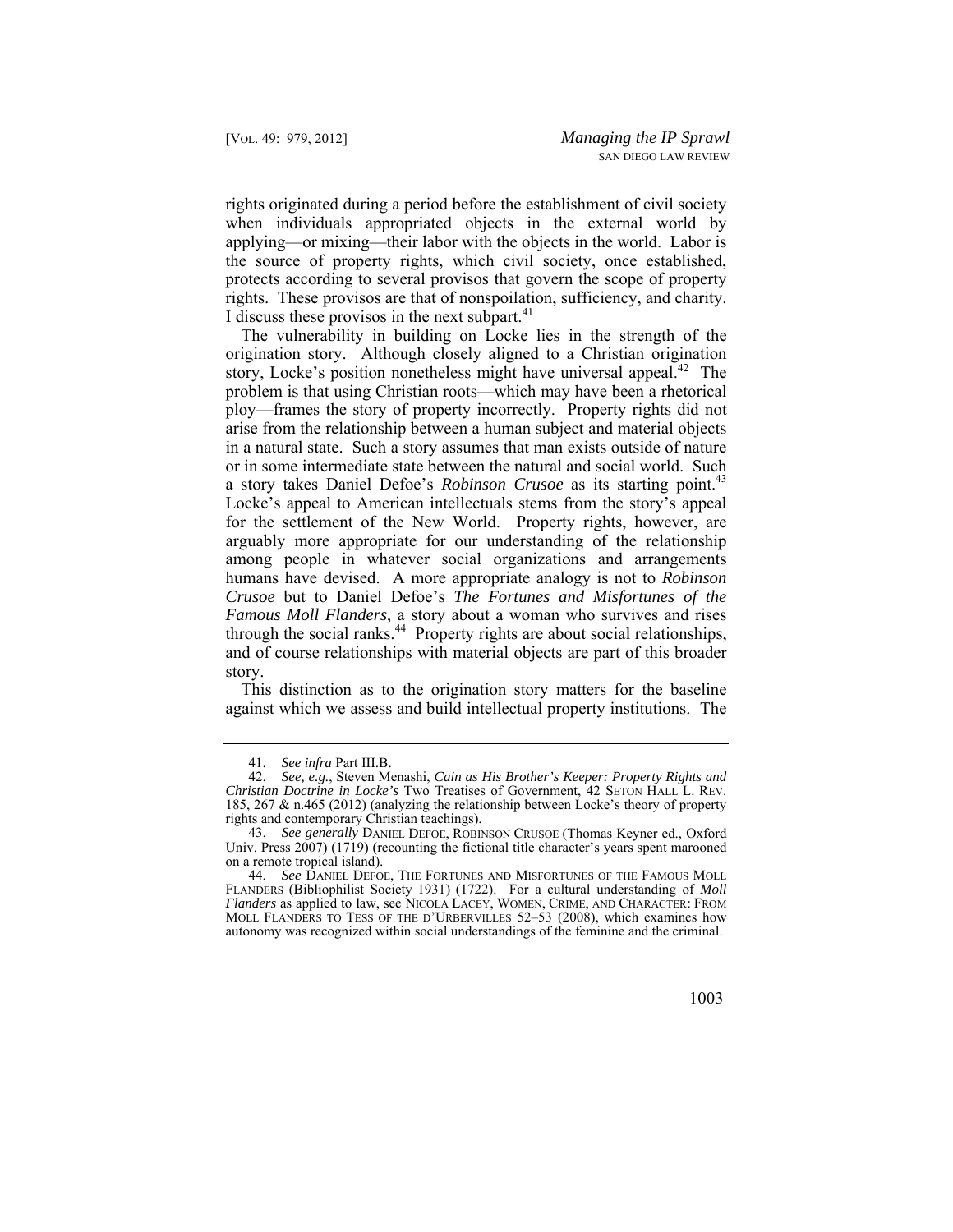rights originated during a period before the establishment of civil society when individuals appropriated objects in the external world by applying—or mixing—their labor with the objects in the world. Labor is the source of property rights, which civil society, once established, protects according to several provisos that govern the scope of property rights. These provisos are that of nonspoilation, sufficiency, and charity. I discuss these provisos in the next subpart.[41]

The vulnerability in building on Locke lies in the strength of the origination story. Although closely aligned to a Christian origination story, Locke's position nonetheless might have universal appeal.[42] The problem is that using Christian roots—which may have been a rhetorical ploy—frames the story of property incorrectly. Property rights did not arise from the relationship between a human subject and material objects in a natural state. Such a story assumes that man exists outside of nature or in some intermediate state between the natural and social world. Such a story takes Daniel Defoe's *Robinson Crusoe* as its starting point.[43] Locke's appeal to American intellectuals stems from the story's appeal for the settlement of the New World. Property rights, however, are arguably more appropriate for our understanding of the relationship among people in whatever social organizations and arrangements humans have devised. A more appropriate analogy is not to *Robinson Crusoe* but to Daniel Defoe's *The Fortunes and Misfortunes of the Famous Moll Flanders*, a story about a woman who survives and rises through the social ranks.[44] Property rights are about social relationships, and of course relationships with material objects are part of this broader story.

This distinction as to the origination story matters for the baseline against which we assess and build intellectual property institutions. The

---

41. *See infra* Part III.B.

42. *See, e.g.*, Steven Menashi, *Cain as His Brother's Keeper: Property Rights and Christian Doctrine in Locke's* Two Treatises of Government, 42 SETON HALL L. REV. 185, 267 & n.465 (2012) (analyzing the relationship between Locke's theory of property rights and contemporary Christian teachings).

43. *See generally* DANIEL DEFOE, ROBINSON CRUSOE (Thomas Keyner ed., Oxford Univ. Press 2007) (1719) (recounting the fictional title character's years spent marooned on a remote tropical island).

44. *See* DANIEL DEFOE, THE FORTUNES AND MISFORTUNES OF THE FAMOUS MOLL FLANDERS (Bibliophilist Society 1931) (1722). For a cultural understanding of *Moll Flanders* as applied to law, see NICOLA LACEY, WOMEN, CRIME, AND CHARACTER: FROM MOLL FLANDERS TO TESS OF THE D'URBERVILLES 52–53 (2008), which examines how autonomy was recognized within social understandings of the feminine and the criminal.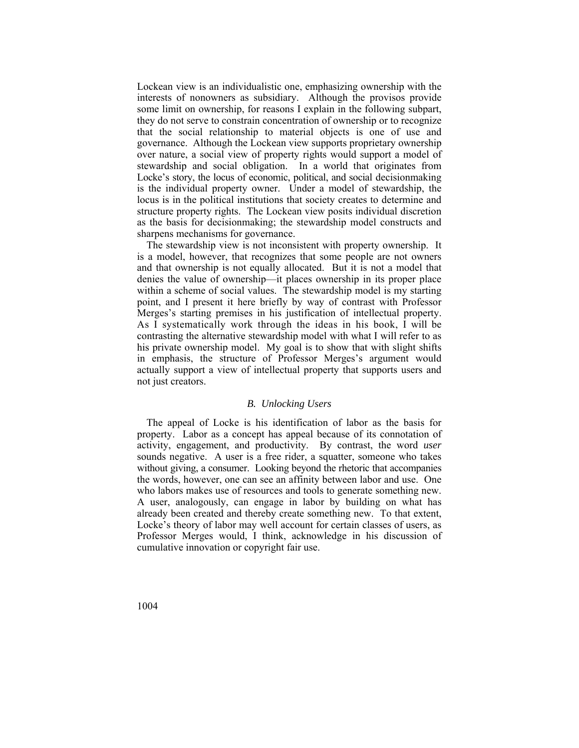Lockean view is an individualistic one, emphasizing ownership with the interests of nonowners as subsidiary. Although the provisos provide some limit on ownership, for reasons I explain in the following subpart, they do not serve to constrain concentration of ownership or to recognize that the social relationship to material objects is one of use and governance. Although the Lockean view supports proprietary ownership over nature, a social view of property rights would support a model of stewardship and social obligation. In a world that originates from Locke's story, the locus of economic, political, and social decisionmaking is the individual property owner. Under a model of stewardship, the locus is in the political institutions that society creates to determine and structure property rights. The Lockean view posits individual discretion as the basis for decisionmaking; the stewardship model constructs and sharpens mechanisms for governance.

The stewardship view is not inconsistent with property ownership. It is a model, however, that recognizes that some people are not owners and that ownership is not equally allocated. But it is not a model that denies the value of ownership—it places ownership in its proper place within a scheme of social values. The stewardship model is my starting point, and I present it here briefly by way of contrast with Professor Merges's starting premises in his justification of intellectual property. As I systematically work through the ideas in his book, I will be contrasting the alternative stewardship model with what I will refer to as his private ownership model. My goal is to show that with slight shifts in emphasis, the structure of Professor Merges's argument would actually support a view of intellectual property that supports users and not just creators.

### *B. Unlocking Users*

The appeal of Locke is his identification of labor as the basis for property. Labor as a concept has appeal because of its connotation of activity, engagement, and productivity. By contrast, the word *user* sounds negative. A user is a free rider, a squatter, someone who takes without giving, a consumer. Looking beyond the rhetoric that accompanies the words, however, one can see an affinity between labor and use. One who labors makes use of resources and tools to generate something new. A user, analogously, can engage in labor by building on what has already been created and thereby create something new. To that extent, Locke's theory of labor may well account for certain classes of users, as Professor Merges would, I think, acknowledge in his discussion of cumulative innovation or copyright fair use.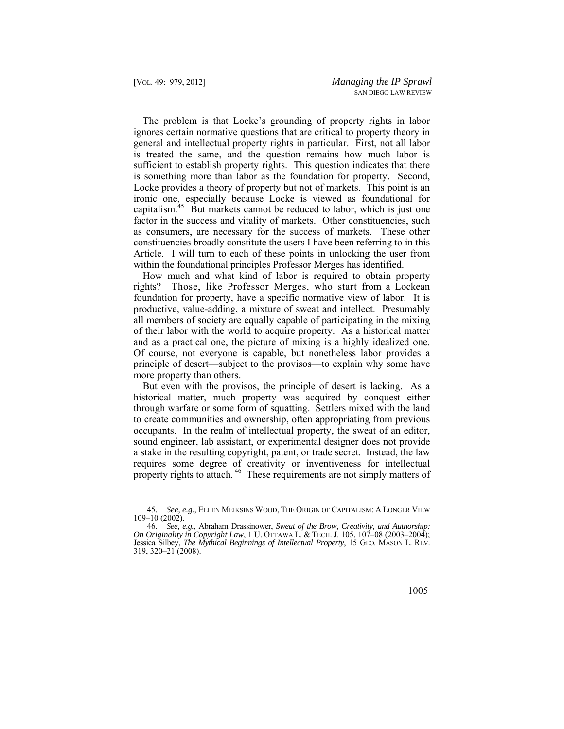The problem is that Locke's grounding of property rights in labor ignores certain normative questions that are critical to property theory in general and intellectual property rights in particular. First, not all labor is treated the same, and the question remains how much labor is sufficient to establish property rights. This question indicates that there is something more than labor as the foundation for property. Second, Locke provides a theory of property but not of markets. This point is an ironic one, especially because Locke is viewed as foundational for capitalism.[45] But markets cannot be reduced to labor, which is just one factor in the success and vitality of markets. Other constituencies, such as consumers, are necessary for the success of markets. These other constituencies broadly constitute the users I have been referring to in this Article. I will turn to each of these points in unlocking the user from within the foundational principles Professor Merges has identified.

How much and what kind of labor is required to obtain property rights? Those, like Professor Merges, who start from a Lockean foundation for property, have a specific normative view of labor. It is productive, value-adding, a mixture of sweat and intellect. Presumably all members of society are equally capable of participating in the mixing of their labor with the world to acquire property. As a historical matter and as a practical one, the picture of mixing is a highly idealized one. Of course, not everyone is capable, but nonetheless labor provides a principle of desert—subject to the provisos—to explain why some have more property than others.

But even with the provisos, the principle of desert is lacking. As a historical matter, much property was acquired by conquest either through warfare or some form of squatting. Settlers mixed with the land to create communities and ownership, often appropriating from previous occupants. In the realm of intellectual property, the sweat of an editor, sound engineer, lab assistant, or experimental designer does not provide a stake in the resulting copyright, patent, or trade secret. Instead, the law requires some degree of creativity or inventiveness for intellectual property rights to attach.[46] These requirements are not simply matters of

---

45. *See, e.g.*, ELLEN MEIKSINS WOOD, THE ORIGIN OF CAPITALISM: A LONGER VIEW 109–10 (2002).

46. *See, e.g.*, Abraham Drassinower, *Sweat of the Brow, Creativity, and Authorship: On Originality in Copyright Law*, 1 U. OTTAWA L. & TECH. J. 105, 107–08 (2003–2004); Jessica Silbey, *The Mythical Beginnings of Intellectual Property*, 15 GEO. MASON L. REV. 319, 320–21 (2008).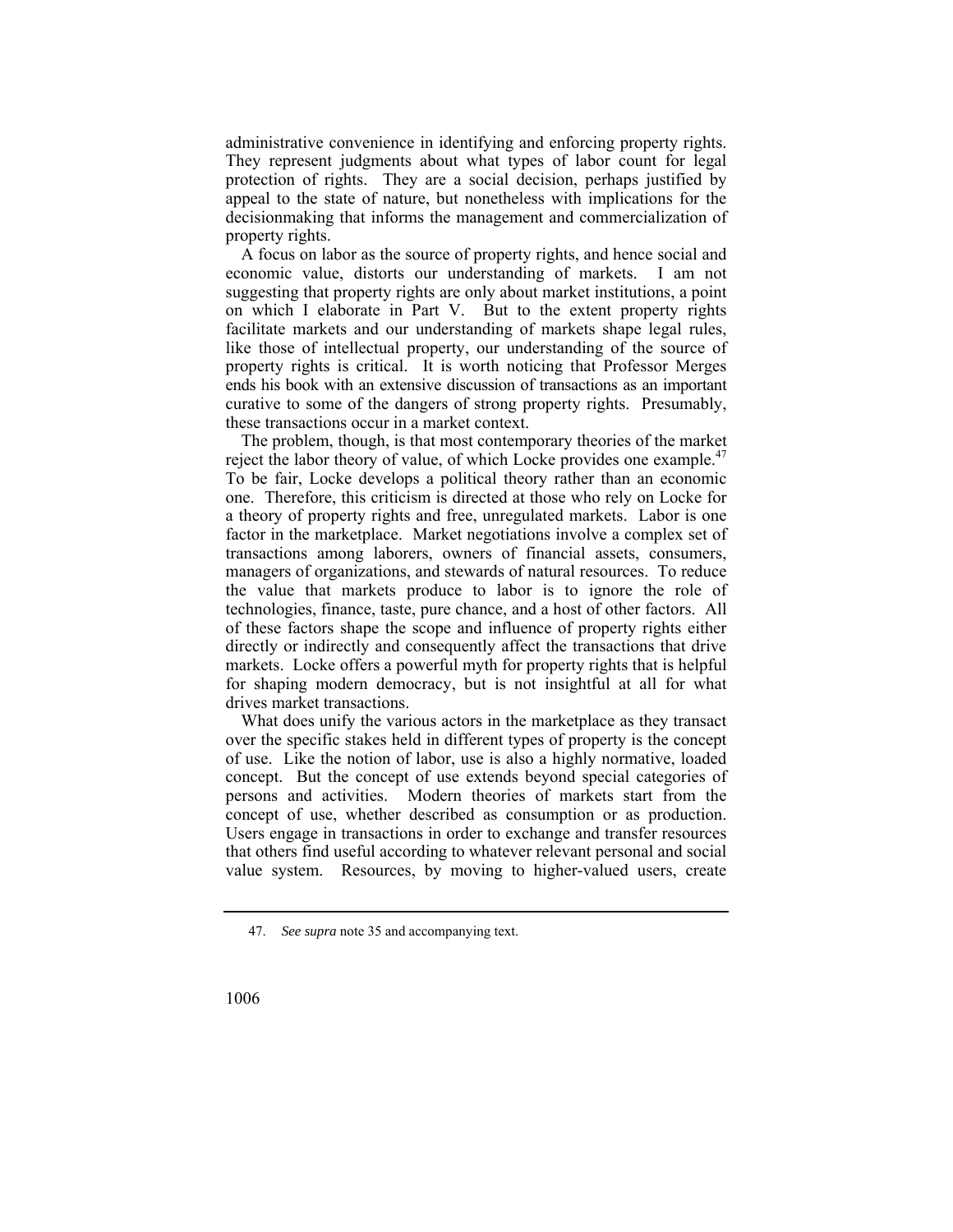administrative convenience in identifying and enforcing property rights. They represent judgments about what types of labor count for legal protection of rights. They are a social decision, perhaps justified by appeal to the state of nature, but nonetheless with implications for the decisionmaking that informs the management and commercialization of property rights.

A focus on labor as the source of property rights, and hence social and economic value, distorts our understanding of markets. I am not suggesting that property rights are only about market institutions, a point on which I elaborate in Part V. But to the extent property rights facilitate markets and our understanding of markets shape legal rules, like those of intellectual property, our understanding of the source of property rights is critical. It is worth noticing that Professor Merges ends his book with an extensive discussion of transactions as an important curative to some of the dangers of strong property rights. Presumably, these transactions occur in a market context.

The problem, though, is that most contemporary theories of the market reject the labor theory of value, of which Locke provides one example.[47] To be fair, Locke develops a political theory rather than an economic one. Therefore, this criticism is directed at those who rely on Locke for a theory of property rights and free, unregulated markets. Labor is one factor in the marketplace. Market negotiations involve a complex set of transactions among laborers, owners of financial assets, consumers, managers of organizations, and stewards of natural resources. To reduce the value that markets produce to labor is to ignore the role of technologies, finance, taste, pure chance, and a host of other factors. All of these factors shape the scope and influence of property rights either directly or indirectly and consequently affect the transactions that drive markets. Locke offers a powerful myth for property rights that is helpful for shaping modern democracy, but is not insightful at all for what drives market transactions.

What does unify the various actors in the marketplace as they transact over the specific stakes held in different types of property is the concept of use. Like the notion of labor, use is also a highly normative, loaded concept. But the concept of use extends beyond special categories of persons and activities. Modern theories of markets start from the concept of use, whether described as consumption or as production. Users engage in transactions in order to exchange and transfer resources that others find useful according to whatever relevant personal and social value system. Resources, by moving to higher-valued users, create

47. *See supra* note 35 and accompanying text.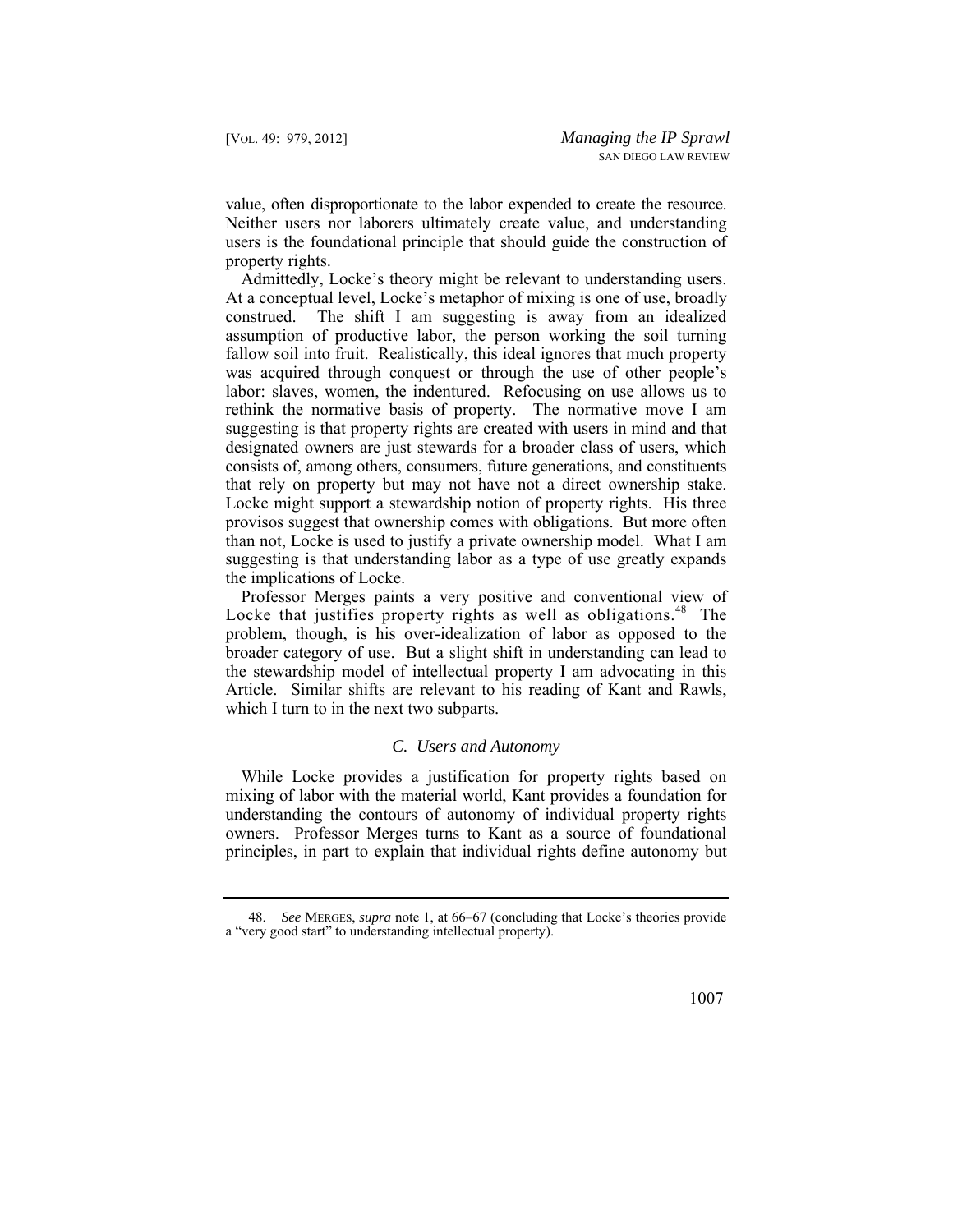value, often disproportionate to the labor expended to create the resource. Neither users nor laborers ultimately create value, and understanding users is the foundational principle that should guide the construction of property rights.

Admittedly, Locke's theory might be relevant to understanding users. At a conceptual level, Locke's metaphor of mixing is one of use, broadly construed. The shift I am suggesting is away from an idealized assumption of productive labor, the person working the soil turning fallow soil into fruit. Realistically, this ideal ignores that much property was acquired through conquest or through the use of other people's labor: slaves, women, the indentured. Refocusing on use allows us to rethink the normative basis of property. The normative move I am suggesting is that property rights are created with users in mind and that designated owners are just stewards for a broader class of users, which consists of, among others, consumers, future generations, and constituents that rely on property but may not have not a direct ownership stake. Locke might support a stewardship notion of property rights. His three provisos suggest that ownership comes with obligations. But more often than not, Locke is used to justify a private ownership model. What I am suggesting is that understanding labor as a type of use greatly expands the implications of Locke.

Professor Merges paints a very positive and conventional view of Locke that justifies property rights as well as obligations.[48] The problem, though, is his over-idealization of labor as opposed to the broader category of use. But a slight shift in understanding can lead to the stewardship model of intellectual property I am advocating in this Article. Similar shifts are relevant to his reading of Kant and Rawls, which I turn to in the next two subparts.

### *C. Users and Autonomy*

While Locke provides a justification for property rights based on mixing of labor with the material world, Kant provides a foundation for understanding the contours of autonomy of individual property rights owners. Professor Merges turns to Kant as a source of foundational principles, in part to explain that individual rights define autonomy but

---

48. *See* MERGES, *supra* note 1, at 66–67 (concluding that Locke's theories provide a "very good start" to understanding intellectual property).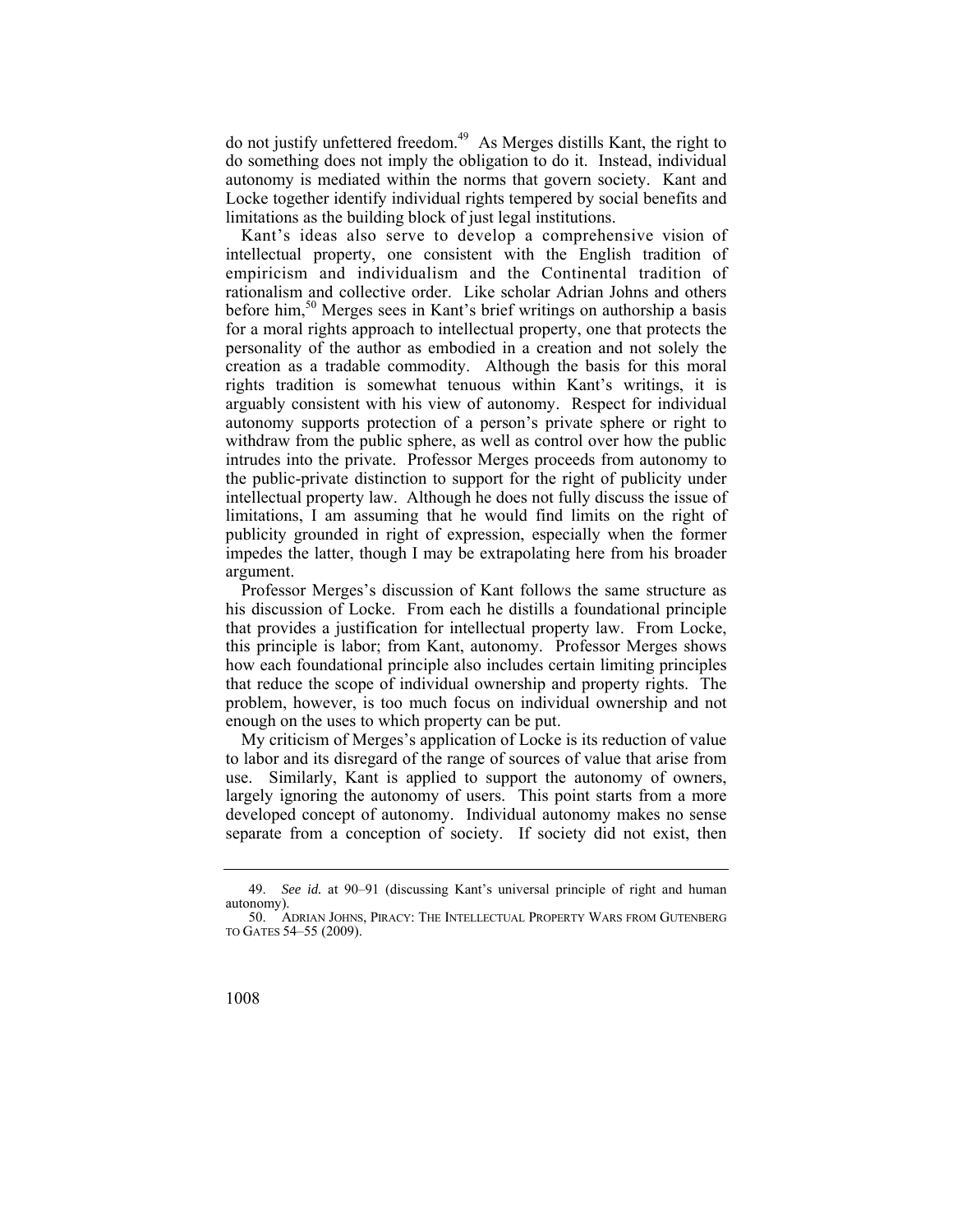do not justify unfettered freedom.[49] As Merges distills Kant, the right to do something does not imply the obligation to do it. Instead, individual autonomy is mediated within the norms that govern society. Kant and Locke together identify individual rights tempered by social benefits and limitations as the building block of just legal institutions.

Kant's ideas also serve to develop a comprehensive vision of intellectual property, one consistent with the English tradition of empiricism and individualism and the Continental tradition of rationalism and collective order. Like scholar Adrian Johns and others before him,[50] Merges sees in Kant's brief writings on authorship a basis for a moral rights approach to intellectual property, one that protects the personality of the author as embodied in a creation and not solely the creation as a tradable commodity. Although the basis for this moral rights tradition is somewhat tenuous within Kant's writings, it is arguably consistent with his view of autonomy. Respect for individual autonomy supports protection of a person's private sphere or right to withdraw from the public sphere, as well as control over how the public intrudes into the private. Professor Merges proceeds from autonomy to the public-private distinction to support for the right of publicity under intellectual property law. Although he does not fully discuss the issue of limitations, I am assuming that he would find limits on the right of publicity grounded in right of expression, especially when the former impedes the latter, though I may be extrapolating here from his broader argument.

Professor Merges's discussion of Kant follows the same structure as his discussion of Locke. From each he distills a foundational principle that provides a justification for intellectual property law. From Locke, this principle is labor; from Kant, autonomy. Professor Merges shows how each foundational principle also includes certain limiting principles that reduce the scope of individual ownership and property rights. The problem, however, is too much focus on individual ownership and not enough on the uses to which property can be put.

My criticism of Merges's application of Locke is its reduction of value to labor and its disregard of the range of sources of value that arise from use. Similarly, Kant is applied to support the autonomy of owners, largely ignoring the autonomy of users. This point starts from a more developed concept of autonomy. Individual autonomy makes no sense separate from a conception of society. If society did not exist, then

---

49. *See id.* at 90–91 (discussing Kant's universal principle of right and human autonomy).

50. ADRIAN JOHNS, PIRACY: THE INTELLECTUAL PROPERTY WARS FROM GUTENBERG TO GATES 54–55 (2009).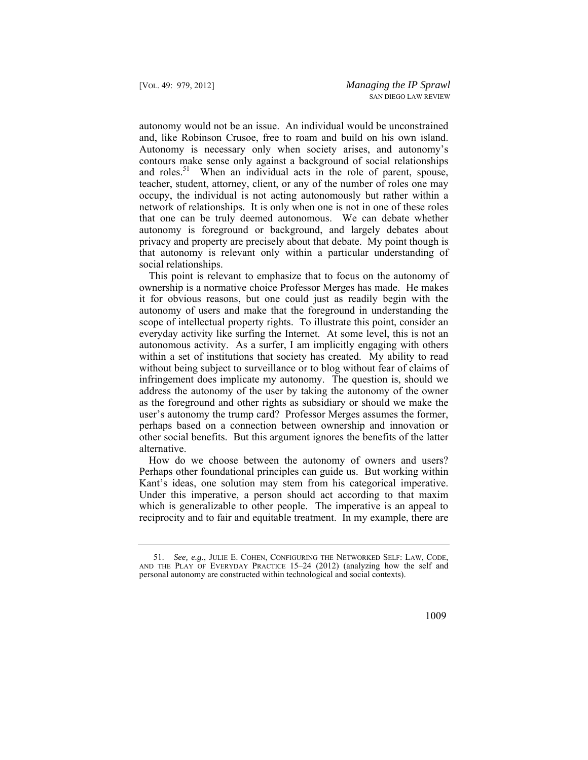autonomy would not be an issue. An individual would be unconstrained and, like Robinson Crusoe, free to roam and build on his own island. Autonomy is necessary only when society arises, and autonomy's contours make sense only against a background of social relationships and roles.[51] When an individual acts in the role of parent, spouse, teacher, student, attorney, client, or any of the number of roles one may occupy, the individual is not acting autonomously but rather within a network of relationships. It is only when one is not in one of these roles that one can be truly deemed autonomous. We can debate whether autonomy is foreground or background, and largely debates about privacy and property are precisely about that debate. My point though is that autonomy is relevant only within a particular understanding of social relationships.

This point is relevant to emphasize that to focus on the autonomy of ownership is a normative choice Professor Merges has made. He makes it for obvious reasons, but one could just as readily begin with the autonomy of users and make that the foreground in understanding the scope of intellectual property rights. To illustrate this point, consider an everyday activity like surfing the Internet. At some level, this is not an autonomous activity. As a surfer, I am implicitly engaging with others within a set of institutions that society has created. My ability to read without being subject to surveillance or to blog without fear of claims of infringement does implicate my autonomy. The question is, should we address the autonomy of the user by taking the autonomy of the owner as the foreground and other rights as subsidiary or should we make the user's autonomy the trump card? Professor Merges assumes the former, perhaps based on a connection between ownership and innovation or other social benefits. But this argument ignores the benefits of the latter alternative.

How do we choose between the autonomy of owners and users? Perhaps other foundational principles can guide us. But working within Kant's ideas, one solution may stem from his categorical imperative. Under this imperative, a person should act according to that maxim which is generalizable to other people. The imperative is an appeal to reciprocity and to fair and equitable treatment. In my example, there are

---

51. *See, e.g.*, JULIE E. COHEN, CONFIGURING THE NETWORKED SELF: LAW, CODE, AND THE PLAY OF EVERYDAY PRACTICE 15–24 (2012) (analyzing how the self and personal autonomy are constructed within technological and social contexts).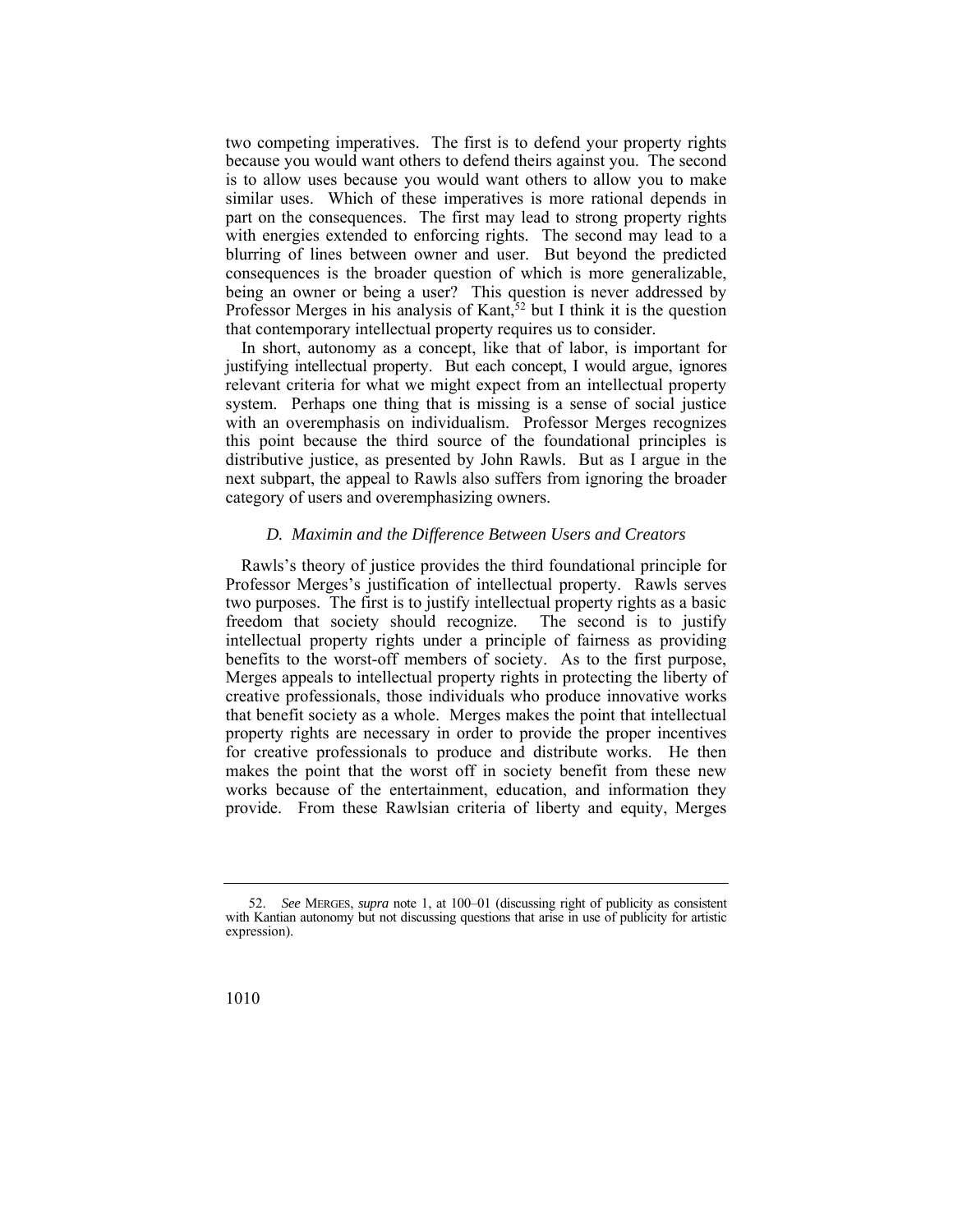two competing imperatives. The first is to defend your property rights because you would want others to defend theirs against you. The second is to allow uses because you would want others to allow you to make similar uses. Which of these imperatives is more rational depends in part on the consequences. The first may lead to strong property rights with energies extended to enforcing rights. The second may lead to a blurring of lines between owner and user. But beyond the predicted consequences is the broader question of which is more generalizable, being an owner or being a user? This question is never addressed by Professor Merges in his analysis of Kant,[52] but I think it is the question that contemporary intellectual property requires us to consider.

In short, autonomy as a concept, like that of labor, is important for justifying intellectual property. But each concept, I would argue, ignores relevant criteria for what we might expect from an intellectual property system. Perhaps one thing that is missing is a sense of social justice with an overemphasis on individualism. Professor Merges recognizes this point because the third source of the foundational principles is distributive justice, as presented by John Rawls. But as I argue in the next subpart, the appeal to Rawls also suffers from ignoring the broader category of users and overemphasizing owners.

### *D. Maximin and the Difference Between Users and Creators*

Rawls's theory of justice provides the third foundational principle for Professor Merges's justification of intellectual property. Rawls serves two purposes. The first is to justify intellectual property rights as a basic freedom that society should recognize. The second is to justify intellectual property rights under a principle of fairness as providing benefits to the worst-off members of society. As to the first purpose, Merges appeals to intellectual property rights in protecting the liberty of creative professionals, those individuals who produce innovative works that benefit society as a whole. Merges makes the point that intellectual property rights are necessary in order to provide the proper incentives for creative professionals to produce and distribute works. He then makes the point that the worst off in society benefit from these new works because of the entertainment, education, and information they provide. From these Rawlsian criteria of liberty and equity, Merges

52. *See* MERGES, *supra* note 1, at 100–01 (discussing right of publicity as consistent with Kantian autonomy but not discussing questions that arise in use of publicity for artistic expression).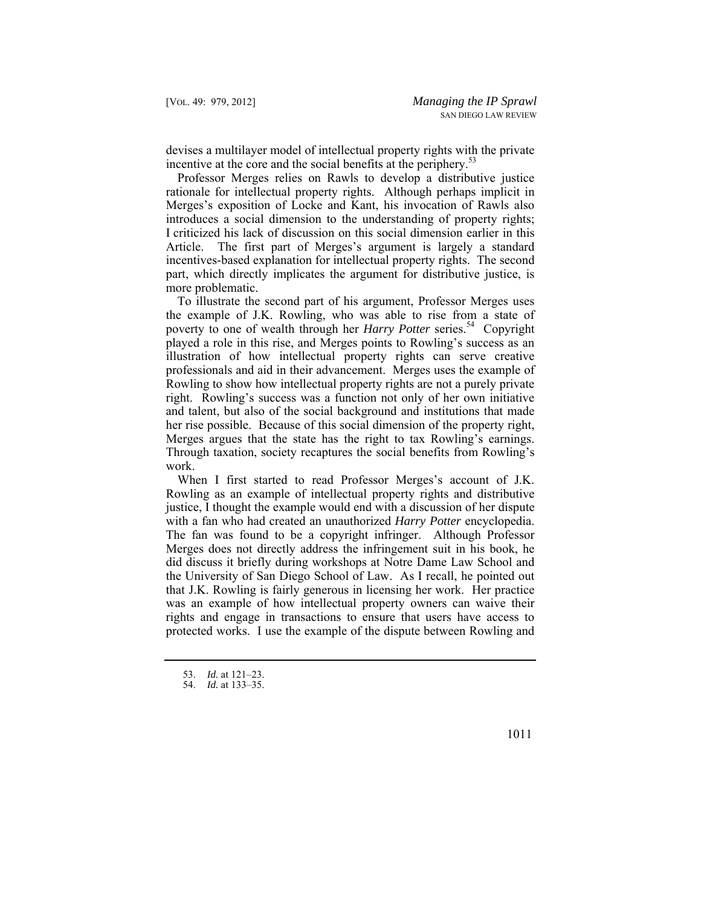devises a multilayer model of intellectual property rights with the private incentive at the core and the social benefits at the periphery.[53]

Professor Merges relies on Rawls to develop a distributive justice rationale for intellectual property rights. Although perhaps implicit in Merges's exposition of Locke and Kant, his invocation of Rawls also introduces a social dimension to the understanding of property rights; I criticized his lack of discussion on this social dimension earlier in this Article. The first part of Merges's argument is largely a standard incentives-based explanation for intellectual property rights. The second part, which directly implicates the argument for distributive justice, is more problematic.

To illustrate the second part of his argument, Professor Merges uses the example of J.K. Rowling, who was able to rise from a state of poverty to one of wealth through her *Harry Potter* series.[54] Copyright played a role in this rise, and Merges points to Rowling's success as an illustration of how intellectual property rights can serve creative professionals and aid in their advancement. Merges uses the example of Rowling to show how intellectual property rights are not a purely private right. Rowling's success was a function not only of her own initiative and talent, but also of the social background and institutions that made her rise possible. Because of this social dimension of the property right, Merges argues that the state has the right to tax Rowling's earnings. Through taxation, society recaptures the social benefits from Rowling's work.

When I first started to read Professor Merges's account of J.K. Rowling as an example of intellectual property rights and distributive justice, I thought the example would end with a discussion of her dispute with a fan who had created an unauthorized *Harry Potter* encyclopedia. The fan was found to be a copyright infringer. Although Professor Merges does not directly address the infringement suit in his book, he did discuss it briefly during workshops at Notre Dame Law School and the University of San Diego School of Law. As I recall, he pointed out that J.K. Rowling is fairly generous in licensing her work. Her practice was an example of how intellectual property owners can waive their rights and engage in transactions to ensure that users have access to protected works. I use the example of the dispute between Rowling and

---

53. *Id.* at 121–23.

54. *Id.* at 133–35.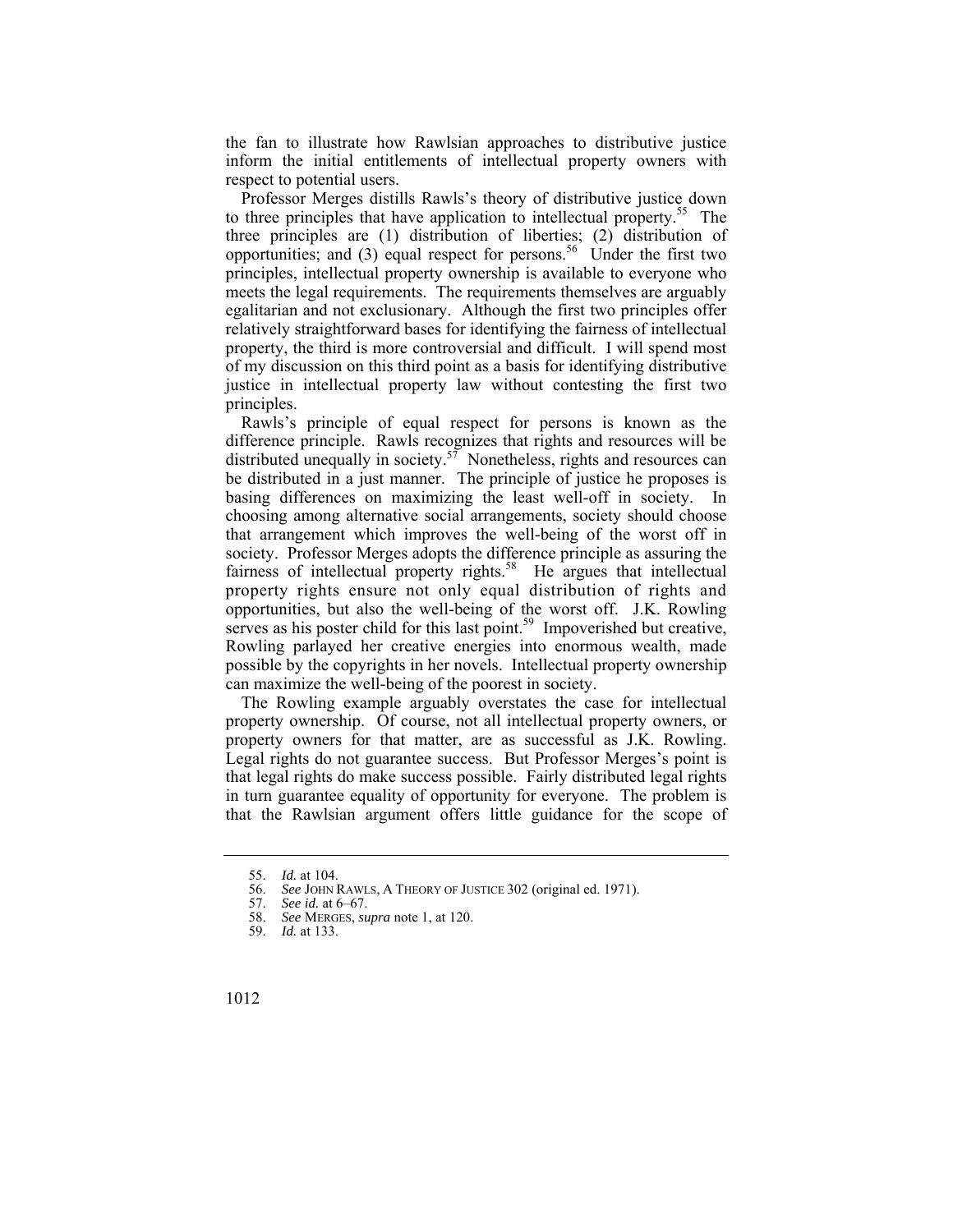the fan to illustrate how Rawlsian approaches to distributive justice inform the initial entitlements of intellectual property owners with respect to potential users.

Professor Merges distills Rawls's theory of distributive justice down to three principles that have application to intellectual property.[55] The three principles are (1) distribution of liberties; (2) distribution of opportunities; and (3) equal respect for persons.[56] Under the first two principles, intellectual property ownership is available to everyone who meets the legal requirements. The requirements themselves are arguably egalitarian and not exclusionary. Although the first two principles offer relatively straightforward bases for identifying the fairness of intellectual property, the third is more controversial and difficult. I will spend most of my discussion on this third point as a basis for identifying distributive justice in intellectual property law without contesting the first two principles.

Rawls's principle of equal respect for persons is known as the difference principle. Rawls recognizes that rights and resources will be distributed unequally in society.[57] Nonetheless, rights and resources can be distributed in a just manner. The principle of justice he proposes is basing differences on maximizing the least well-off in society. In choosing among alternative social arrangements, society should choose that arrangement which improves the well-being of the worst off in society. Professor Merges adopts the difference principle as assuring the fairness of intellectual property rights.[58] He argues that intellectual property rights ensure not only equal distribution of rights and opportunities, but also the well-being of the worst off. J.K. Rowling serves as his poster child for this last point.[59] Impoverished but creative, Rowling parlayed her creative energies into enormous wealth, made possible by the copyrights in her novels. Intellectual property ownership can maximize the well-being of the poorest in society.

The Rowling example arguably overstates the case for intellectual property ownership. Of course, not all intellectual property owners, or property owners for that matter, are as successful as J.K. Rowling. Legal rights do not guarantee success. But Professor Merges's point is that legal rights do make success possible. Fairly distributed legal rights in turn guarantee equality of opportunity for everyone. The problem is that the Rawlsian argument offers little guidance for the scope of

55. *Id.* at 104.

56. *See* JOHN RAWLS, A THEORY OF JUSTICE 302 (original ed. 1971).

57. *See id.* at 6–67.

58. *See* MERGES, *supra* note 1, at 120.

59. *Id.* at 133.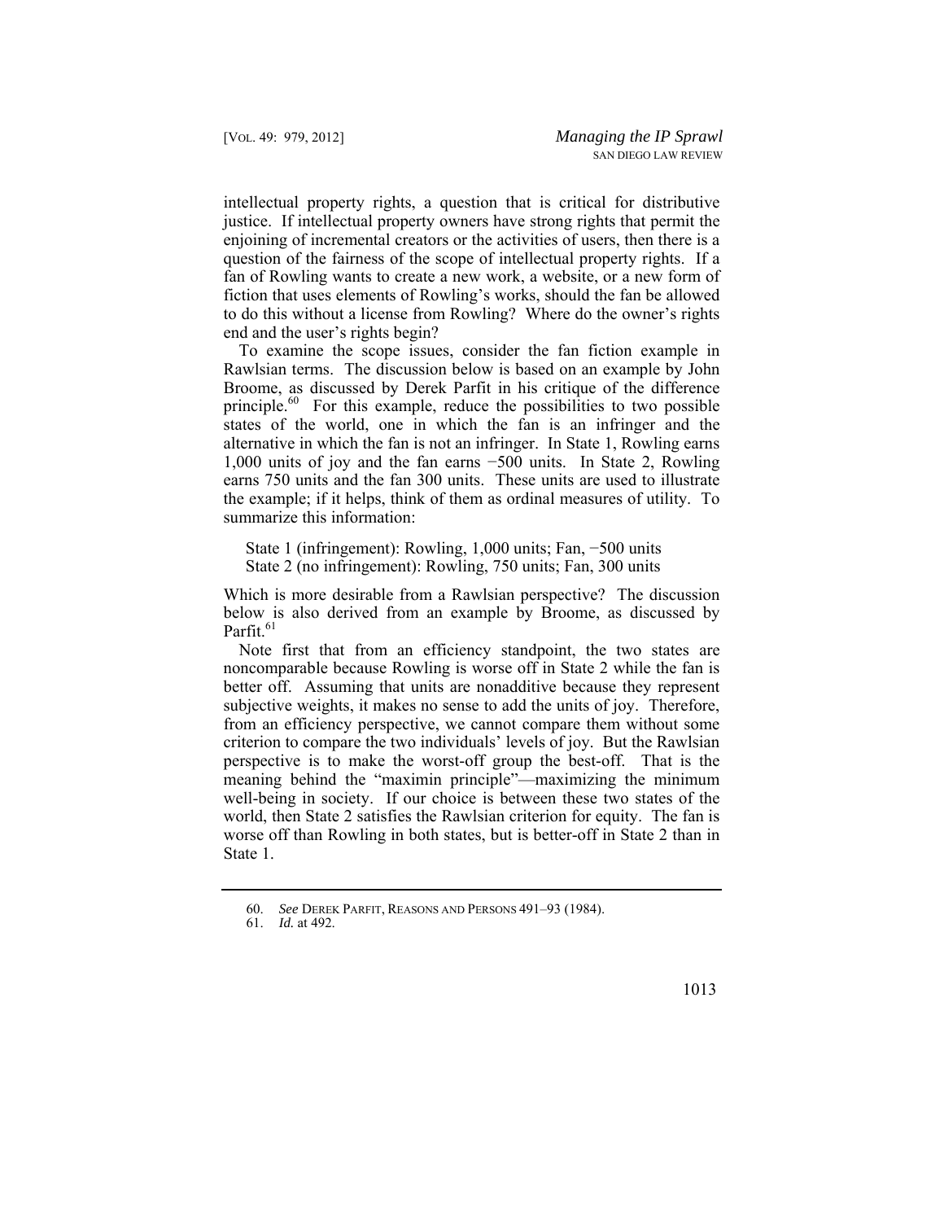intellectual property rights, a question that is critical for distributive justice. If intellectual property owners have strong rights that permit the enjoining of incremental creators or the activities of users, then there is a question of the fairness of the scope of intellectual property rights. If a fan of Rowling wants to create a new work, a website, or a new form of fiction that uses elements of Rowling's works, should the fan be allowed to do this without a license from Rowling? Where do the owner's rights end and the user's rights begin?

To examine the scope issues, consider the fan fiction example in Rawlsian terms. The discussion below is based on an example by John Broome, as discussed by Derek Parfit in his critique of the difference principle.[60] For this example, reduce the possibilities to two possible states of the world, one in which the fan is an infringer and the alternative in which the fan is not an infringer. In State 1, Rowling earns 1,000 units of joy and the fan earns −500 units. In State 2, Rowling earns 750 units and the fan 300 units. These units are used to illustrate the example; if it helps, think of them as ordinal measures of utility. To summarize this information:

State 1 (infringement): Rowling, 1,000 units; Fan, −500 units
State 2 (no infringement): Rowling, 750 units; Fan, 300 units

Which is more desirable from a Rawlsian perspective? The discussion below is also derived from an example by Broome, as discussed by Parfit.[61]

Note first that from an efficiency standpoint, the two states are noncomparable because Rowling is worse off in State 2 while the fan is better off. Assuming that units are nonadditive because they represent subjective weights, it makes no sense to add the units of joy. Therefore, from an efficiency perspective, we cannot compare them without some criterion to compare the two individuals' levels of joy. But the Rawlsian perspective is to make the worst-off group the best-off. That is the meaning behind the "maximin principle"—maximizing the minimum well-being in society. If our choice is between these two states of the world, then State 2 satisfies the Rawlsian criterion for equity. The fan is worse off than Rowling in both states, but is better-off in State 2 than in State 1.

---

60. *See* DEREK PARFIT, REASONS AND PERSONS 491–93 (1984).
61. *Id.* at 492.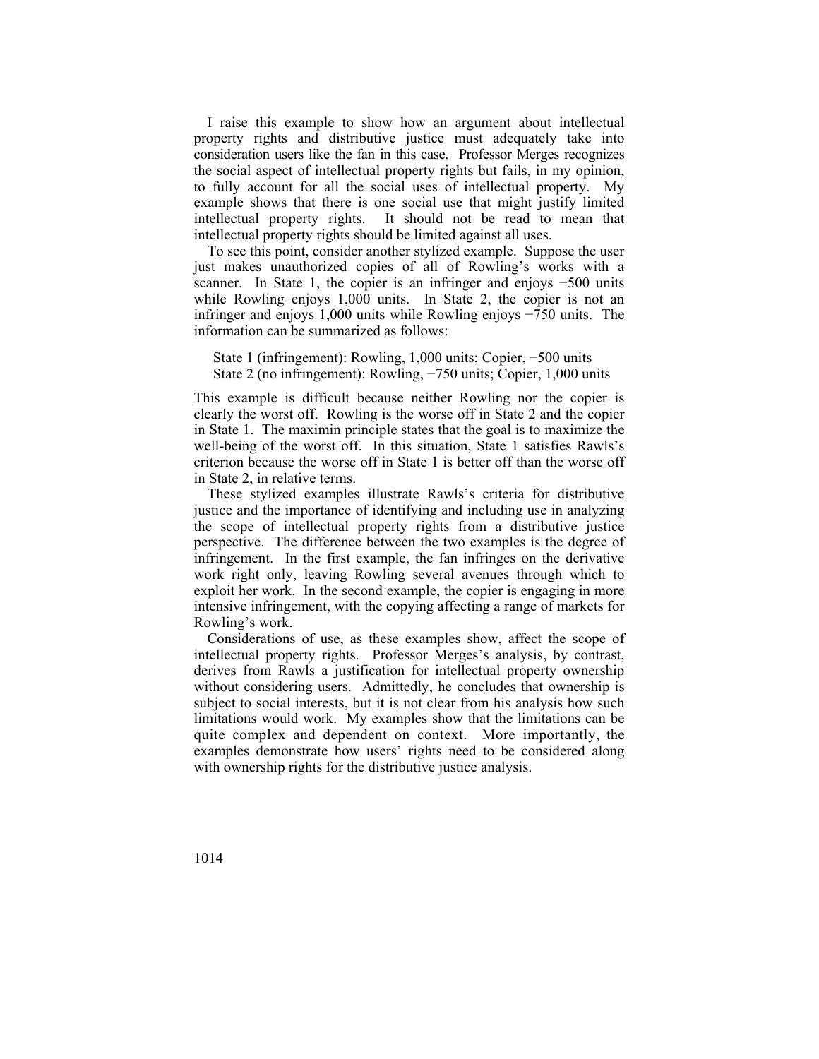I raise this example to show how an argument about intellectual property rights and distributive justice must adequately take into consideration users like the fan in this case. Professor Merges recognizes the social aspect of intellectual property rights but fails, in my opinion, to fully account for all the social uses of intellectual property. My example shows that there is one social use that might justify limited intellectual property rights. It should not be read to mean that intellectual property rights should be limited against all uses.

To see this point, consider another stylized example. Suppose the user just makes unauthorized copies of all of Rowling's works with a scanner. In State 1, the copier is an infringer and enjoys −500 units while Rowling enjoys 1,000 units. In State 2, the copier is not an infringer and enjoys 1,000 units while Rowling enjoys −750 units. The information can be summarized as follows:

> State 1 (infringement): Rowling, 1,000 units; Copier, −500 units
> State 2 (no infringement): Rowling, −750 units; Copier, 1,000 units

This example is difficult because neither Rowling nor the copier is clearly the worst off. Rowling is the worse off in State 2 and the copier in State 1. The maximin principle states that the goal is to maximize the well-being of the worst off. In this situation, State 1 satisfies Rawls's criterion because the worse off in State 1 is better off than the worse off in State 2, in relative terms.

These stylized examples illustrate Rawls's criteria for distributive justice and the importance of identifying and including use in analyzing the scope of intellectual property rights from a distributive justice perspective. The difference between the two examples is the degree of infringement. In the first example, the fan infringes on the derivative work right only, leaving Rowling several avenues through which to exploit her work. In the second example, the copier is engaging in more intensive infringement, with the copying affecting a range of markets for Rowling's work.

Considerations of use, as these examples show, affect the scope of intellectual property rights. Professor Merges's analysis, by contrast, derives from Rawls a justification for intellectual property ownership without considering users. Admittedly, he concludes that ownership is subject to social interests, but it is not clear from his analysis how such limitations would work. My examples show that the limitations can be quite complex and dependent on context. More importantly, the examples demonstrate how users' rights need to be considered along with ownership rights for the distributive justice analysis.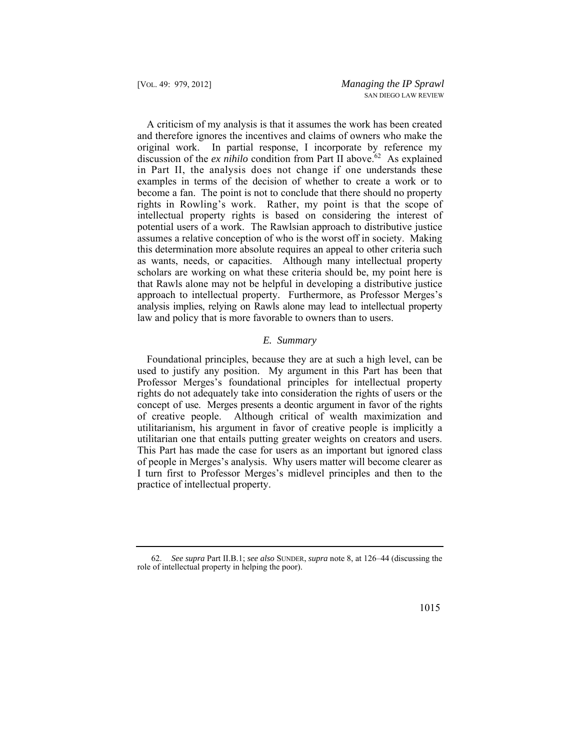A criticism of my analysis is that it assumes the work has been created and therefore ignores the incentives and claims of owners who make the original work. In partial response, I incorporate by reference my discussion of the *ex nihilo* condition from Part II above.[62] As explained in Part II, the analysis does not change if one understands these examples in terms of the decision of whether to create a work or to become a fan. The point is not to conclude that there should no property rights in Rowling's work. Rather, my point is that the scope of intellectual property rights is based on considering the interest of potential users of a work. The Rawlsian approach to distributive justice assumes a relative conception of who is the worst off in society. Making this determination more absolute requires an appeal to other criteria such as wants, needs, or capacities. Although many intellectual property scholars are working on what these criteria should be, my point here is that Rawls alone may not be helpful in developing a distributive justice approach to intellectual property. Furthermore, as Professor Merges's analysis implies, relying on Rawls alone may lead to intellectual property law and policy that is more favorable to owners than to users.

### *E. Summary*

Foundational principles, because they are at such a high level, can be used to justify any position. My argument in this Part has been that Professor Merges's foundational principles for intellectual property rights do not adequately take into consideration the rights of users or the concept of use. Merges presents a deontic argument in favor of the rights of creative people. Although critical of wealth maximization and utilitarianism, his argument in favor of creative people is implicitly a utilitarian one that entails putting greater weights on creators and users. This Part has made the case for users as an important but ignored class of people in Merges's analysis. Why users matter will become clearer as I turn first to Professor Merges's midlevel principles and then to the practice of intellectual property.

---

62. *See supra* Part II.B.1; *see also* SUNDER, *supra* note 8, at 126–44 (discussing the role of intellectual property in helping the poor).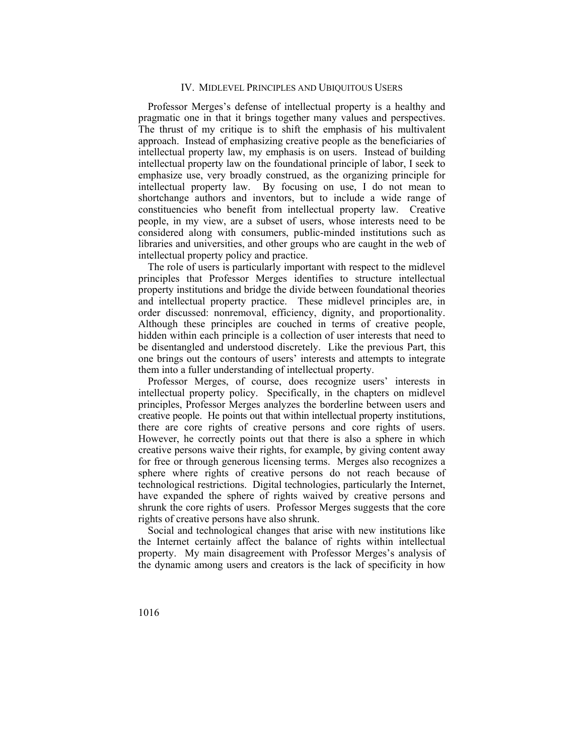## IV. MIDLEVEL PRINCIPLES AND UBIQUITOUS USERS

Professor Merges's defense of intellectual property is a healthy and pragmatic one in that it brings together many values and perspectives. The thrust of my critique is to shift the emphasis of his multivalent approach. Instead of emphasizing creative people as the beneficiaries of intellectual property law, my emphasis is on users. Instead of building intellectual property law on the foundational principle of labor, I seek to emphasize use, very broadly construed, as the organizing principle for intellectual property law. By focusing on use, I do not mean to shortchange authors and inventors, but to include a wide range of constituencies who benefit from intellectual property law. Creative people, in my view, are a subset of users, whose interests need to be considered along with consumers, public-minded institutions such as libraries and universities, and other groups who are caught in the web of intellectual property policy and practice.

The role of users is particularly important with respect to the midlevel principles that Professor Merges identifies to structure intellectual property institutions and bridge the divide between foundational theories and intellectual property practice. These midlevel principles are, in order discussed: nonremoval, efficiency, dignity, and proportionality. Although these principles are couched in terms of creative people, hidden within each principle is a collection of user interests that need to be disentangled and understood discretely. Like the previous Part, this one brings out the contours of users' interests and attempts to integrate them into a fuller understanding of intellectual property.

Professor Merges, of course, does recognize users' interests in intellectual property policy. Specifically, in the chapters on midlevel principles, Professor Merges analyzes the borderline between users and creative people. He points out that within intellectual property institutions, there are core rights of creative persons and core rights of users. However, he correctly points out that there is also a sphere in which creative persons waive their rights, for example, by giving content away for free or through generous licensing terms. Merges also recognizes a sphere where rights of creative persons do not reach because of technological restrictions. Digital technologies, particularly the Internet, have expanded the sphere of rights waived by creative persons and shrunk the core rights of users. Professor Merges suggests that the core rights of creative persons have also shrunk.

Social and technological changes that arise with new institutions like the Internet certainly affect the balance of rights within intellectual property. My main disagreement with Professor Merges's analysis of the dynamic among users and creators is the lack of specificity in how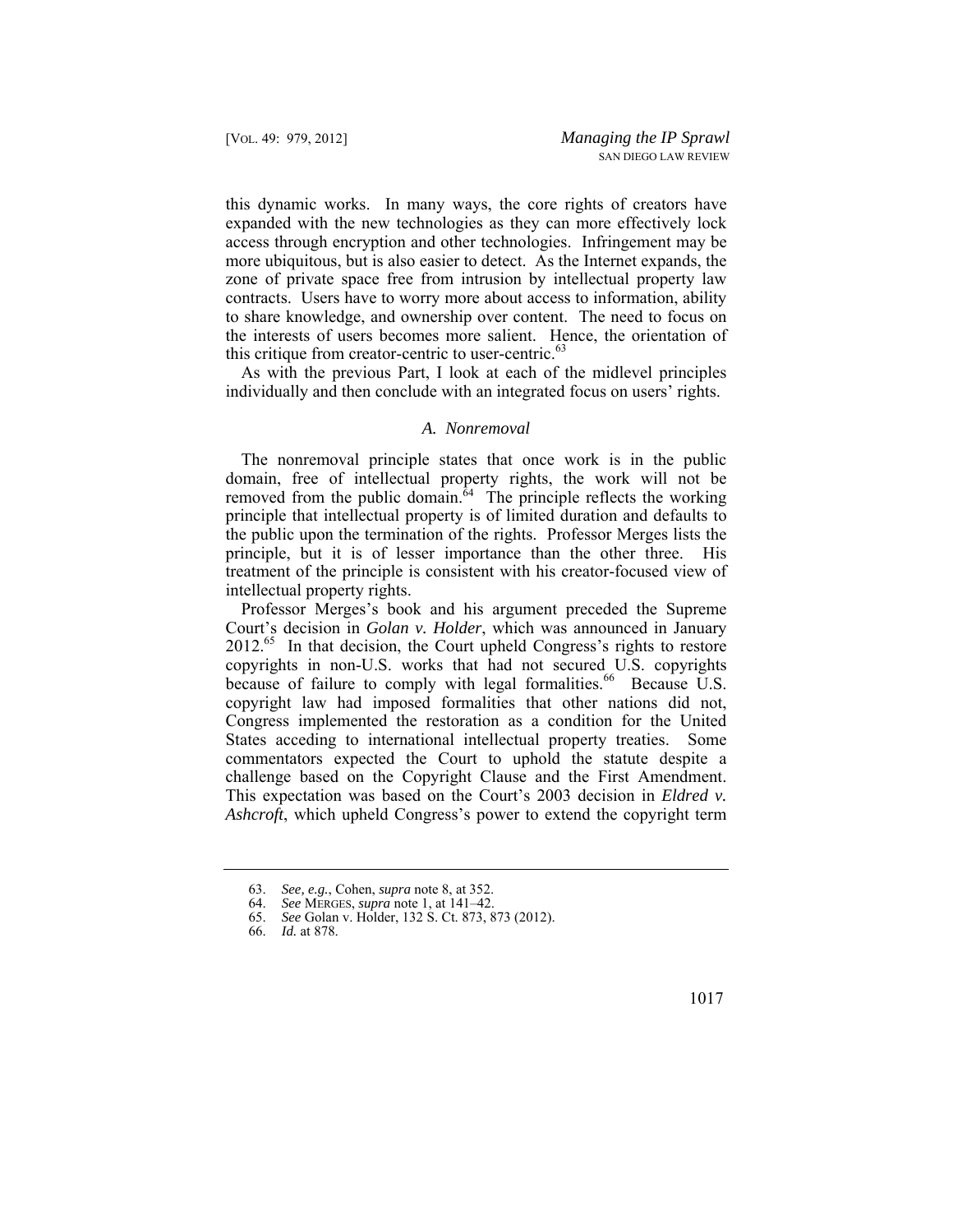this dynamic works. In many ways, the core rights of creators have expanded with the new technologies as they can more effectively lock access through encryption and other technologies. Infringement may be more ubiquitous, but is also easier to detect. As the Internet expands, the zone of private space free from intrusion by intellectual property law contracts. Users have to worry more about access to information, ability to share knowledge, and ownership over content. The need to focus on the interests of users becomes more salient. Hence, the orientation of this critique from creator-centric to user-centric.[63]

As with the previous Part, I look at each of the midlevel principles individually and then conclude with an integrated focus on users' rights.

### *A. Nonremoval*

The nonremoval principle states that once work is in the public domain, free of intellectual property rights, the work will not be removed from the public domain.[64] The principle reflects the working principle that intellectual property is of limited duration and defaults to the public upon the termination of the rights. Professor Merges lists the principle, but it is of lesser importance than the other three. His treatment of the principle is consistent with his creator-focused view of intellectual property rights.

Professor Merges's book and his argument preceded the Supreme Court's decision in *Golan v. Holder*, which was announced in January 2012.[65] In that decision, the Court upheld Congress's rights to restore copyrights in non-U.S. works that had not secured U.S. copyrights because of failure to comply with legal formalities.[66] Because U.S. copyright law had imposed formalities that other nations did not, Congress implemented the restoration as a condition for the United States acceding to international intellectual property treaties. Some commentators expected the Court to uphold the statute despite a challenge based on the Copyright Clause and the First Amendment. This expectation was based on the Court's 2003 decision in *Eldred v. Ashcroft*, which upheld Congress's power to extend the copyright term

---

63. *See, e.g.*, Cohen, *supra* note 8, at 352.
64. *See* MERGES, *supra* note 1, at 141–42.
65. *See* Golan v. Holder, 132 S. Ct. 873, 873 (2012).
66. *Id.* at 878.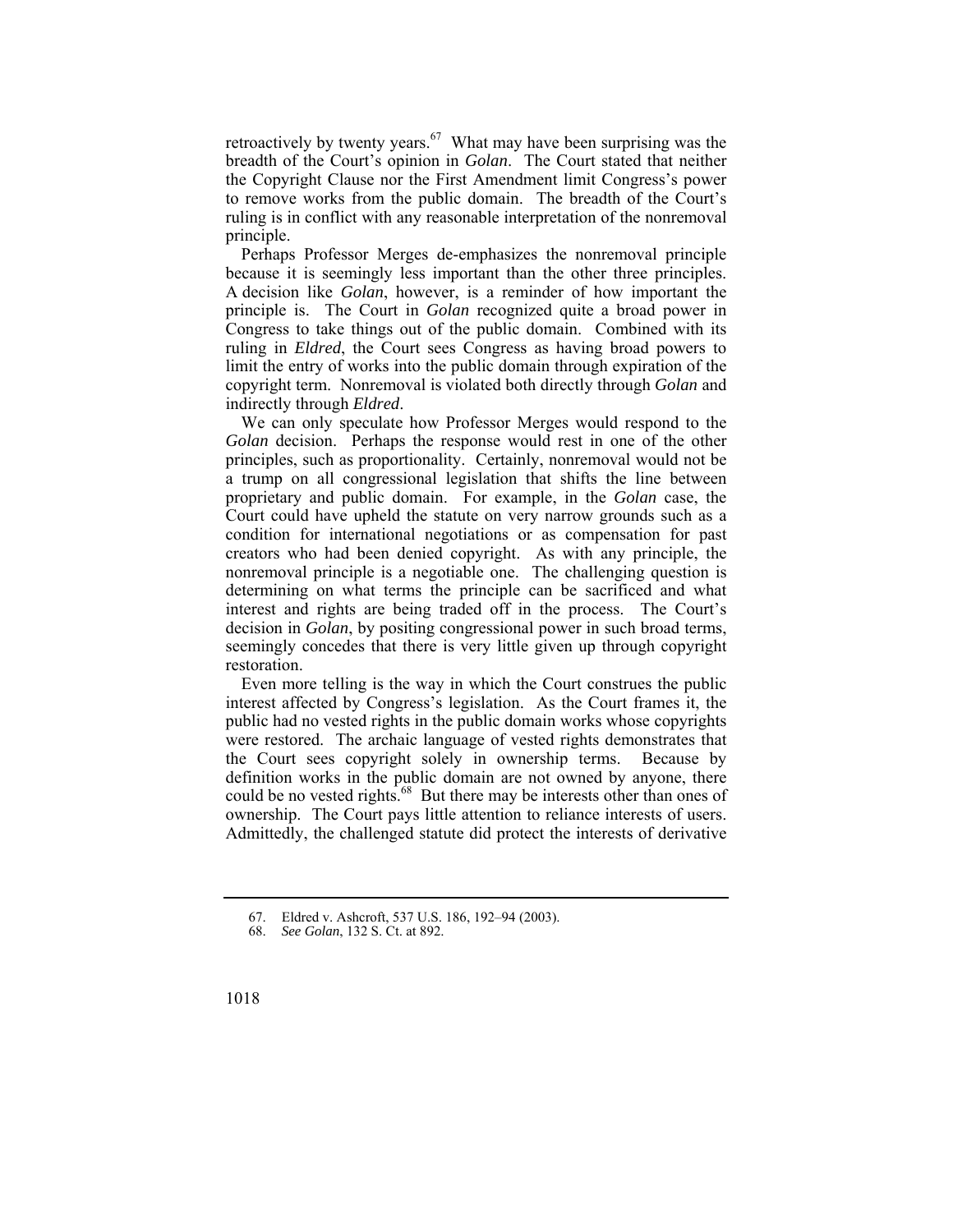retroactively by twenty years.[67] What may have been surprising was the breadth of the Court's opinion in *Golan*. The Court stated that neither the Copyright Clause nor the First Amendment limit Congress's power to remove works from the public domain. The breadth of the Court's ruling is in conflict with any reasonable interpretation of the nonremoval principle.

Perhaps Professor Merges de-emphasizes the nonremoval principle because it is seemingly less important than the other three principles. A decision like *Golan*, however, is a reminder of how important the principle is. The Court in *Golan* recognized quite a broad power in Congress to take things out of the public domain. Combined with its ruling in *Eldred*, the Court sees Congress as having broad powers to limit the entry of works into the public domain through expiration of the copyright term. Nonremoval is violated both directly through *Golan* and indirectly through *Eldred*.

We can only speculate how Professor Merges would respond to the *Golan* decision. Perhaps the response would rest in one of the other principles, such as proportionality. Certainly, nonremoval would not be a trump on all congressional legislation that shifts the line between proprietary and public domain. For example, in the *Golan* case, the Court could have upheld the statute on very narrow grounds such as a condition for international negotiations or as compensation for past creators who had been denied copyright. As with any principle, the nonremoval principle is a negotiable one. The challenging question is determining on what terms the principle can be sacrificed and what interest and rights are being traded off in the process. The Court's decision in *Golan*, by positing congressional power in such broad terms, seemingly concedes that there is very little given up through copyright restoration.

Even more telling is the way in which the Court construes the public interest affected by Congress's legislation. As the Court frames it, the public had no vested rights in the public domain works whose copyrights were restored. The archaic language of vested rights demonstrates that the Court sees copyright solely in ownership terms. Because by definition works in the public domain are not owned by anyone, there could be no vested rights.[68] But there may be interests other than ones of ownership. The Court pays little attention to reliance interests of users. Admittedly, the challenged statute did protect the interests of derivative

---

67. Eldred v. Ashcroft, 537 U.S. 186, 192–94 (2003).

68. *See Golan*, 132 S. Ct. at 892.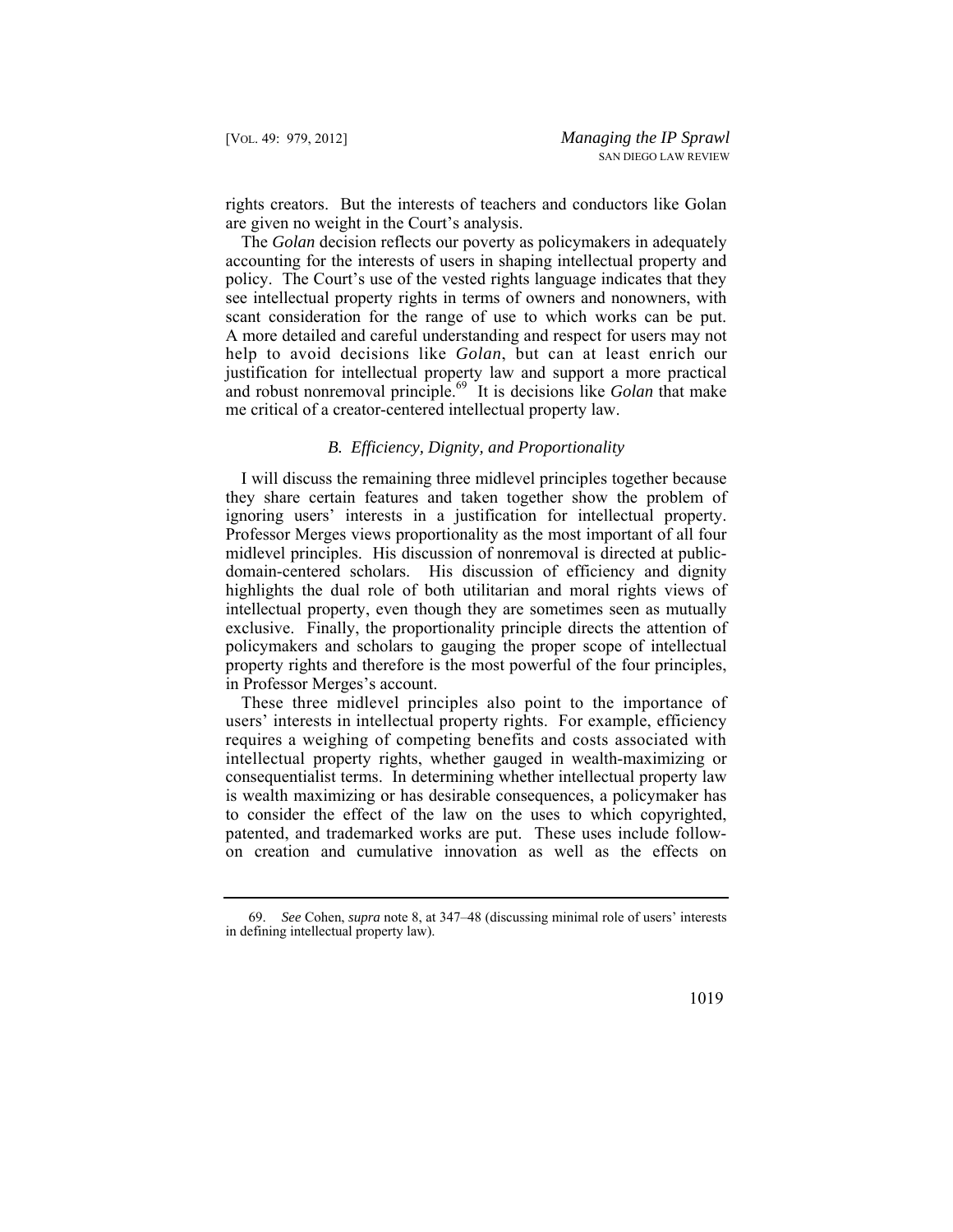rights creators. But the interests of teachers and conductors like Golan are given no weight in the Court's analysis.

The *Golan* decision reflects our poverty as policymakers in adequately accounting for the interests of users in shaping intellectual property and policy. The Court's use of the vested rights language indicates that they see intellectual property rights in terms of owners and nonowners, with scant consideration for the range of use to which works can be put. A more detailed and careful understanding and respect for users may not help to avoid decisions like *Golan*, but can at least enrich our justification for intellectual property law and support a more practical and robust nonremoval principle.[69] It is decisions like *Golan* that make me critical of a creator-centered intellectual property law.

### *B. Efficiency, Dignity, and Proportionality*

I will discuss the remaining three midlevel principles together because they share certain features and taken together show the problem of ignoring users' interests in a justification for intellectual property. Professor Merges views proportionality as the most important of all four midlevel principles. His discussion of nonremoval is directed at public-domain-centered scholars. His discussion of efficiency and dignity highlights the dual role of both utilitarian and moral rights views of intellectual property, even though they are sometimes seen as mutually exclusive. Finally, the proportionality principle directs the attention of policymakers and scholars to gauging the proper scope of intellectual property rights and therefore is the most powerful of the four principles, in Professor Merges's account.

These three midlevel principles also point to the importance of users' interests in intellectual property rights. For example, efficiency requires a weighing of competing benefits and costs associated with intellectual property rights, whether gauged in wealth-maximizing or consequentialist terms. In determining whether intellectual property law is wealth maximizing or has desirable consequences, a policymaker has to consider the effect of the law on the uses to which copyrighted, patented, and trademarked works are put. These uses include follow-on creation and cumulative innovation as well as the effects on

---

69. *See* Cohen, *supra* note 8, at 347–48 (discussing minimal role of users' interests in defining intellectual property law).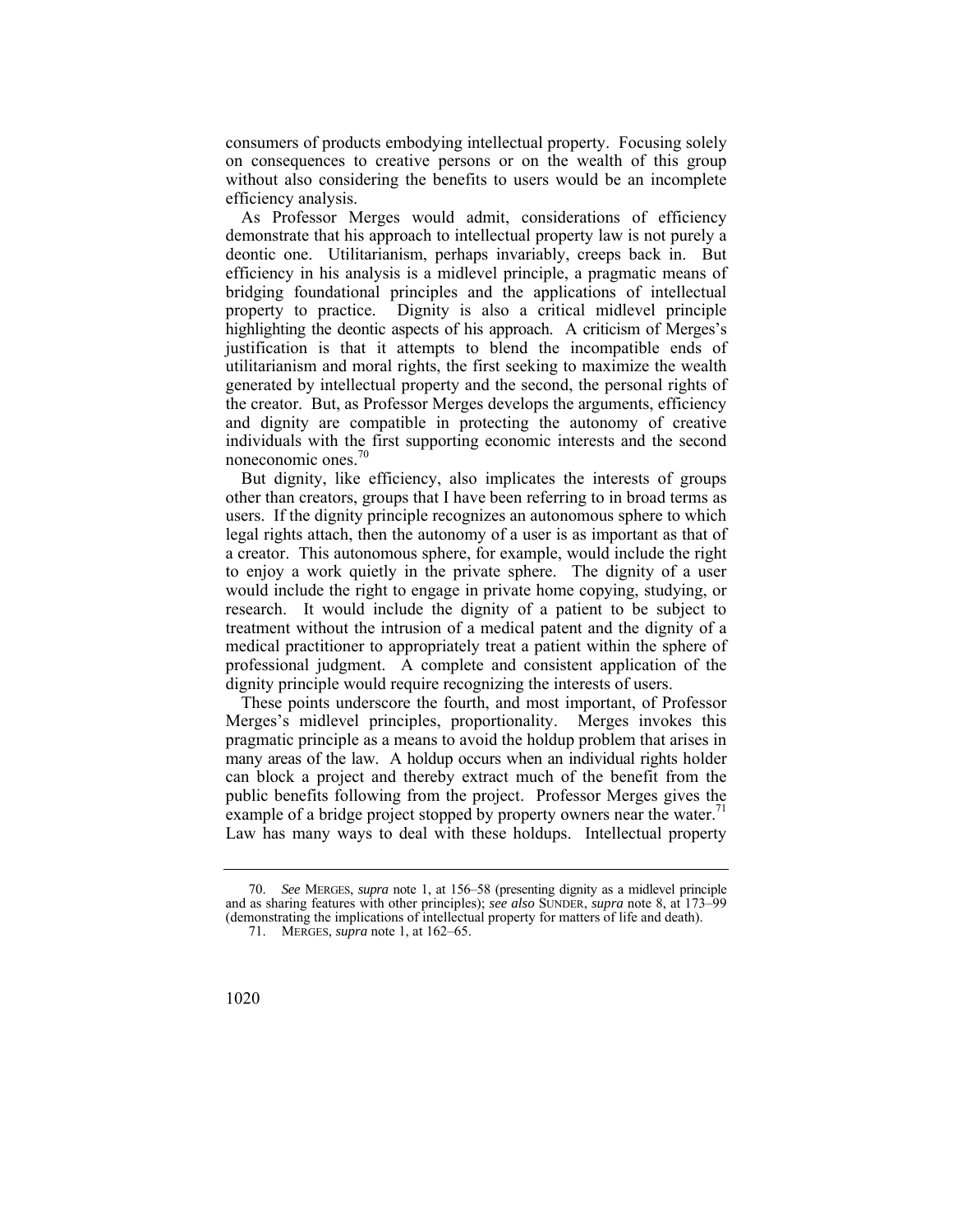consumers of products embodying intellectual property. Focusing solely on consequences to creative persons or on the wealth of this group without also considering the benefits to users would be an incomplete efficiency analysis.

As Professor Merges would admit, considerations of efficiency demonstrate that his approach to intellectual property law is not purely a deontic one. Utilitarianism, perhaps invariably, creeps back in. But efficiency in his analysis is a midlevel principle, a pragmatic means of bridging foundational principles and the applications of intellectual property to practice. Dignity is also a critical midlevel principle highlighting the deontic aspects of his approach. A criticism of Merges's justification is that it attempts to blend the incompatible ends of utilitarianism and moral rights, the first seeking to maximize the wealth generated by intellectual property and the second, the personal rights of the creator. But, as Professor Merges develops the arguments, efficiency and dignity are compatible in protecting the autonomy of creative individuals with the first supporting economic interests and the second noneconomic ones.[70]

But dignity, like efficiency, also implicates the interests of groups other than creators, groups that I have been referring to in broad terms as users. If the dignity principle recognizes an autonomous sphere to which legal rights attach, then the autonomy of a user is as important as that of a creator. This autonomous sphere, for example, would include the right to enjoy a work quietly in the private sphere. The dignity of a user would include the right to engage in private home copying, studying, or research. It would include the dignity of a patient to be subject to treatment without the intrusion of a medical patent and the dignity of a medical practitioner to appropriately treat a patient within the sphere of professional judgment. A complete and consistent application of the dignity principle would require recognizing the interests of users.

These points underscore the fourth, and most important, of Professor Merges's midlevel principles, proportionality. Merges invokes this pragmatic principle as a means to avoid the holdup problem that arises in many areas of the law. A holdup occurs when an individual rights holder can block a project and thereby extract much of the benefit from the public benefits following from the project. Professor Merges gives the example of a bridge project stopped by property owners near the water.[71] Law has many ways to deal with these holdups. Intellectual property

---

70. *See* MERGES, *supra* note 1, at 156–58 (presenting dignity as a midlevel principle and as sharing features with other principles); *see also* SUNDER, *supra* note 8, at 173–99 (demonstrating the implications of intellectual property for matters of life and death).

71. MERGES, *supra* note 1, at 162–65.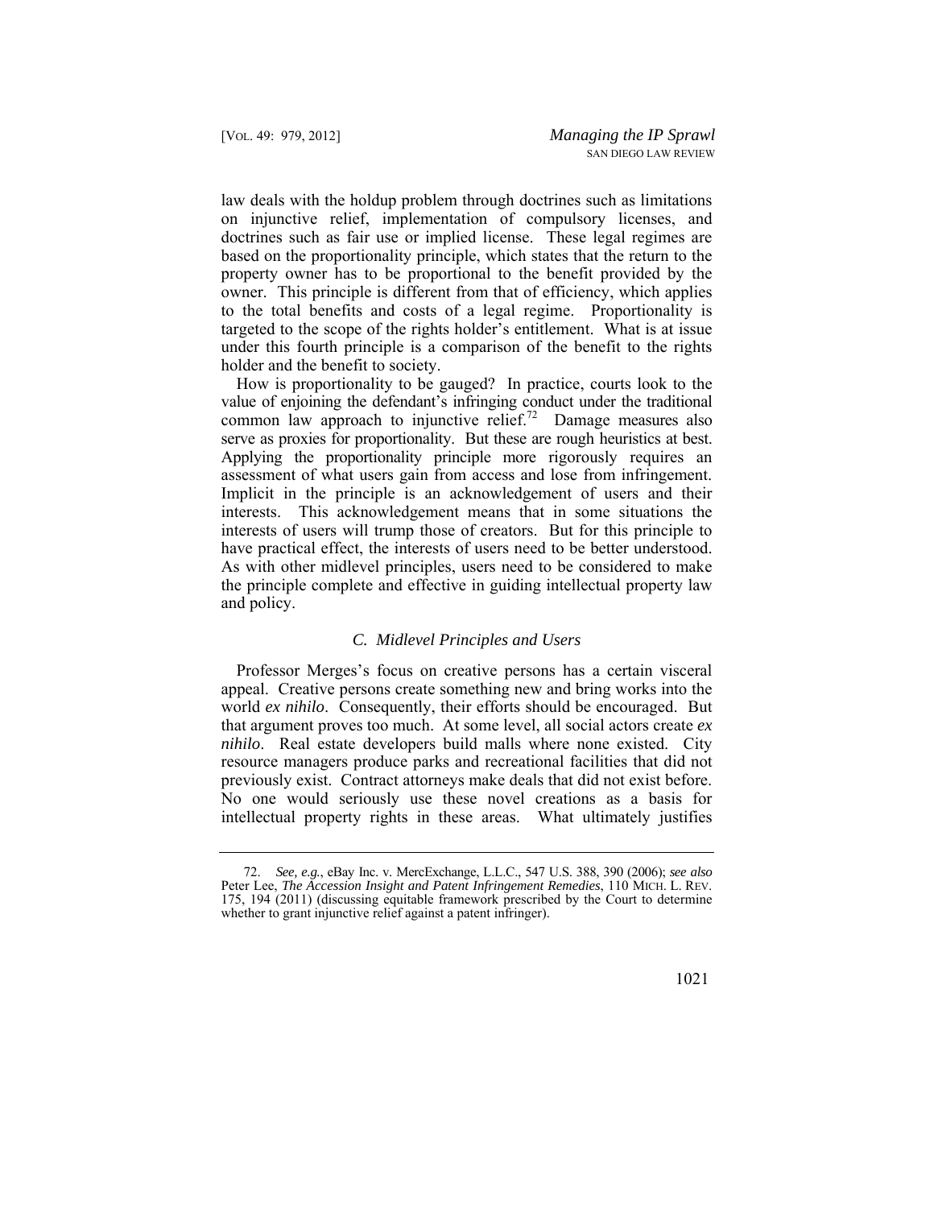law deals with the holdup problem through doctrines such as limitations on injunctive relief, implementation of compulsory licenses, and doctrines such as fair use or implied license. These legal regimes are based on the proportionality principle, which states that the return to the property owner has to be proportional to the benefit provided by the owner. This principle is different from that of efficiency, which applies to the total benefits and costs of a legal regime. Proportionality is targeted to the scope of the rights holder's entitlement. What is at issue under this fourth principle is a comparison of the benefit to the rights holder and the benefit to society.

How is proportionality to be gauged? In practice, courts look to the value of enjoining the defendant's infringing conduct under the traditional common law approach to injunctive relief.[72] Damage measures also serve as proxies for proportionality. But these are rough heuristics at best. Applying the proportionality principle more rigorously requires an assessment of what users gain from access and lose from infringement. Implicit in the principle is an acknowledgement of users and their interests. This acknowledgement means that in some situations the interests of users will trump those of creators. But for this principle to have practical effect, the interests of users need to be better understood. As with other midlevel principles, users need to be considered to make the principle complete and effective in guiding intellectual property law and policy.

### *C. Midlevel Principles and Users*

Professor Merges's focus on creative persons has a certain visceral appeal. Creative persons create something new and bring works into the world *ex nihilo*. Consequently, their efforts should be encouraged. But that argument proves too much. At some level, all social actors create *ex nihilo*. Real estate developers build malls where none existed. City resource managers produce parks and recreational facilities that did not previously exist. Contract attorneys make deals that did not exist before. No one would seriously use these novel creations as a basis for intellectual property rights in these areas. What ultimately justifies

---

72. *See, e.g.*, eBay Inc. v. MercExchange, L.L.C., 547 U.S. 388, 390 (2006); *see also* Peter Lee, *The Accession Insight and Patent Infringement Remedies*, 110 MICH. L. REV. 175, 194 (2011) (discussing equitable framework prescribed by the Court to determine whether to grant injunctive relief against a patent infringer).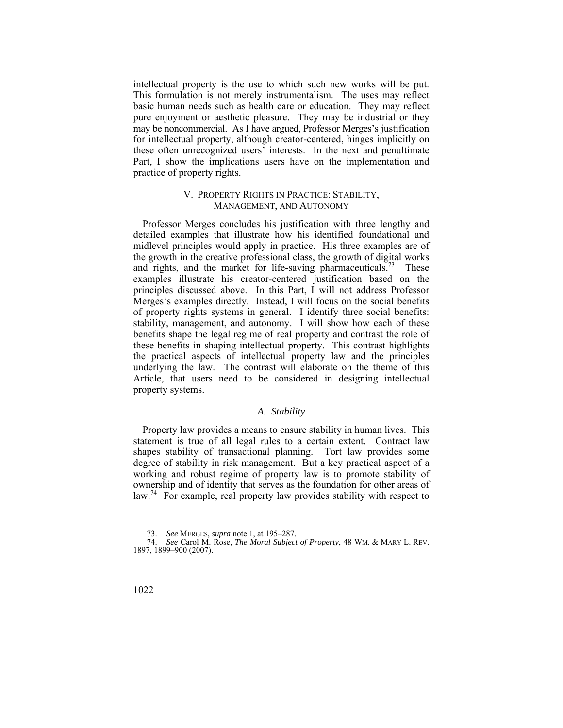intellectual property is the use to which such new works will be put. This formulation is not merely instrumentalism. The uses may reflect basic human needs such as health care or education. They may reflect pure enjoyment or aesthetic pleasure. They may be industrial or they may be noncommercial. As I have argued, Professor Merges's justification for intellectual property, although creator-centered, hinges implicitly on these often unrecognized users' interests. In the next and penultimate Part, I show the implications users have on the implementation and practice of property rights.

## V. PROPERTY RIGHTS IN PRACTICE: STABILITY, MANAGEMENT, AND AUTONOMY

Professor Merges concludes his justification with three lengthy and detailed examples that illustrate how his identified foundational and midlevel principles would apply in practice. His three examples are of the growth in the creative professional class, the growth of digital works and rights, and the market for life-saving pharmaceuticals.[73] These examples illustrate his creator-centered justification based on the principles discussed above. In this Part, I will not address Professor Merges's examples directly. Instead, I will focus on the social benefits of property rights systems in general. I identify three social benefits: stability, management, and autonomy. I will show how each of these benefits shape the legal regime of real property and contrast the role of these benefits in shaping intellectual property. This contrast highlights the practical aspects of intellectual property law and the principles underlying the law. The contrast will elaborate on the theme of this Article, that users need to be considered in designing intellectual property systems.

### *A. Stability*

Property law provides a means to ensure stability in human lives. This statement is true of all legal rules to a certain extent. Contract law shapes stability of transactional planning. Tort law provides some degree of stability in risk management. But a key practical aspect of a working and robust regime of property law is to promote stability of ownership and of identity that serves as the foundation for other areas of law.[74] For example, real property law provides stability with respect to

---

73. *See* MERGES, *supra* note 1, at 195–287.

74. *See* Carol M. Rose, *The Moral Subject of Property*, 48 WM. & MARY L. REV. 1897, 1899–900 (2007).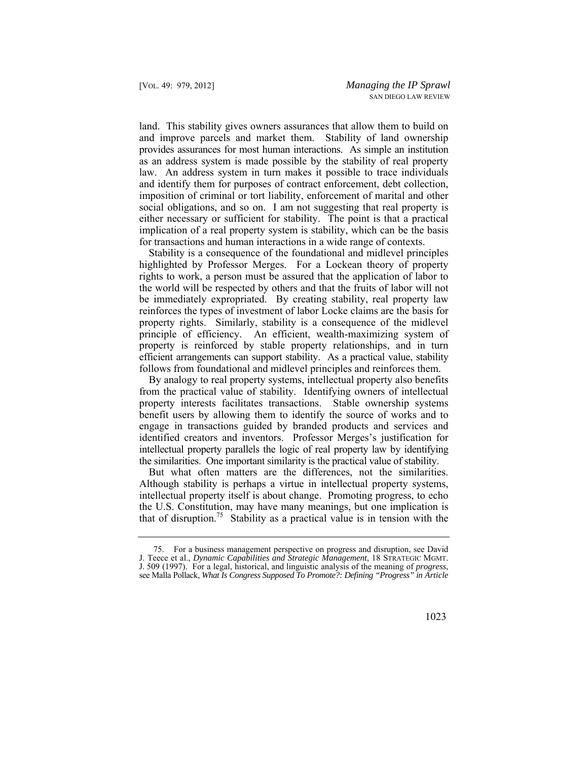land. This stability gives owners assurances that allow them to build on and improve parcels and market them. Stability of land ownership provides assurances for most human interactions. As simple an institution as an address system is made possible by the stability of real property law. An address system in turn makes it possible to trace individuals and identify them for purposes of contract enforcement, debt collection, imposition of criminal or tort liability, enforcement of marital and other social obligations, and so on. I am not suggesting that real property is either necessary or sufficient for stability. The point is that a practical implication of a real property system is stability, which can be the basis for transactions and human interactions in a wide range of contexts.

Stability is a consequence of the foundational and midlevel principles highlighted by Professor Merges. For a Lockean theory of property rights to work, a person must be assured that the application of labor to the world will be respected by others and that the fruits of labor will not be immediately expropriated. By creating stability, real property law reinforces the types of investment of labor Locke claims are the basis for property rights. Similarly, stability is a consequence of the midlevel principle of efficiency. An efficient, wealth-maximizing system of property is reinforced by stable property relationships, and in turn efficient arrangements can support stability. As a practical value, stability follows from foundational and midlevel principles and reinforces them.

By analogy to real property systems, intellectual property also benefits from the practical value of stability. Identifying owners of intellectual property interests facilitates transactions. Stable ownership systems benefit users by allowing them to identify the source of works and to engage in transactions guided by branded products and services and identified creators and inventors. Professor Merges's justification for intellectual property parallels the logic of real property law by identifying the similarities. One important similarity is the practical value of stability.

But what often matters are the differences, not the similarities. Although stability is perhaps a virtue in intellectual property systems, intellectual property itself is about change. Promoting progress, to echo the U.S. Constitution, may have many meanings, but one implication is that of disruption.[75] Stability as a practical value is in tension with the

---

75. For a business management perspective on progress and disruption, see David J. Teece et al., *Dynamic Capabilities and Strategic Management*, 18 STRATEGIC MGMT. J. 509 (1997). For a legal, historical, and linguistic analysis of the meaning of *progress*, see Malla Pollack, *What Is Congress Supposed To Promote?: Defining "Progress" in Article*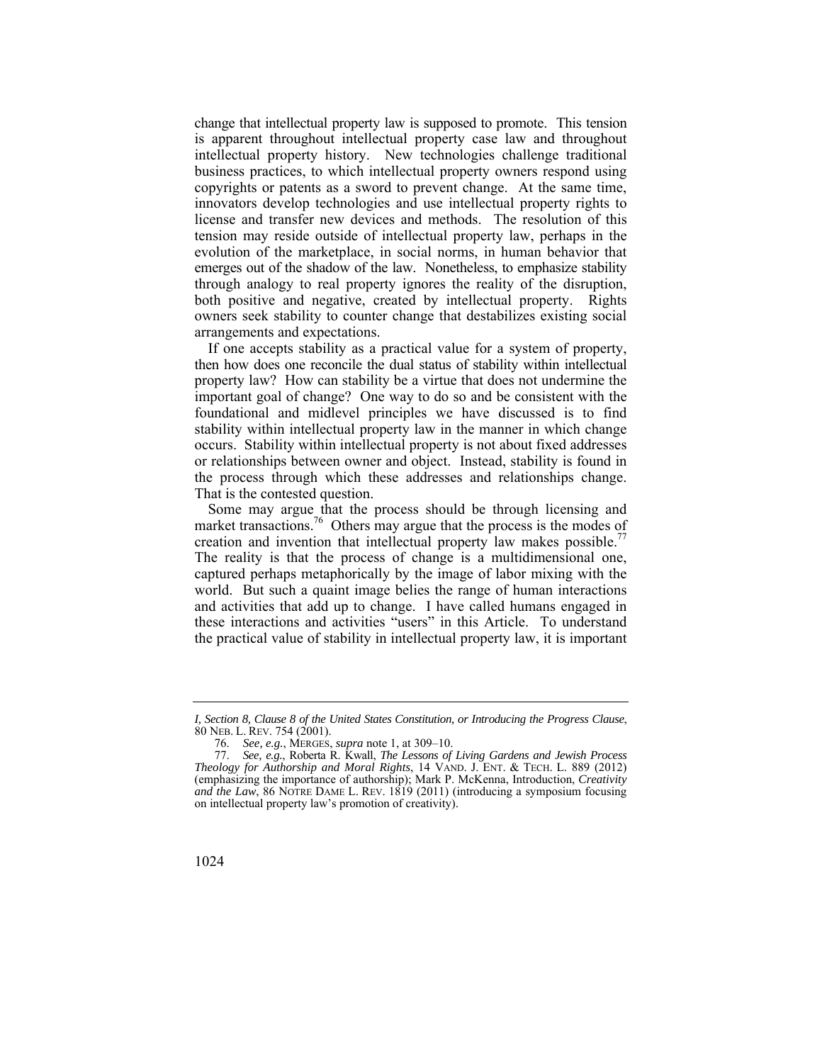change that intellectual property law is supposed to promote. This tension is apparent throughout intellectual property case law and throughout intellectual property history. New technologies challenge traditional business practices, to which intellectual property owners respond using copyrights or patents as a sword to prevent change. At the same time, innovators develop technologies and use intellectual property rights to license and transfer new devices and methods. The resolution of this tension may reside outside of intellectual property law, perhaps in the evolution of the marketplace, in social norms, in human behavior that emerges out of the shadow of the law. Nonetheless, to emphasize stability through analogy to real property ignores the reality of the disruption, both positive and negative, created by intellectual property. Rights owners seek stability to counter change that destabilizes existing social arrangements and expectations.

If one accepts stability as a practical value for a system of property, then how does one reconcile the dual status of stability within intellectual property law? How can stability be a virtue that does not undermine the important goal of change? One way to do so and be consistent with the foundational and midlevel principles we have discussed is to find stability within intellectual property law in the manner in which change occurs. Stability within intellectual property is not about fixed addresses or relationships between owner and object. Instead, stability is found in the process through which these addresses and relationships change. That is the contested question.

Some may argue that the process should be through licensing and market transactions.[76] Others may argue that the process is the modes of creation and invention that intellectual property law makes possible.[77] The reality is that the process of change is a multidimensional one, captured perhaps metaphorically by the image of labor mixing with the world. But such a quaint image belies the range of human interactions and activities that add up to change. I have called humans engaged in these interactions and activities "users" in this Article. To understand the practical value of stability in intellectual property law, it is important

---

*I, Section 8, Clause 8 of the United States Constitution, or Introducing the Progress Clause*, 80 NEB. L. REV. 754 (2001).

76. *See, e.g.*, MERGES, *supra* note 1, at 309–10.

77. *See, e.g.*, Roberta R. Kwall, *The Lessons of Living Gardens and Jewish Process Theology for Authorship and Moral Rights*, 14 VAND. J. ENT. & TECH. L. 889 (2012) (emphasizing the importance of authorship); Mark P. McKenna, Introduction, *Creativity and the Law*, 86 NOTRE DAME L. REV. 1819 (2011) (introducing a symposium focusing on intellectual property law's promotion of creativity).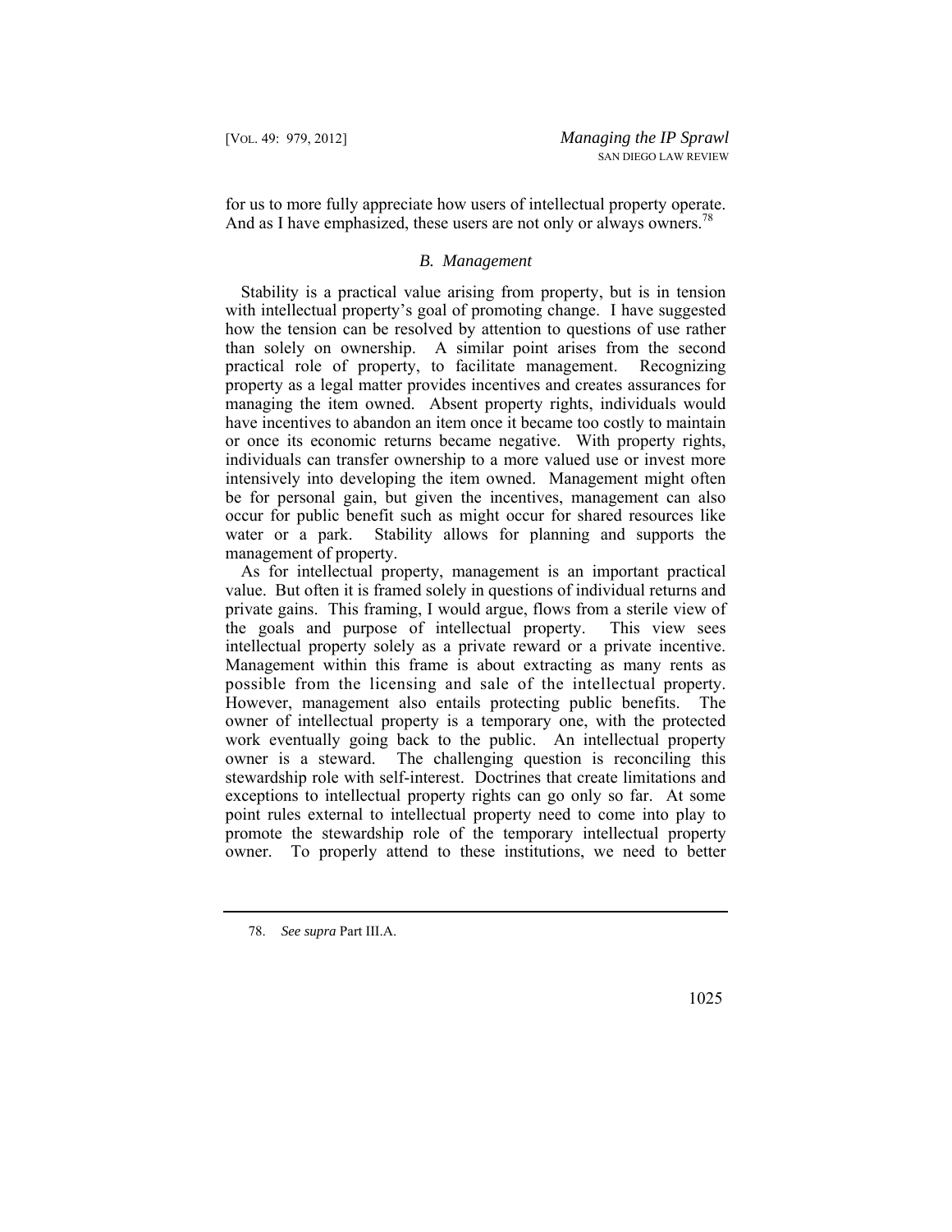for us to more fully appreciate how users of intellectual property operate. And as I have emphasized, these users are not only or always owners.[78]

### *B. Management*

Stability is a practical value arising from property, but is in tension with intellectual property's goal of promoting change. I have suggested how the tension can be resolved by attention to questions of use rather than solely on ownership. A similar point arises from the second practical role of property, to facilitate management. Recognizing property as a legal matter provides incentives and creates assurances for managing the item owned. Absent property rights, individuals would have incentives to abandon an item once it became too costly to maintain or once its economic returns became negative. With property rights, individuals can transfer ownership to a more valued use or invest more intensively into developing the item owned. Management might often be for personal gain, but given the incentives, management can also occur for public benefit such as might occur for shared resources like water or a park. Stability allows for planning and supports the management of property.

As for intellectual property, management is an important practical value. But often it is framed solely in questions of individual returns and private gains. This framing, I would argue, flows from a sterile view of the goals and purpose of intellectual property. This view sees intellectual property solely as a private reward or a private incentive. Management within this frame is about extracting as many rents as possible from the licensing and sale of the intellectual property. However, management also entails protecting public benefits. The owner of intellectual property is a temporary one, with the protected work eventually going back to the public. An intellectual property owner is a steward. The challenging question is reconciling this stewardship role with self-interest. Doctrines that create limitations and exceptions to intellectual property rights can go only so far. At some point rules external to intellectual property need to come into play to promote the stewardship role of the temporary intellectual property owner. To properly attend to these institutions, we need to better

---

78. *See supra* Part III.A.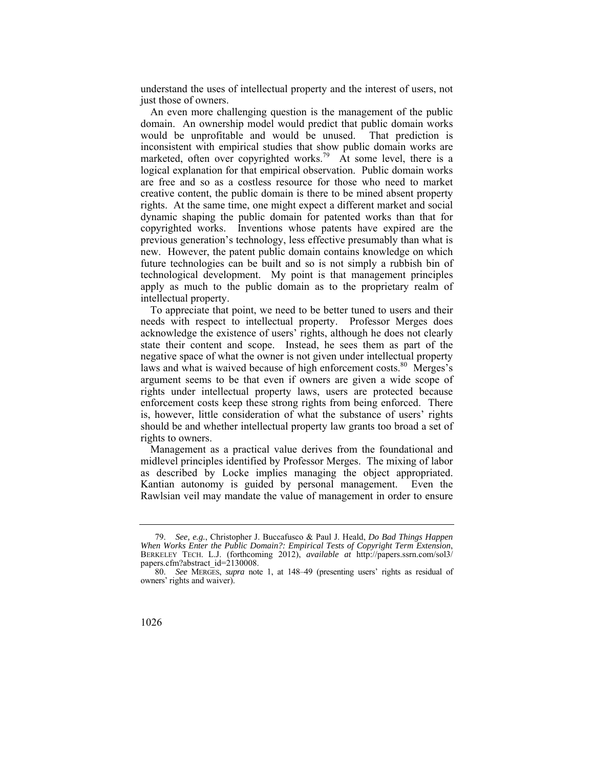understand the uses of intellectual property and the interest of users, not just those of owners.

An even more challenging question is the management of the public domain. An ownership model would predict that public domain works would be unprofitable and would be unused. That prediction is inconsistent with empirical studies that show public domain works are marketed, often over copyrighted works.[79] At some level, there is a logical explanation for that empirical observation. Public domain works are free and so as a costless resource for those who need to market creative content, the public domain is there to be mined absent property rights. At the same time, one might expect a different market and social dynamic shaping the public domain for patented works than that for copyrighted works. Inventions whose patents have expired are the previous generation's technology, less effective presumably than what is new. However, the patent public domain contains knowledge on which future technologies can be built and so is not simply a rubbish bin of technological development. My point is that management principles apply as much to the public domain as to the proprietary realm of intellectual property.

To appreciate that point, we need to be better tuned to users and their needs with respect to intellectual property. Professor Merges does acknowledge the existence of users' rights, although he does not clearly state their content and scope. Instead, he sees them as part of the negative space of what the owner is not given under intellectual property laws and what is waived because of high enforcement costs.[80] Merges's argument seems to be that even if owners are given a wide scope of rights under intellectual property laws, users are protected because enforcement costs keep these strong rights from being enforced. There is, however, little consideration of what the substance of users' rights should be and whether intellectual property law grants too broad a set of rights to owners.

Management as a practical value derives from the foundational and midlevel principles identified by Professor Merges. The mixing of labor as described by Locke implies managing the object appropriated. Kantian autonomy is guided by personal management. Even the Rawlsian veil may mandate the value of management in order to ensure

---

79. *See, e.g.*, Christopher J. Buccafusco & Paul J. Heald, *Do Bad Things Happen When Works Enter the Public Domain?: Empirical Tests of Copyright Term Extension*, BERKELEY TECH. L.J. (forthcoming 2012), *available at* http://papers.ssrn.com/sol3/papers.cfm?abstract_id=2130008.

80. *See* MERGES, *supra* note 1, at 148–49 (presenting users' rights as residual of owners' rights and waiver).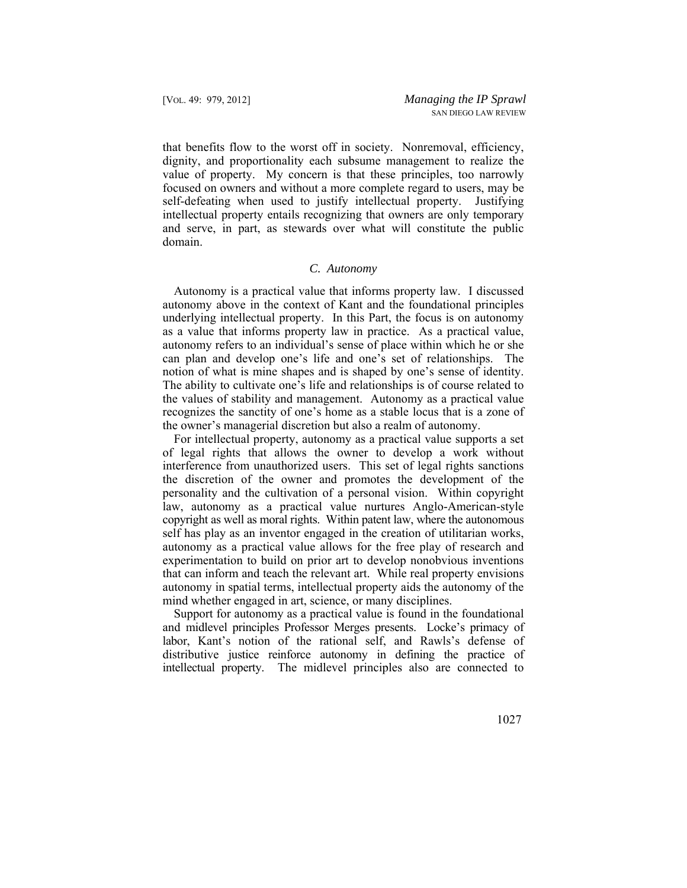that benefits flow to the worst off in society. Nonremoval, efficiency, dignity, and proportionality each subsume management to realize the value of property. My concern is that these principles, too narrowly focused on owners and without a more complete regard to users, may be self-defeating when used to justify intellectual property. Justifying intellectual property entails recognizing that owners are only temporary and serve, in part, as stewards over what will constitute the public domain.

### *C. Autonomy*

Autonomy is a practical value that informs property law. I discussed autonomy above in the context of Kant and the foundational principles underlying intellectual property. In this Part, the focus is on autonomy as a value that informs property law in practice. As a practical value, autonomy refers to an individual's sense of place within which he or she can plan and develop one's life and one's set of relationships. The notion of what is mine shapes and is shaped by one's sense of identity. The ability to cultivate one's life and relationships is of course related to the values of stability and management. Autonomy as a practical value recognizes the sanctity of one's home as a stable locus that is a zone of the owner's managerial discretion but also a realm of autonomy.

For intellectual property, autonomy as a practical value supports a set of legal rights that allows the owner to develop a work without interference from unauthorized users. This set of legal rights sanctions the discretion of the owner and promotes the development of the personality and the cultivation of a personal vision. Within copyright law, autonomy as a practical value nurtures Anglo-American-style copyright as well as moral rights. Within patent law, where the autonomous self has play as an inventor engaged in the creation of utilitarian works, autonomy as a practical value allows for the free play of research and experimentation to build on prior art to develop nonobvious inventions that can inform and teach the relevant art. While real property envisions autonomy in spatial terms, intellectual property aids the autonomy of the mind whether engaged in art, science, or many disciplines.

Support for autonomy as a practical value is found in the foundational and midlevel principles Professor Merges presents. Locke's primacy of labor, Kant's notion of the rational self, and Rawls's defense of distributive justice reinforce autonomy in defining the practice of intellectual property. The midlevel principles also are connected to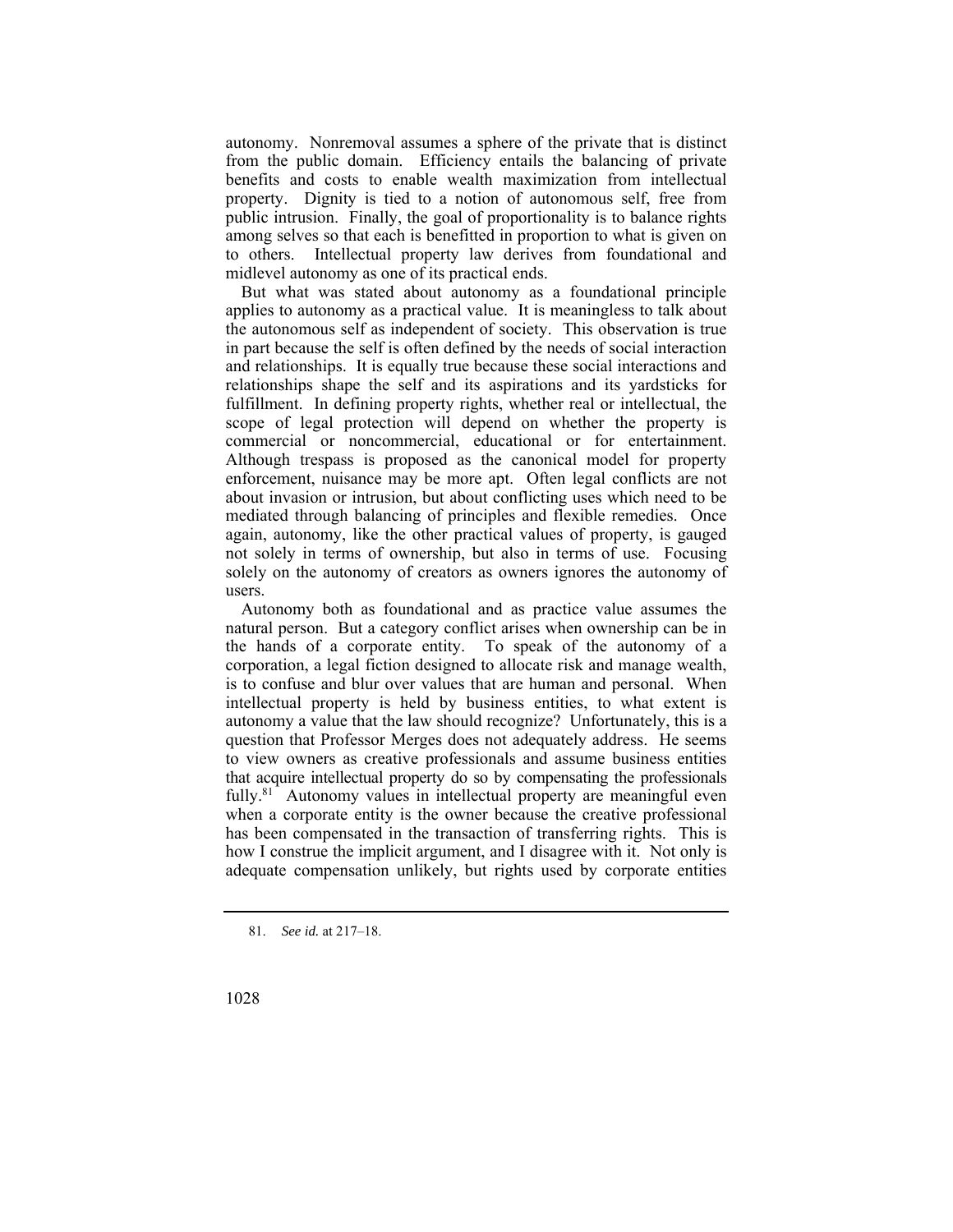autonomy. Nonremoval assumes a sphere of the private that is distinct from the public domain. Efficiency entails the balancing of private benefits and costs to enable wealth maximization from intellectual property. Dignity is tied to a notion of autonomous self, free from public intrusion. Finally, the goal of proportionality is to balance rights among selves so that each is benefitted in proportion to what is given on to others. Intellectual property law derives from foundational and midlevel autonomy as one of its practical ends.

But what was stated about autonomy as a foundational principle applies to autonomy as a practical value. It is meaningless to talk about the autonomous self as independent of society. This observation is true in part because the self is often defined by the needs of social interaction and relationships. It is equally true because these social interactions and relationships shape the self and its aspirations and its yardsticks for fulfillment. In defining property rights, whether real or intellectual, the scope of legal protection will depend on whether the property is commercial or noncommercial, educational or for entertainment. Although trespass is proposed as the canonical model for property enforcement, nuisance may be more apt. Often legal conflicts are not about invasion or intrusion, but about conflicting uses which need to be mediated through balancing of principles and flexible remedies. Once again, autonomy, like the other practical values of property, is gauged not solely in terms of ownership, but also in terms of use. Focusing solely on the autonomy of creators as owners ignores the autonomy of users.

Autonomy both as foundational and as practice value assumes the natural person. But a category conflict arises when ownership can be in the hands of a corporate entity. To speak of the autonomy of a corporation, a legal fiction designed to allocate risk and manage wealth, is to confuse and blur over values that are human and personal. When intellectual property is held by business entities, to what extent is autonomy a value that the law should recognize? Unfortunately, this is a question that Professor Merges does not adequately address. He seems to view owners as creative professionals and assume business entities that acquire intellectual property do so by compensating the professionals fully.[81] Autonomy values in intellectual property are meaningful even when a corporate entity is the owner because the creative professional has been compensated in the transaction of transferring rights. This is how I construe the implicit argument, and I disagree with it. Not only is adequate compensation unlikely, but rights used by corporate entities

81. *See id.* at 217–18.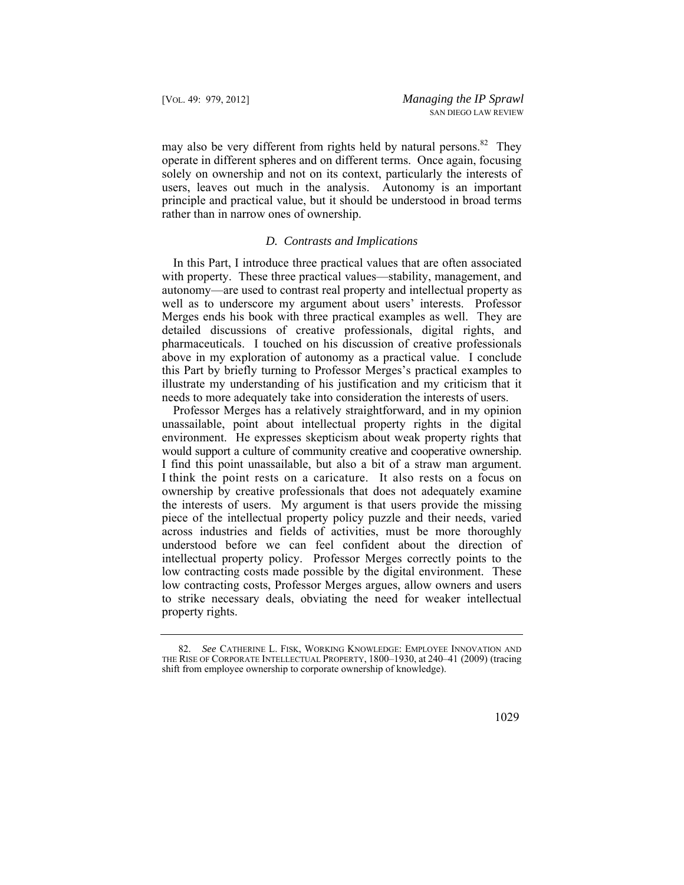may also be very different from rights held by natural persons.[82] They operate in different spheres and on different terms. Once again, focusing solely on ownership and not on its context, particularly the interests of users, leaves out much in the analysis. Autonomy is an important principle and practical value, but it should be understood in broad terms rather than in narrow ones of ownership.

### *D. Contrasts and Implications*

In this Part, I introduce three practical values that are often associated with property. These three practical values—stability, management, and autonomy—are used to contrast real property and intellectual property as well as to underscore my argument about users' interests. Professor Merges ends his book with three practical examples as well. They are detailed discussions of creative professionals, digital rights, and pharmaceuticals. I touched on his discussion of creative professionals above in my exploration of autonomy as a practical value. I conclude this Part by briefly turning to Professor Merges's practical examples to illustrate my understanding of his justification and my criticism that it needs to more adequately take into consideration the interests of users.

Professor Merges has a relatively straightforward, and in my opinion unassailable, point about intellectual property rights in the digital environment. He expresses skepticism about weak property rights that would support a culture of community creative and cooperative ownership. I find this point unassailable, but also a bit of a straw man argument. I think the point rests on a caricature. It also rests on a focus on ownership by creative professionals that does not adequately examine the interests of users. My argument is that users provide the missing piece of the intellectual property policy puzzle and their needs, varied across industries and fields of activities, must be more thoroughly understood before we can feel confident about the direction of intellectual property policy. Professor Merges correctly points to the low contracting costs made possible by the digital environment. These low contracting costs, Professor Merges argues, allow owners and users to strike necessary deals, obviating the need for weaker intellectual property rights.

---

82. *See* CATHERINE L. FISK, WORKING KNOWLEDGE: EMPLOYEE INNOVATION AND THE RISE OF CORPORATE INTELLECTUAL PROPERTY, 1800–1930, at 240–41 (2009) (tracing shift from employee ownership to corporate ownership of knowledge).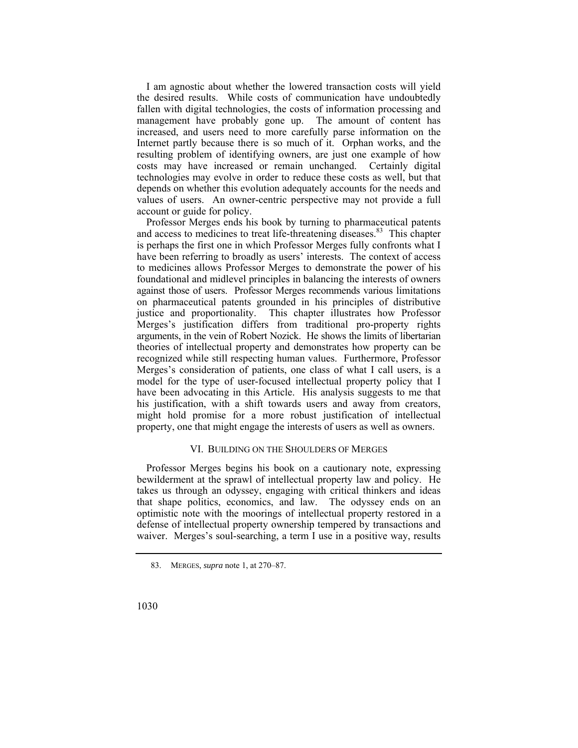I am agnostic about whether the lowered transaction costs will yield the desired results. While costs of communication have undoubtedly fallen with digital technologies, the costs of information processing and management have probably gone up. The amount of content has increased, and users need to more carefully parse information on the Internet partly because there is so much of it. Orphan works, and the resulting problem of identifying owners, are just one example of how costs may have increased or remain unchanged. Certainly digital technologies may evolve in order to reduce these costs as well, but that depends on whether this evolution adequately accounts for the needs and values of users. An owner-centric perspective may not provide a full account or guide for policy.

Professor Merges ends his book by turning to pharmaceutical patents and access to medicines to treat life-threatening diseases.[83] This chapter is perhaps the first one in which Professor Merges fully confronts what I have been referring to broadly as users' interests. The context of access to medicines allows Professor Merges to demonstrate the power of his foundational and midlevel principles in balancing the interests of owners against those of users. Professor Merges recommends various limitations on pharmaceutical patents grounded in his principles of distributive justice and proportionality. This chapter illustrates how Professor Merges's justification differs from traditional pro-property rights arguments, in the vein of Robert Nozick. He shows the limits of libertarian theories of intellectual property and demonstrates how property can be recognized while still respecting human values. Furthermore, Professor Merges's consideration of patients, one class of what I call users, is a model for the type of user-focused intellectual property policy that I have been advocating in this Article. His analysis suggests to me that his justification, with a shift towards users and away from creators, might hold promise for a more robust justification of intellectual property, one that might engage the interests of users as well as owners.

## VI. BUILDING ON THE SHOULDERS OF MERGES

Professor Merges begins his book on a cautionary note, expressing bewilderment at the sprawl of intellectual property law and policy. He takes us through an odyssey, engaging with critical thinkers and ideas that shape politics, economics, and law. The odyssey ends on an optimistic note with the moorings of intellectual property restored in a defense of intellectual property ownership tempered by transactions and waiver. Merges's soul-searching, a term I use in a positive way, results

83. MERGES, *supra* note 1, at 270–87.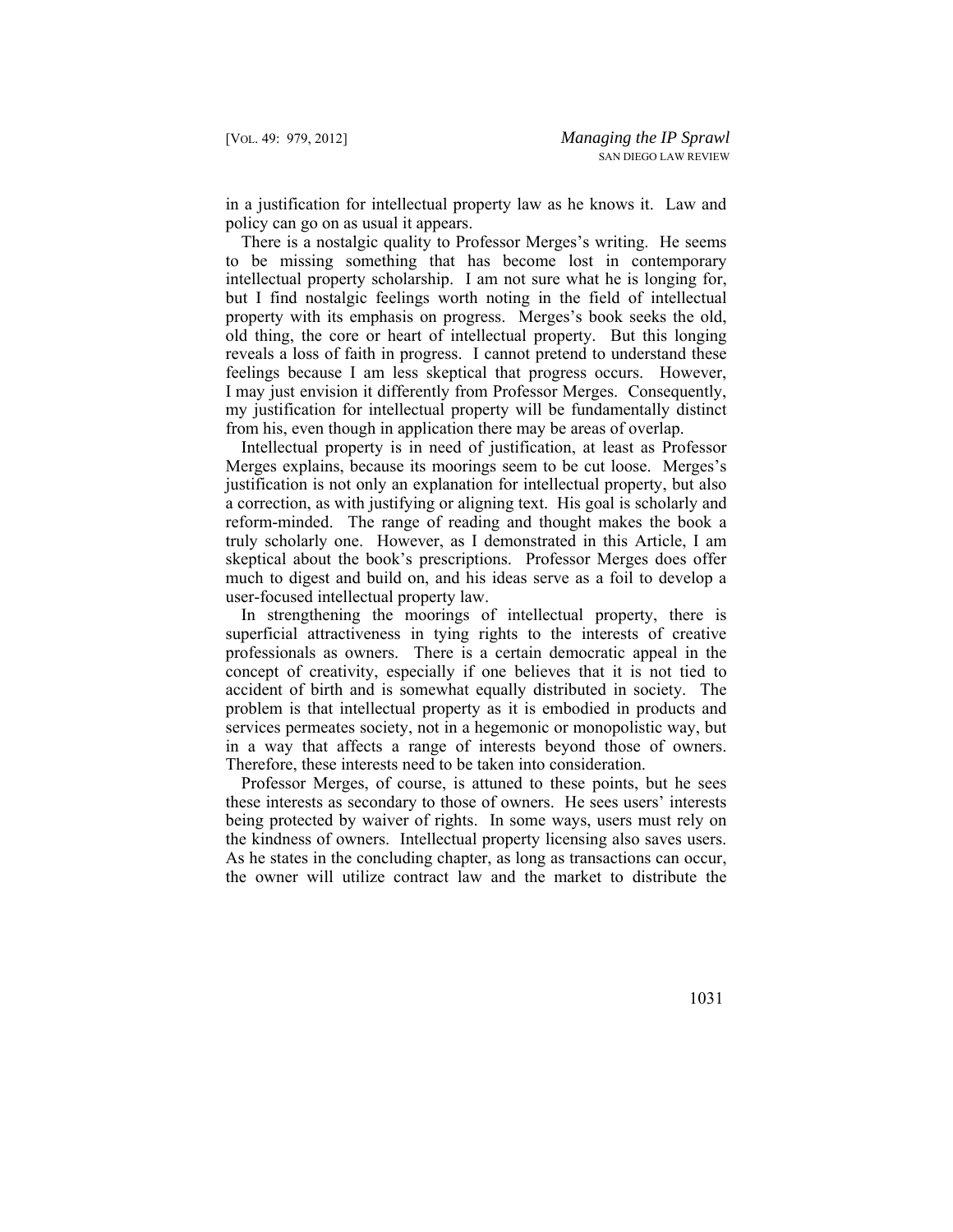in a justification for intellectual property law as he knows it. Law and policy can go on as usual it appears.

There is a nostalgic quality to Professor Merges's writing. He seems to be missing something that has become lost in contemporary intellectual property scholarship. I am not sure what he is longing for, but I find nostalgic feelings worth noting in the field of intellectual property with its emphasis on progress. Merges's book seeks the old, old thing, the core or heart of intellectual property. But this longing reveals a loss of faith in progress. I cannot pretend to understand these feelings because I am less skeptical that progress occurs. However, I may just envision it differently from Professor Merges. Consequently, my justification for intellectual property will be fundamentally distinct from his, even though in application there may be areas of overlap.

Intellectual property is in need of justification, at least as Professor Merges explains, because its moorings seem to be cut loose. Merges's justification is not only an explanation for intellectual property, but also a correction, as with justifying or aligning text. His goal is scholarly and reform-minded. The range of reading and thought makes the book a truly scholarly one. However, as I demonstrated in this Article, I am skeptical about the book's prescriptions. Professor Merges does offer much to digest and build on, and his ideas serve as a foil to develop a user-focused intellectual property law.

In strengthening the moorings of intellectual property, there is superficial attractiveness in tying rights to the interests of creative professionals as owners. There is a certain democratic appeal in the concept of creativity, especially if one believes that it is not tied to accident of birth and is somewhat equally distributed in society. The problem is that intellectual property as it is embodied in products and services permeates society, not in a hegemonic or monopolistic way, but in a way that affects a range of interests beyond those of owners. Therefore, these interests need to be taken into consideration.

Professor Merges, of course, is attuned to these points, but he sees these interests as secondary to those of owners. He sees users' interests being protected by waiver of rights. In some ways, users must rely on the kindness of owners. Intellectual property licensing also saves users. As he states in the concluding chapter, as long as transactions can occur, the owner will utilize contract law and the market to distribute the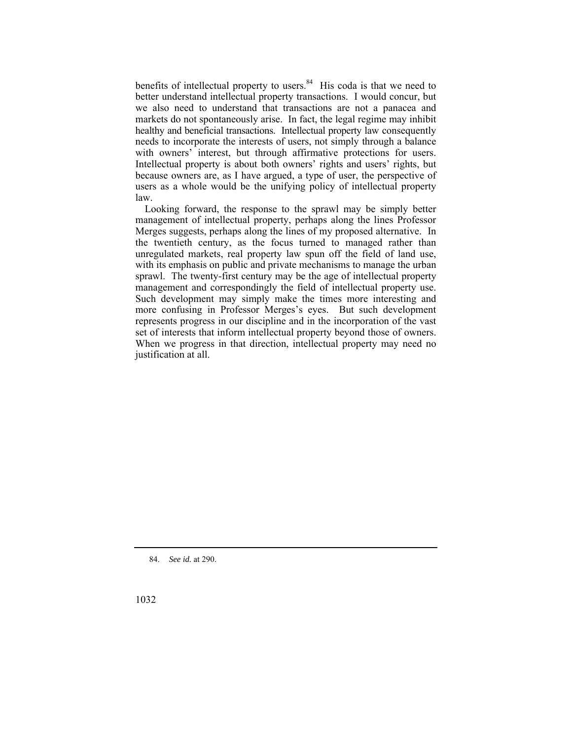benefits of intellectual property to users.[84] His coda is that we need to better understand intellectual property transactions. I would concur, but we also need to understand that transactions are not a panacea and markets do not spontaneously arise. In fact, the legal regime may inhibit healthy and beneficial transactions. Intellectual property law consequently needs to incorporate the interests of users, not simply through a balance with owners' interest, but through affirmative protections for users. Intellectual property is about both owners' rights and users' rights, but because owners are, as I have argued, a type of user, the perspective of users as a whole would be the unifying policy of intellectual property law.

Looking forward, the response to the sprawl may be simply better management of intellectual property, perhaps along the lines Professor Merges suggests, perhaps along the lines of my proposed alternative. In the twentieth century, as the focus turned to managed rather than unregulated markets, real property law spun off the field of land use, with its emphasis on public and private mechanisms to manage the urban sprawl. The twenty-first century may be the age of intellectual property management and correspondingly the field of intellectual property use. Such development may simply make the times more interesting and more confusing in Professor Merges's eyes. But such development represents progress in our discipline and in the incorporation of the vast set of interests that inform intellectual property beyond those of owners. When we progress in that direction, intellectual property may need no justification at all.

---

84. *See id.* at 290.